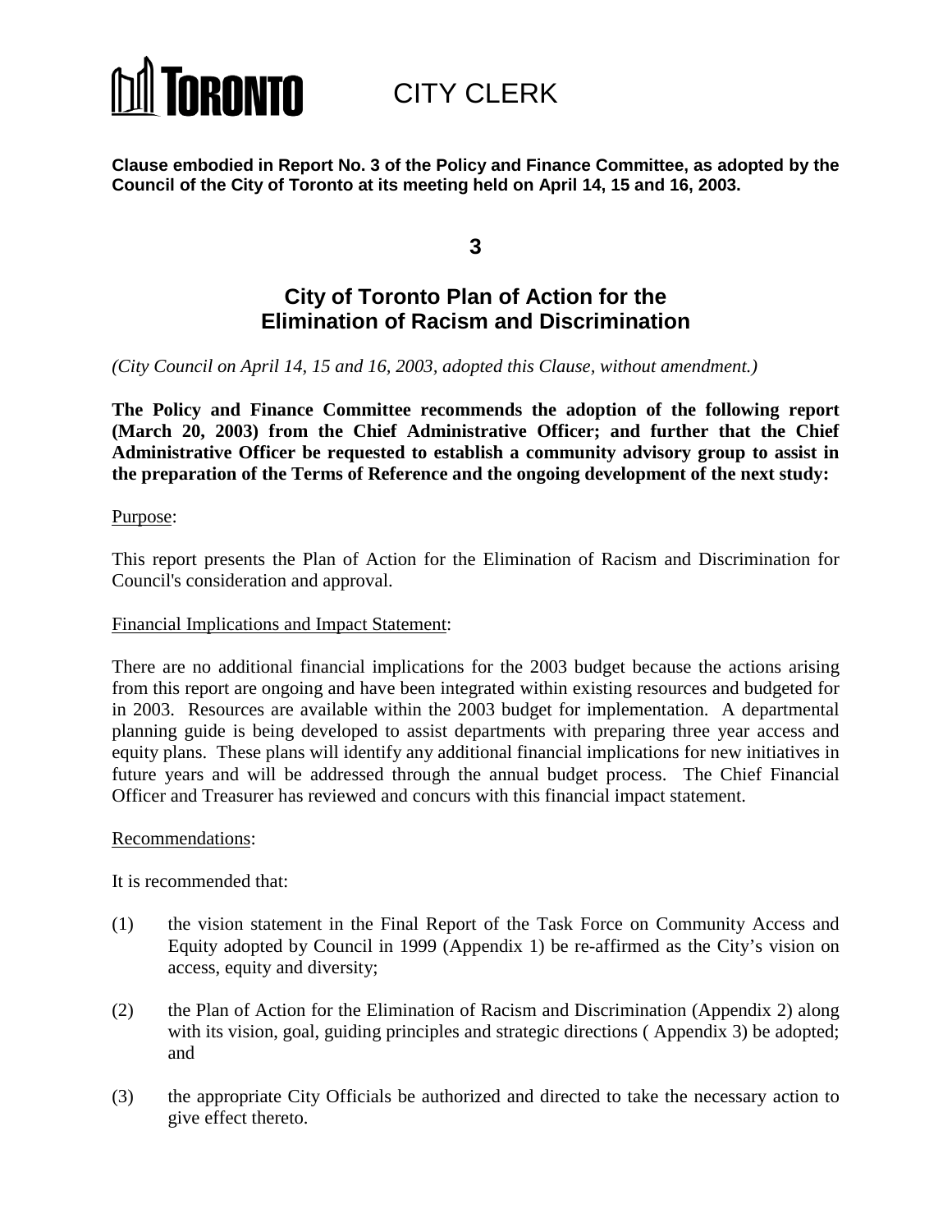# TORONTO CITY CLERK

**Clause embodied in Report No. 3 of the Policy and Finance Committee, as adopted by the Council of the City of Toronto at its meeting held on April 14, 15 and 16, 2003.**

## 3

## City of Toronto Plan of Action for the Elimination of Racism and Discrimination

*(City Council on April 14, 15 and 16, 2003, adopted this Clause, without amendment.)*

**The Policy and Finance Committee recommends the adoption of the following report (March 20, 2003) from the Chief Administrative Officer; and further that the Chief Administrative Officer be requested to establish a community advisory group to assist in the preparation of the Terms of Reference and the ongoing development of the next study:**

Purpose:

This report presents the Plan of Action for the Elimination of Racism and Discrimination for Council's consideration and approval.

Financial Implications and Impact Statement:

There are no additional financial implications for the 2003 budget because the actions arising from this report are ongoing and have been integrated within existing resources and budgeted for in 2003. Resources are available within the 2003 budget for implementation. A departmental planning guide is being developed to assist departments with preparing three year access and equity plans. These plans will identify any additional financial implications for new initiatives in future years and will be addressed through the annual budget process. The Chief Financial Officer and Treasurer has reviewed and concurs with this financial impact statement.

Recommendations:

It is recommended that:

(1) the vision statement in the Final Report of the Task Force on Community Access and Equity adopted by Council in 1999 (Appendix 1) be re-affirmed as the City's vision on access, equity and diversity;

(2) the Plan of Action for the Elimination of Racism and Discrimination (Appendix 2) along with its vision, goal, guiding principles and strategic directions ( Appendix 3) be adopted; and

(3) the appropriate City Officials be authorized and directed to take the necessary action to give effect thereto.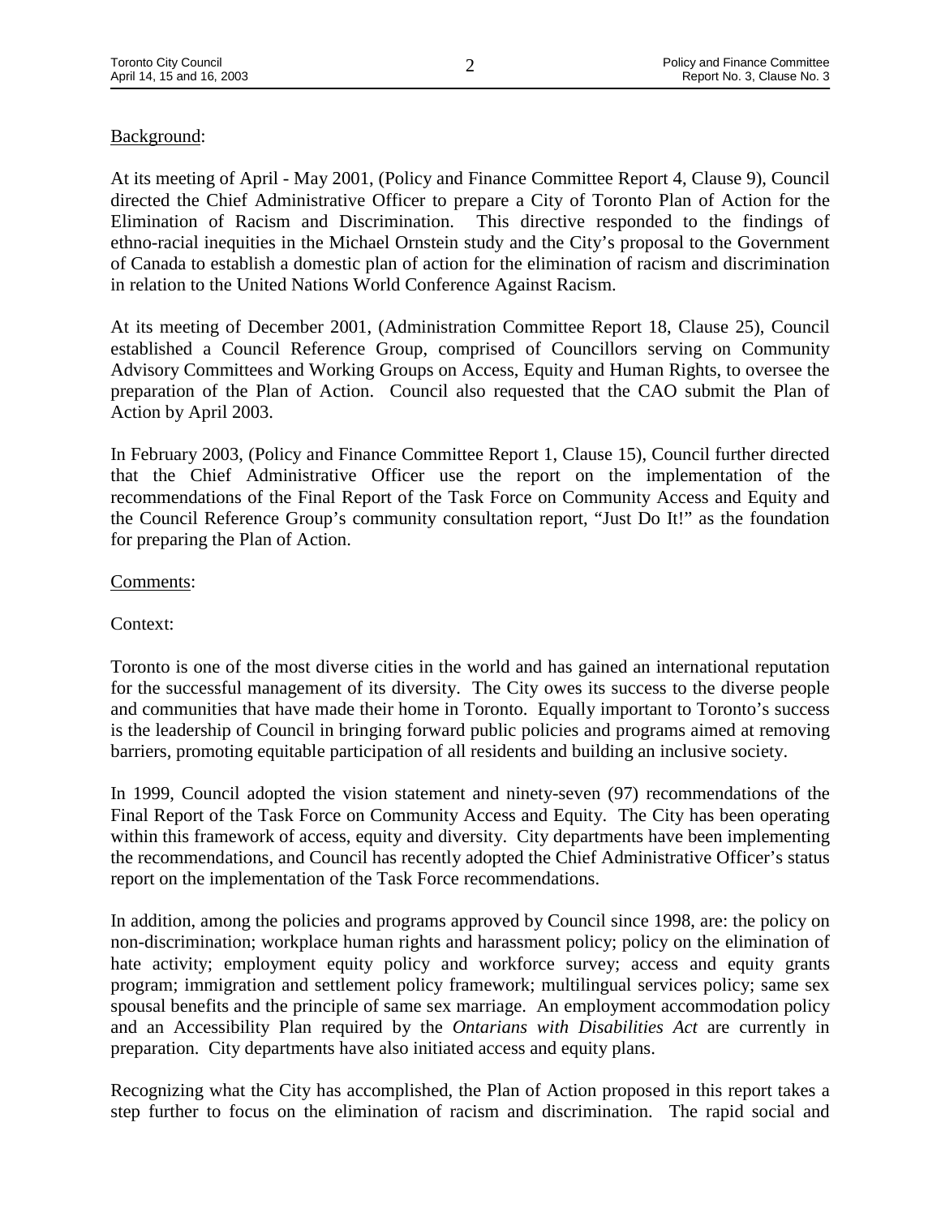Background:

At its meeting of April - May 2001, (Policy and Finance Committee Report 4, Clause 9), Council directed the Chief Administrative Officer to prepare a City of Toronto Plan of Action for the Elimination of Racism and Discrimination. This directive responded to the findings of ethno-racial inequities in the Michael Ornstein study and the City's proposal to the Government of Canada to establish a domestic plan of action for the elimination of racism and discrimination in relation to the United Nations World Conference Against Racism.

At its meeting of December 2001, (Administration Committee Report 18, Clause 25), Council established a Council Reference Group, comprised of Councillors serving on Community Advisory Committees and Working Groups on Access, Equity and Human Rights, to oversee the preparation of the Plan of Action. Council also requested that the CAO submit the Plan of Action by April 2003.

In February 2003, (Policy and Finance Committee Report 1, Clause 15), Council further directed that the Chief Administrative Officer use the report on the implementation of the recommendations of the Final Report of the Task Force on Community Access and Equity and the Council Reference Group's community consultation report, "Just Do It!" as the foundation for preparing the Plan of Action.

Comments:

Context:

Toronto is one of the most diverse cities in the world and has gained an international reputation for the successful management of its diversity. The City owes its success to the diverse people and communities that have made their home in Toronto. Equally important to Toronto's success is the leadership of Council in bringing forward public policies and programs aimed at removing barriers, promoting equitable participation of all residents and building an inclusive society.

In 1999, Council adopted the vision statement and ninety-seven (97) recommendations of the Final Report of the Task Force on Community Access and Equity. The City has been operating within this framework of access, equity and diversity. City departments have been implementing the recommendations, and Council has recently adopted the Chief Administrative Officer's status report on the implementation of the Task Force recommendations.

In addition, among the policies and programs approved by Council since 1998, are: the policy on non-discrimination; workplace human rights and harassment policy; policy on the elimination of hate activity; employment equity policy and workforce survey; access and equity grants program; immigration and settlement policy framework; multilingual services policy; same sex spousal benefits and the principle of same sex marriage. An employment accommodation policy and an Accessibility Plan required by the *Ontarians with Disabilities Act* are currently in preparation. City departments have also initiated access and equity plans.

Recognizing what the City has accomplished, the Plan of Action proposed in this report takes a step further to focus on the elimination of racism and discrimination. The rapid social and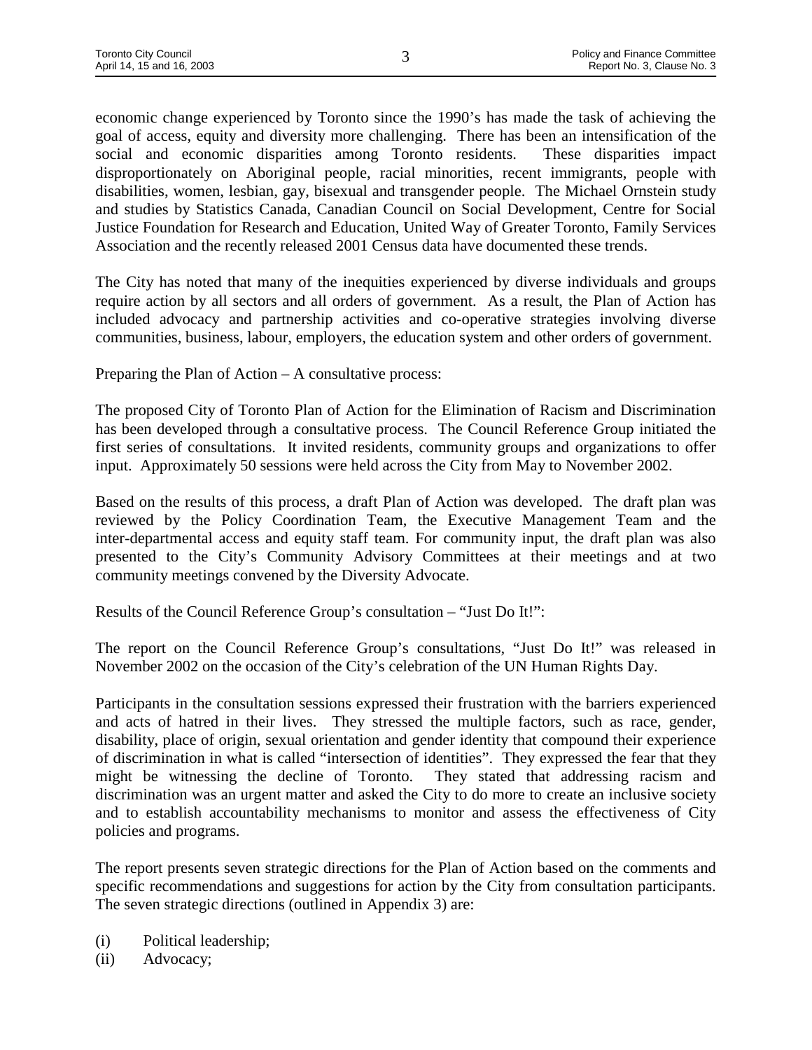economic change experienced by Toronto since the 1990's has made the task of achieving the goal of access, equity and diversity more challenging. There has been an intensification of the social and economic disparities among Toronto residents. These disparities impact disproportionately on Aboriginal people, racial minorities, recent immigrants, people with disabilities, women, lesbian, gay, bisexual and transgender people. The Michael Ornstein study and studies by Statistics Canada, Canadian Council on Social Development, Centre for Social Justice Foundation for Research and Education, United Way of Greater Toronto, Family Services Association and the recently released 2001 Census data have documented these trends.

The City has noted that many of the inequities experienced by diverse individuals and groups require action by all sectors and all orders of government. As a result, the Plan of Action has included advocacy and partnership activities and co-operative strategies involving diverse communities, business, labour, employers, the education system and other orders of government.

Preparing the Plan of Action – A consultative process:

The proposed City of Toronto Plan of Action for the Elimination of Racism and Discrimination has been developed through a consultative process. The Council Reference Group initiated the first series of consultations. It invited residents, community groups and organizations to offer input. Approximately 50 sessions were held across the City from May to November 2002.

Based on the results of this process, a draft Plan of Action was developed. The draft plan was reviewed by the Policy Coordination Team, the Executive Management Team and the inter-departmental access and equity staff team. For community input, the draft plan was also presented to the City's Community Advisory Committees at their meetings and at two community meetings convened by the Diversity Advocate.

Results of the Council Reference Group's consultation – "Just Do It!":

The report on the Council Reference Group's consultations, "Just Do It!" was released in November 2002 on the occasion of the City's celebration of the UN Human Rights Day.

Participants in the consultation sessions expressed their frustration with the barriers experienced and acts of hatred in their lives. They stressed the multiple factors, such as race, gender, disability, place of origin, sexual orientation and gender identity that compound their experience of discrimination in what is called "intersection of identities". They expressed the fear that they might be witnessing the decline of Toronto. They stated that addressing racism and discrimination was an urgent matter and asked the City to do more to create an inclusive society and to establish accountability mechanisms to monitor and assess the effectiveness of City policies and programs.

The report presents seven strategic directions for the Plan of Action based on the comments and specific recommendations and suggestions for action by the City from consultation participants. The seven strategic directions (outlined in Appendix 3) are:

(i) Political leadership;
(ii) Advocacy;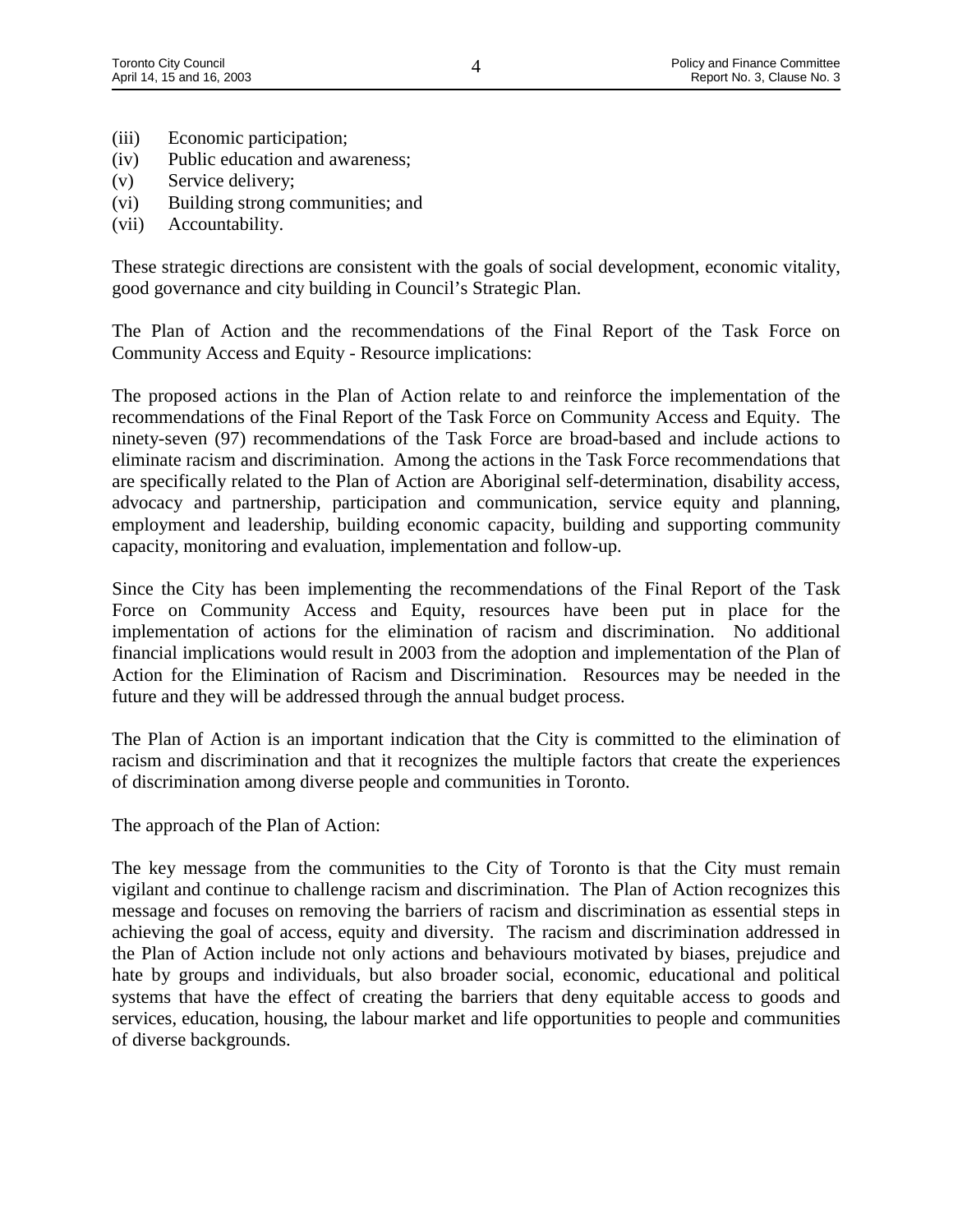(iii) Economic participation;
(iv) Public education and awareness;
(v) Service delivery;
(vi) Building strong communities; and
(vii) Accountability.

These strategic directions are consistent with the goals of social development, economic vitality, good governance and city building in Council's Strategic Plan.

The Plan of Action and the recommendations of the Final Report of the Task Force on Community Access and Equity - Resource implications:

The proposed actions in the Plan of Action relate to and reinforce the implementation of the recommendations of the Final Report of the Task Force on Community Access and Equity. The ninety-seven (97) recommendations of the Task Force are broad-based and include actions to eliminate racism and discrimination. Among the actions in the Task Force recommendations that are specifically related to the Plan of Action are Aboriginal self-determination, disability access, advocacy and partnership, participation and communication, service equity and planning, employment and leadership, building economic capacity, building and supporting community capacity, monitoring and evaluation, implementation and follow-up.

Since the City has been implementing the recommendations of the Final Report of the Task Force on Community Access and Equity, resources have been put in place for the implementation of actions for the elimination of racism and discrimination. No additional financial implications would result in 2003 from the adoption and implementation of the Plan of Action for the Elimination of Racism and Discrimination. Resources may be needed in the future and they will be addressed through the annual budget process.

The Plan of Action is an important indication that the City is committed to the elimination of racism and discrimination and that it recognizes the multiple factors that create the experiences of discrimination among diverse people and communities in Toronto.

The approach of the Plan of Action:

The key message from the communities to the City of Toronto is that the City must remain vigilant and continue to challenge racism and discrimination. The Plan of Action recognizes this message and focuses on removing the barriers of racism and discrimination as essential steps in achieving the goal of access, equity and diversity. The racism and discrimination addressed in the Plan of Action include not only actions and behaviours motivated by biases, prejudice and hate by groups and individuals, but also broader social, economic, educational and political systems that have the effect of creating the barriers that deny equitable access to goods and services, education, housing, the labour market and life opportunities to people and communities of diverse backgrounds.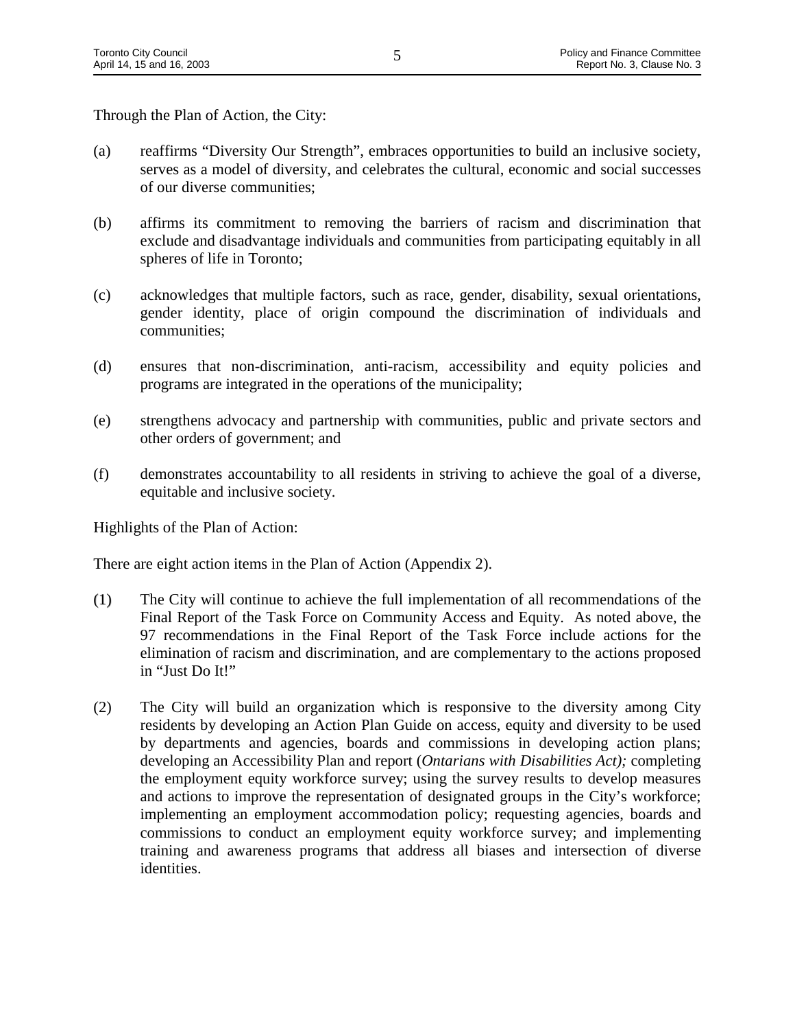Through the Plan of Action, the City:

(a) reaffirms "Diversity Our Strength", embraces opportunities to build an inclusive society, serves as a model of diversity, and celebrates the cultural, economic and social successes of our diverse communities;

(b) affirms its commitment to removing the barriers of racism and discrimination that exclude and disadvantage individuals and communities from participating equitably in all spheres of life in Toronto;

(c) acknowledges that multiple factors, such as race, gender, disability, sexual orientations, gender identity, place of origin compound the discrimination of individuals and communities;

(d) ensures that non-discrimination, anti-racism, accessibility and equity policies and programs are integrated in the operations of the municipality;

(e) strengthens advocacy and partnership with communities, public and private sectors and other orders of government; and

(f) demonstrates accountability to all residents in striving to achieve the goal of a diverse, equitable and inclusive society.

Highlights of the Plan of Action:

There are eight action items in the Plan of Action (Appendix 2).

(1) The City will continue to achieve the full implementation of all recommendations of the Final Report of the Task Force on Community Access and Equity. As noted above, the 97 recommendations in the Final Report of the Task Force include actions for the elimination of racism and discrimination, and are complementary to the actions proposed in "Just Do It!"

(2) The City will build an organization which is responsive to the diversity among City residents by developing an Action Plan Guide on access, equity and diversity to be used by departments and agencies, boards and commissions in developing action plans; developing an Accessibility Plan and report (*Ontarians with Disabilities Act);* completing the employment equity workforce survey; using the survey results to develop measures and actions to improve the representation of designated groups in the City's workforce; implementing an employment accommodation policy; requesting agencies, boards and commissions to conduct an employment equity workforce survey; and implementing training and awareness programs that address all biases and intersection of diverse identities.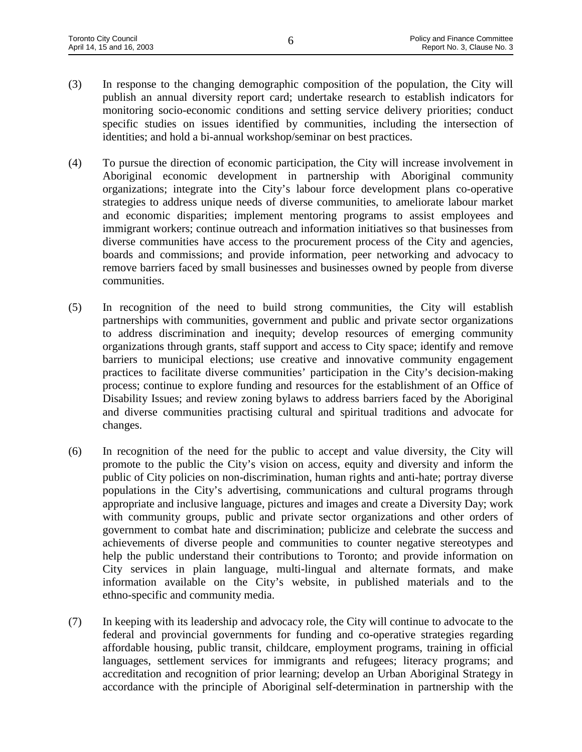(3) In response to the changing demographic composition of the population, the City will publish an annual diversity report card; undertake research to establish indicators for monitoring socio-economic conditions and setting service delivery priorities; conduct specific studies on issues identified by communities, including the intersection of identities; and hold a bi-annual workshop/seminar on best practices.

(4) To pursue the direction of economic participation, the City will increase involvement in Aboriginal economic development in partnership with Aboriginal community organizations; integrate into the City's labour force development plans co-operative strategies to address unique needs of diverse communities, to ameliorate labour market and economic disparities; implement mentoring programs to assist employees and immigrant workers; continue outreach and information initiatives so that businesses from diverse communities have access to the procurement process of the City and agencies, boards and commissions; and provide information, peer networking and advocacy to remove barriers faced by small businesses and businesses owned by people from diverse communities.

(5) In recognition of the need to build strong communities, the City will establish partnerships with communities, government and public and private sector organizations to address discrimination and inequity; develop resources of emerging community organizations through grants, staff support and access to City space; identify and remove barriers to municipal elections; use creative and innovative community engagement practices to facilitate diverse communities' participation in the City's decision-making process; continue to explore funding and resources for the establishment of an Office of Disability Issues; and review zoning bylaws to address barriers faced by the Aboriginal and diverse communities practising cultural and spiritual traditions and advocate for changes.

(6) In recognition of the need for the public to accept and value diversity, the City will promote to the public the City's vision on access, equity and diversity and inform the public of City policies on non-discrimination, human rights and anti-hate; portray diverse populations in the City's advertising, communications and cultural programs through appropriate and inclusive language, pictures and images and create a Diversity Day; work with community groups, public and private sector organizations and other orders of government to combat hate and discrimination; publicize and celebrate the success and achievements of diverse people and communities to counter negative stereotypes and help the public understand their contributions to Toronto; and provide information on City services in plain language, multi-lingual and alternate formats, and make information available on the City's website, in published materials and to the ethno-specific and community media.

(7) In keeping with its leadership and advocacy role, the City will continue to advocate to the federal and provincial governments for funding and co-operative strategies regarding affordable housing, public transit, childcare, employment programs, training in official languages, settlement services for immigrants and refugees; literacy programs; and accreditation and recognition of prior learning; develop an Urban Aboriginal Strategy in accordance with the principle of Aboriginal self-determination in partnership with the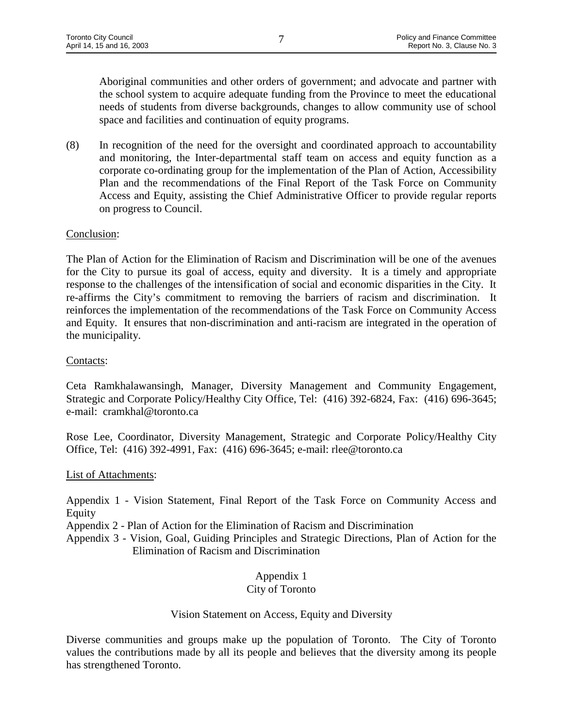Aboriginal communities and other orders of government; and advocate and partner with the school system to acquire adequate funding from the Province to meet the educational needs of students from diverse backgrounds, changes to allow community use of school space and facilities and continuation of equity programs.

(8) In recognition of the need for the oversight and coordinated approach to accountability and monitoring, the Inter-departmental staff team on access and equity function as a corporate co-ordinating group for the implementation of the Plan of Action, Accessibility Plan and the recommendations of the Final Report of the Task Force on Community Access and Equity, assisting the Chief Administrative Officer to provide regular reports on progress to Council.

Conclusion:

The Plan of Action for the Elimination of Racism and Discrimination will be one of the avenues for the City to pursue its goal of access, equity and diversity. It is a timely and appropriate response to the challenges of the intensification of social and economic disparities in the City. It re-affirms the City's commitment to removing the barriers of racism and discrimination. It reinforces the implementation of the recommendations of the Task Force on Community Access and Equity. It ensures that non-discrimination and anti-racism are integrated in the operation of the municipality.

Contacts:

Ceta Ramkhalawansingh, Manager, Diversity Management and Community Engagement, Strategic and Corporate Policy/Healthy City Office, Tel: (416) 392-6824, Fax: (416) 696-3645; e-mail: cramkhal@toronto.ca

Rose Lee, Coordinator, Diversity Management, Strategic and Corporate Policy/Healthy City Office, Tel: (416) 392-4991, Fax: (416) 696-3645; e-mail: rlee@toronto.ca

List of Attachments:

Appendix 1 - Vision Statement, Final Report of the Task Force on Community Access and Equity

Appendix 2 - Plan of Action for the Elimination of Racism and Discrimination

Appendix 3 - Vision, Goal, Guiding Principles and Strategic Directions, Plan of Action for the Elimination of Racism and Discrimination

## Appendix 1
## City of Toronto

### Vision Statement on Access, Equity and Diversity

Diverse communities and groups make up the population of Toronto. The City of Toronto values the contributions made by all its people and believes that the diversity among its people has strengthened Toronto.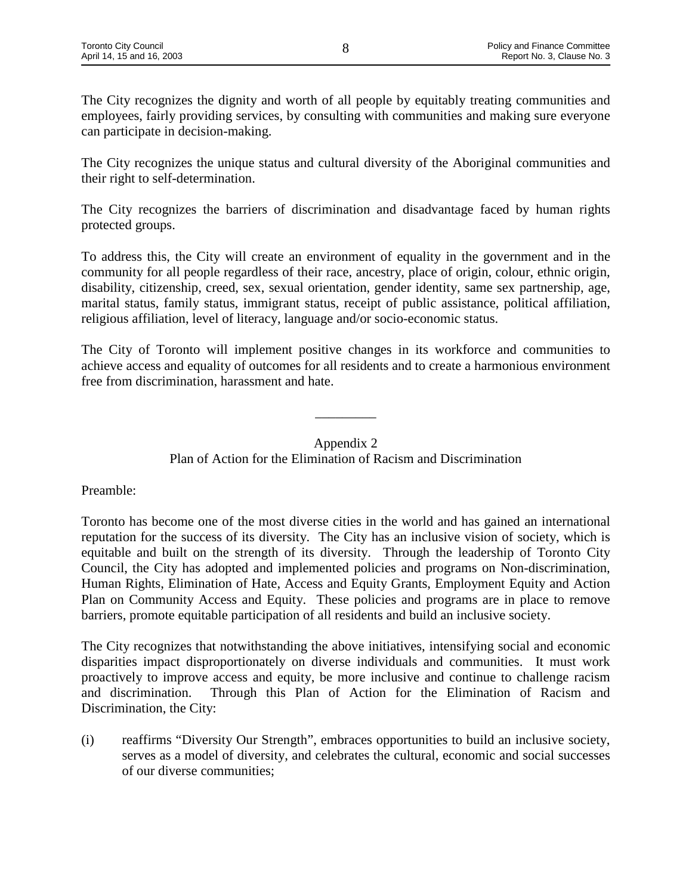The City recognizes the dignity and worth of all people by equitably treating communities and employees, fairly providing services, by consulting with communities and making sure everyone can participate in decision-making.

The City recognizes the unique status and cultural diversity of the Aboriginal communities and their right to self-determination.

The City recognizes the barriers of discrimination and disadvantage faced by human rights protected groups.

To address this, the City will create an environment of equality in the government and in the community for all people regardless of their race, ancestry, place of origin, colour, ethnic origin, disability, citizenship, creed, sex, sexual orientation, gender identity, same sex partnership, age, marital status, family status, immigrant status, receipt of public assistance, political affiliation, religious affiliation, level of literacy, language and/or socio-economic status.

The City of Toronto will implement positive changes in its workforce and communities to achieve access and equality of outcomes for all residents and to create a harmonious environment free from discrimination, harassment and hate.

---

Appendix 2
Plan of Action for the Elimination of Racism and Discrimination

Preamble:

Toronto has become one of the most diverse cities in the world and has gained an international reputation for the success of its diversity. The City has an inclusive vision of society, which is equitable and built on the strength of its diversity. Through the leadership of Toronto City Council, the City has adopted and implemented policies and programs on Non-discrimination, Human Rights, Elimination of Hate, Access and Equity Grants, Employment Equity and Action Plan on Community Access and Equity. These policies and programs are in place to remove barriers, promote equitable participation of all residents and build an inclusive society.

The City recognizes that notwithstanding the above initiatives, intensifying social and economic disparities impact disproportionately on diverse individuals and communities. It must work proactively to improve access and equity, be more inclusive and continue to challenge racism and discrimination. Through this Plan of Action for the Elimination of Racism and Discrimination, the City:

(i) reaffirms "Diversity Our Strength", embraces opportunities to build an inclusive society, serves as a model of diversity, and celebrates the cultural, economic and social successes of our diverse communities;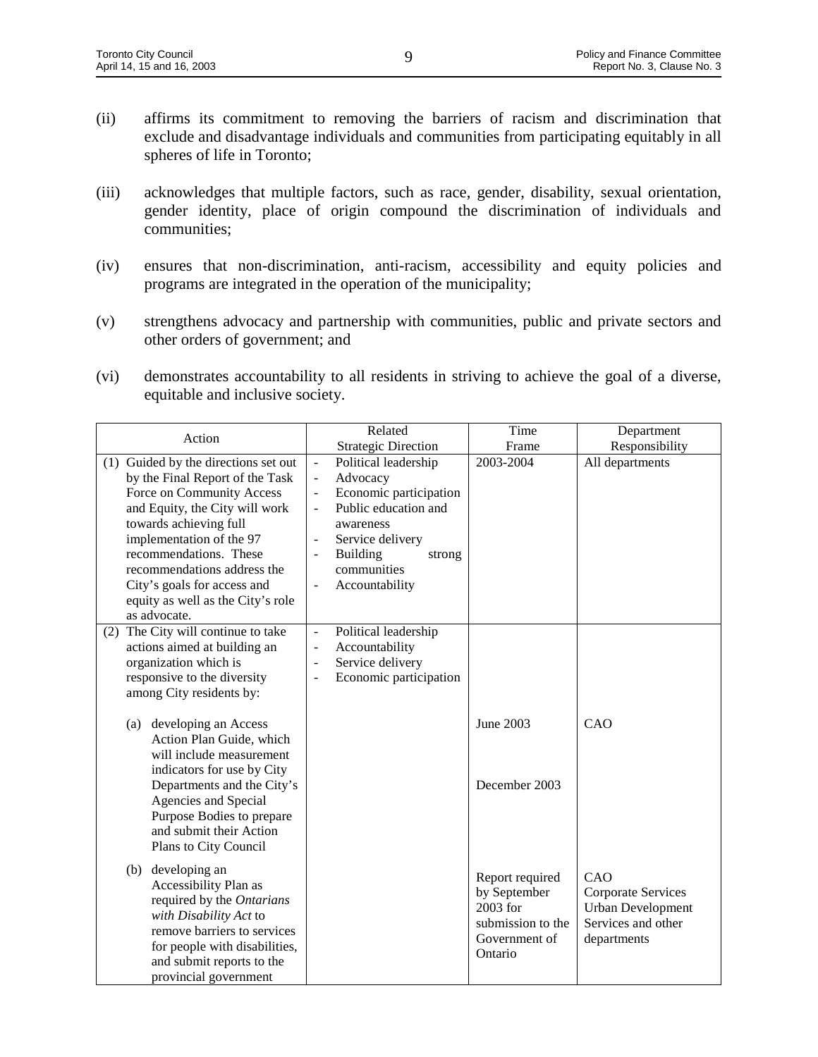(ii) affirms its commitment to removing the barriers of racism and discrimination that exclude and disadvantage individuals and communities from participating equitably in all spheres of life in Toronto;

(iii) acknowledges that multiple factors, such as race, gender, disability, sexual orientation, gender identity, place of origin compound the discrimination of individuals and communities;

(iv) ensures that non-discrimination, anti-racism, accessibility and equity policies and programs are integrated in the operation of the municipality;

(v) strengthens advocacy and partnership with communities, public and private sectors and other orders of government; and

(vi) demonstrates accountability to all residents in striving to achieve the goal of a diverse, equitable and inclusive society.

| Action | Related Strategic Direction | Time Frame | Department Responsibility |
|---|---|---|---|
| (1) Guided by the directions set out by the Final Report of the Task Force on Community Access and Equity, the City will work towards achieving full implementation of the 97 recommendations. These recommendations address the City's goals for access and equity as well as the City's role as advocate. | - Political leadership<br>- Advocacy<br>- Economic participation<br>- Public education and awareness<br>- Service delivery<br>- Building strong communities<br>- Accountability | 2003-2004 | All departments |
| (2) The City will continue to take actions aimed at building an organization which is responsive to the diversity among City residents by: | - Political leadership<br>- Accountability<br>- Service delivery<br>- Economic participation | | |
| (a) developing an Access Action Plan Guide, which will include measurement indicators for use by City Departments and the City's Agencies and Special Purpose Bodies to prepare and submit their Action Plans to City Council | | June 2003<br><br>December 2003 | CAO |
| (b) developing an Accessibility Plan as required by the *Ontarians with Disability Act* to remove barriers to services for people with disabilities, and submit reports to the provincial government | | Report required by September 2003 for submission to the Government of Ontario | CAO<br>Corporate Services<br>Urban Development Services and other departments |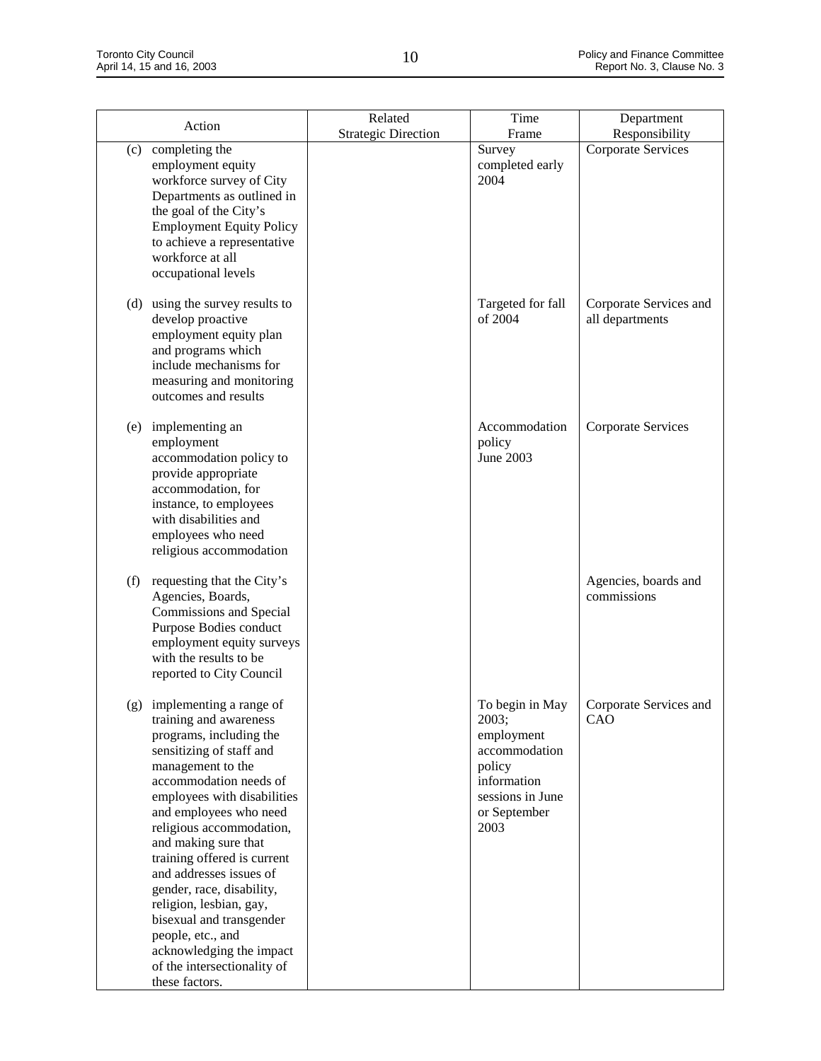| Action | Related Strategic Direction | Time Frame | Department Responsibility |
|---|---|---|---|
| (c) completing the employment equity workforce survey of City Departments as outlined in the goal of the City's Employment Equity Policy to achieve a representative workforce at all occupational levels | | Survey completed early 2004 | Corporate Services |
| (d) using the survey results to develop proactive employment equity plan and programs which include mechanisms for measuring and monitoring outcomes and results | | Targeted for fall of 2004 | Corporate Services and all departments |
| (e) implementing an employment accommodation policy to provide appropriate accommodation, for instance, to employees with disabilities and employees who need religious accommodation | | Accommodation policy June 2003 | Corporate Services |
| (f) requesting that the City's Agencies, Boards, Commissions and Special Purpose Bodies conduct employment equity surveys with the results to be reported to City Council | | | Agencies, boards and commissions |
| (g) implementing a range of training and awareness programs, including the sensitizing of staff and management to the accommodation needs of employees with disabilities and employees who need religious accommodation, and making sure that training offered is current and addresses issues of gender, race, disability, religion, lesbian, gay, bisexual and transgender people, etc., and acknowledging the impact of the intersectionality of these factors. | | To begin in May 2003; employment accommodation policy information sessions in June or September 2003 | Corporate Services and CAO |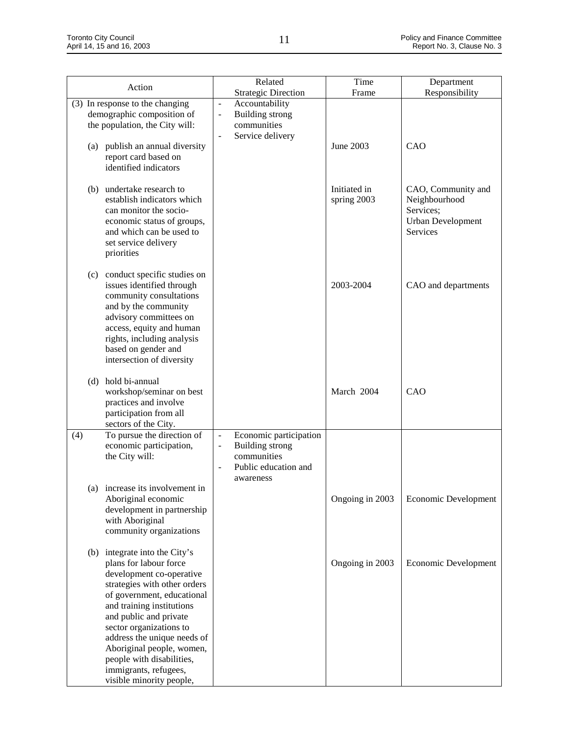| Action | Related Strategic Direction | Time Frame | Department Responsibility |
|---|---|---|---|
| (3) In response to the changing demographic composition of the population, the City will: | - Accountability<br>- Building strong communities<br>- Service delivery | | |
| (a) publish an annual diversity report card based on identified indicators | | June 2003 | CAO |
| (b) undertake research to establish indicators which can monitor the socio-economic status of groups, and which can be used to set service delivery priorities | | Initiated in spring 2003 | CAO, Community and Neighbourhood Services; Urban Development Services |
| (c) conduct specific studies on issues identified through community consultations and by the community advisory committees on access, equity and human rights, including analysis based on gender and intersection of diversity | | 2003-2004 | CAO and departments |
| (d) hold bi-annual workshop/seminar on best practices and involve participation from all sectors of the City. | | March 2004 | CAO |
| (4) To pursue the direction of economic participation, the City will: | - Economic participation<br>- Building strong communities<br>- Public education and awareness | | |
| (a) increase its involvement in Aboriginal economic development in partnership with Aboriginal community organizations | | Ongoing in 2003 | Economic Development |
| (b) integrate into the City's plans for labour force development co-operative strategies with other orders of government, educational and training institutions and public and private sector organizations to address the unique needs of Aboriginal people, women, people with disabilities, immigrants, refugees, visible minority people, | | Ongoing in 2003 | Economic Development |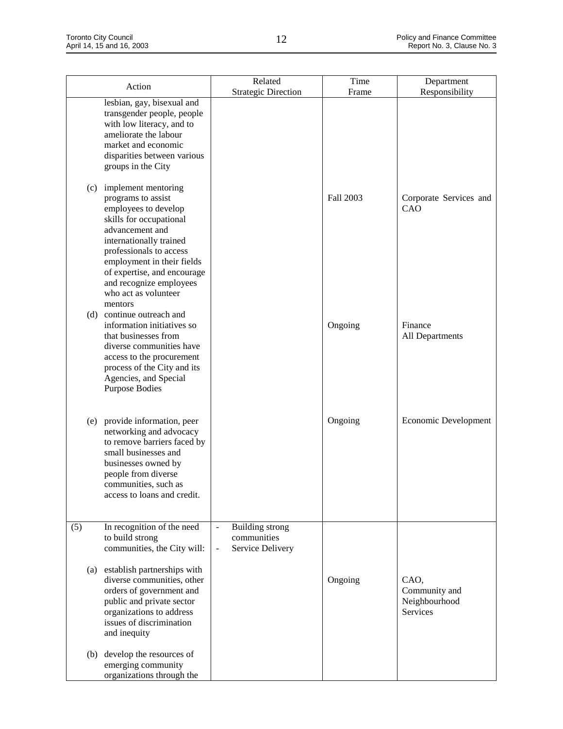| Action | Related Strategic Direction | Time Frame | Department Responsibility |
|---|---|---|---|
| lesbian, gay, bisexual and transgender people, people with low literacy, and to ameliorate the labour market and economic disparities between various groups in the City | | | |
| (c) implement mentoring programs to assist employees to develop skills for occupational advancement and internationally trained professionals to access employment in their fields of expertise, and encourage and recognize employees who act as volunteer mentors | | Fall 2003 | Corporate Services and CAO |
| (d) continue outreach and information initiatives so that businesses from diverse communities have access to the procurement process of the City and its Agencies, and Special Purpose Bodies | | Ongoing | Finance<br>All Departments |
| (e) provide information, peer networking and advocacy to remove barriers faced by small businesses and businesses owned by people from diverse communities, such as access to loans and credit. | | Ongoing | Economic Development |
| (5) In recognition of the need to build strong communities, the City will: | - Building strong communities<br>- Service Delivery | | |
| (a) establish partnerships with diverse communities, other orders of government and public and private sector organizations to address issues of discrimination and inequity | | Ongoing | CAO,<br>Community and Neighbourhood Services |
| (b) develop the resources of emerging community organizations through the | | | |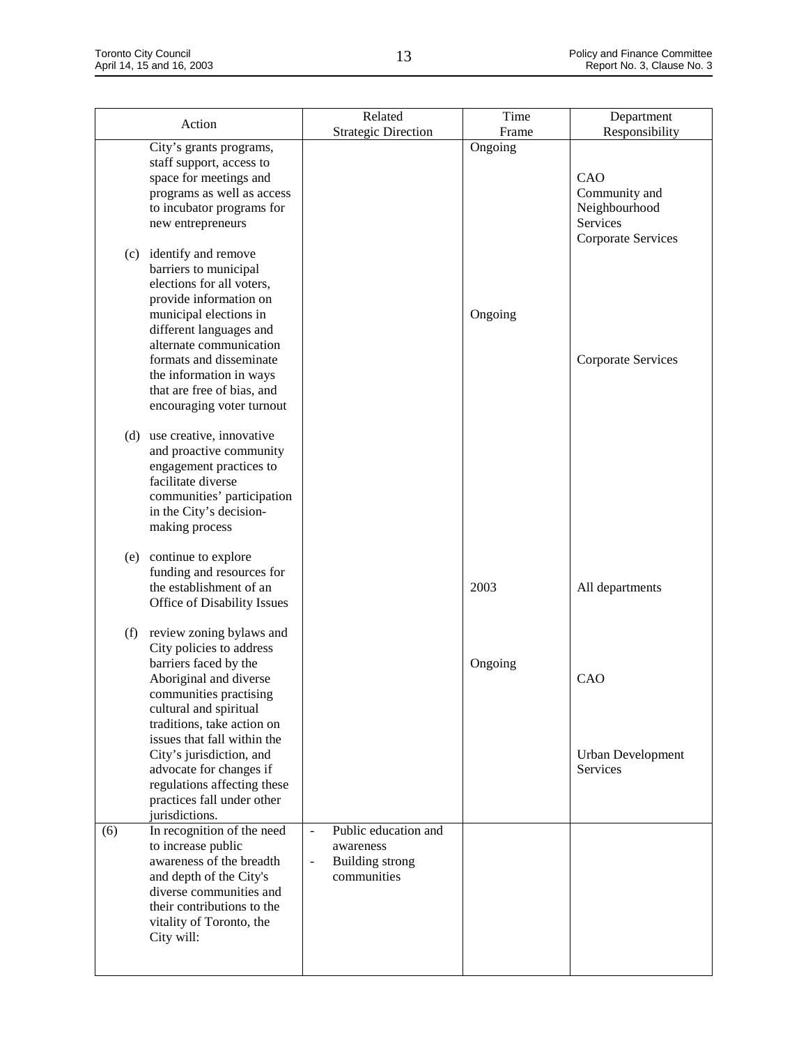| Action | Related Strategic Direction | Time Frame | Department Responsibility |
|---|---|---|---|
| City's grants programs, staff support, access to space for meetings and programs as well as access to incubator programs for new entrepreneurs | | Ongoing | CAO<br>Community and Neighbourhood Services<br>Corporate Services |
| (c) identify and remove barriers to municipal elections for all voters, provide information on municipal elections in different languages and alternate communication formats and disseminate the information in ways that are free of bias, and encouraging voter turnout | | Ongoing | Corporate Services |
| (d) use creative, innovative and proactive community engagement practices to facilitate diverse communities' participation in the City's decision-making process | | | |
| (e) continue to explore funding and resources for the establishment of an Office of Disability Issues | | 2003 | All departments |
| (f) review zoning bylaws and City policies to address barriers faced by the Aboriginal and diverse communities practising cultural and spiritual traditions, take action on issues that fall within the City's jurisdiction, and advocate for changes if regulations affecting these practices fall under other jurisdictions. | | Ongoing | CAO<br>Urban Development Services |
| (6) In recognition of the need to increase public awareness of the breadth and depth of the City's diverse communities and their contributions to the vitality of Toronto, the City will: | - Public education and awareness<br>- Building strong communities | | |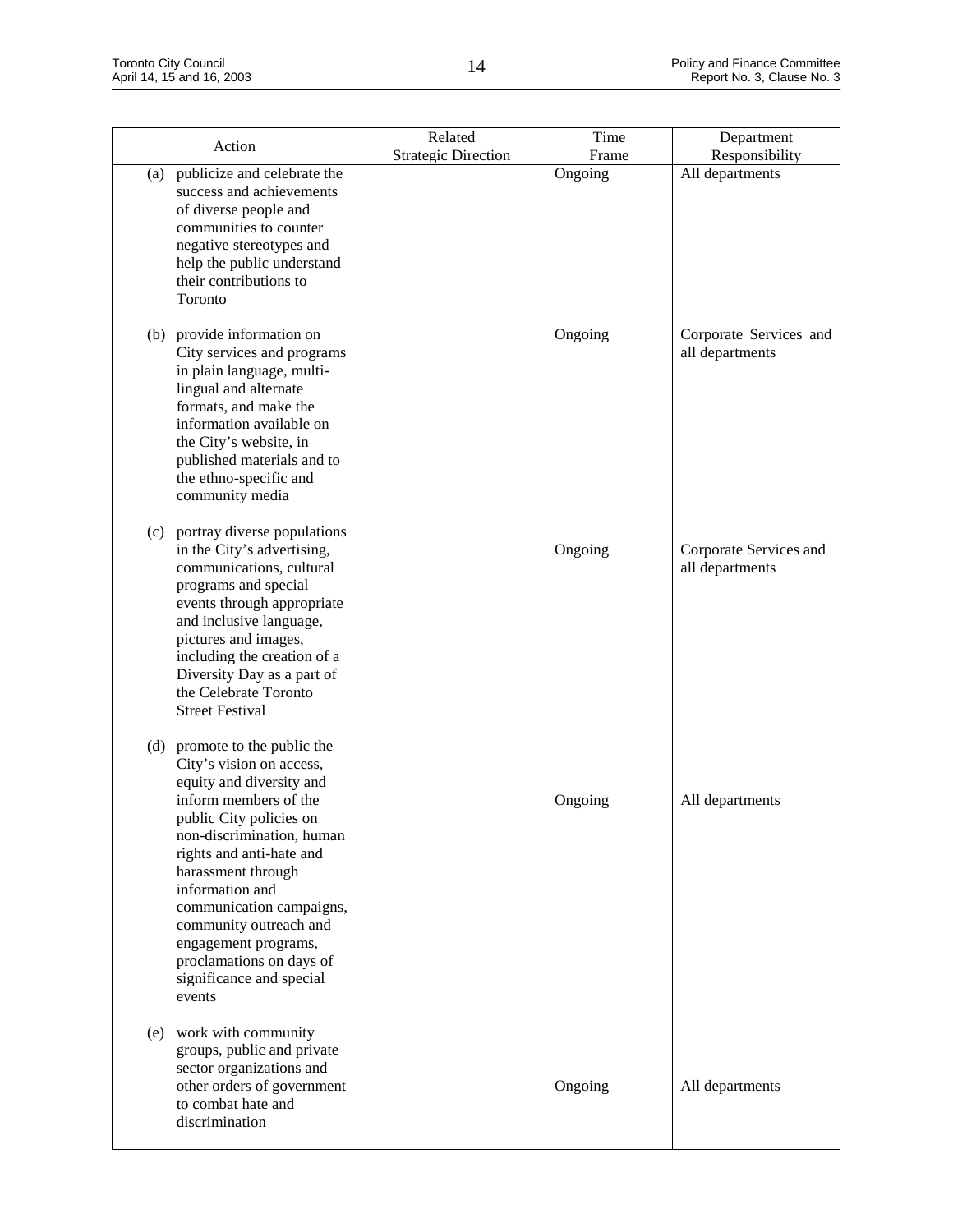| Action | Related Strategic Direction | Time Frame | Department Responsibility |
|---|---|---|---|
| (a) publicize and celebrate the success and achievements of diverse people and communities to counter negative stereotypes and help the public understand their contributions to Toronto | | Ongoing | All departments |
| (b) provide information on City services and programs in plain language, multi-lingual and alternate formats, and make the information available on the City's website, in published materials and to the ethno-specific and community media | | Ongoing | Corporate Services and all departments |
| (c) portray diverse populations in the City's advertising, communications, cultural programs and special events through appropriate and inclusive language, pictures and images, including the creation of a Diversity Day as a part of the Celebrate Toronto Street Festival | | Ongoing | Corporate Services and all departments |
| (d) promote to the public the City's vision on access, equity and diversity and inform members of the public City policies on non-discrimination, human rights and anti-hate and harassment through information and communication campaigns, community outreach and engagement programs, proclamations on days of significance and special events | | Ongoing | All departments |
| (e) work with community groups, public and private sector organizations and other orders of government to combat hate and discrimination | | Ongoing | All departments |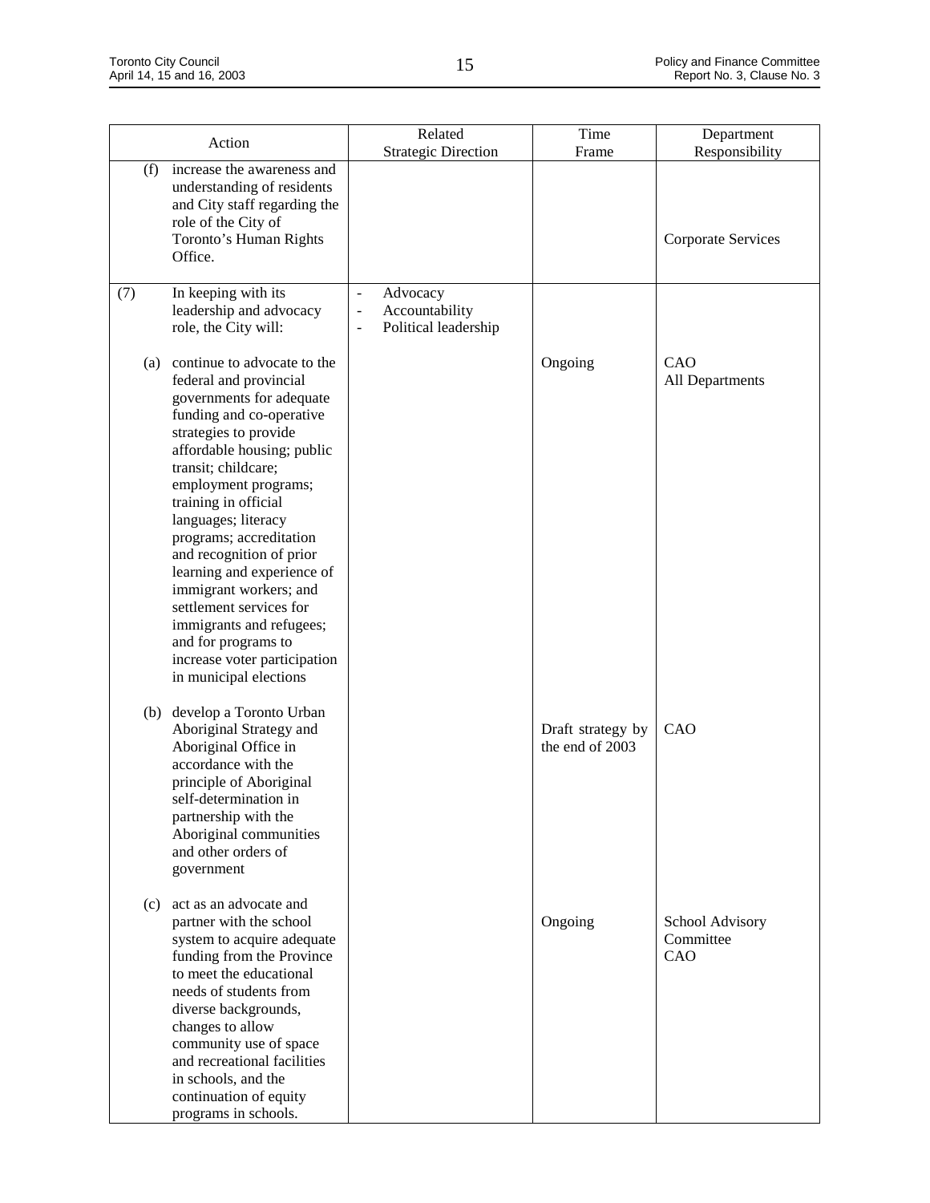| Action | Related Strategic Direction | Time Frame | Department Responsibility |
|---|---|---|---|
| (f) increase the awareness and understanding of residents and City staff regarding the role of the City of Toronto's Human Rights Office. | | | Corporate Services |
| (7) In keeping with its leadership and advocacy role, the City will: | - Advocacy<br>- Accountability<br>- Political leadership | | |
| (a) continue to advocate to the federal and provincial governments for adequate funding and co-operative strategies to provide affordable housing; public transit; childcare; employment programs; training in official languages; literacy programs; accreditation and recognition of prior learning and experience of immigrant workers; and settlement services for immigrants and refugees; and for programs to increase voter participation in municipal elections | | Ongoing | CAO<br>All Departments |
| (b) develop a Toronto Urban Aboriginal Strategy and Aboriginal Office in accordance with the principle of Aboriginal self-determination in partnership with the Aboriginal communities and other orders of government | | Draft strategy by the end of 2003 | CAO |
| (c) act as an advocate and partner with the school system to acquire adequate funding from the Province to meet the educational needs of students from diverse backgrounds, changes to allow community use of space and recreational facilities in schools, and the continuation of equity programs in schools. | | Ongoing | School Advisory Committee<br>CAO |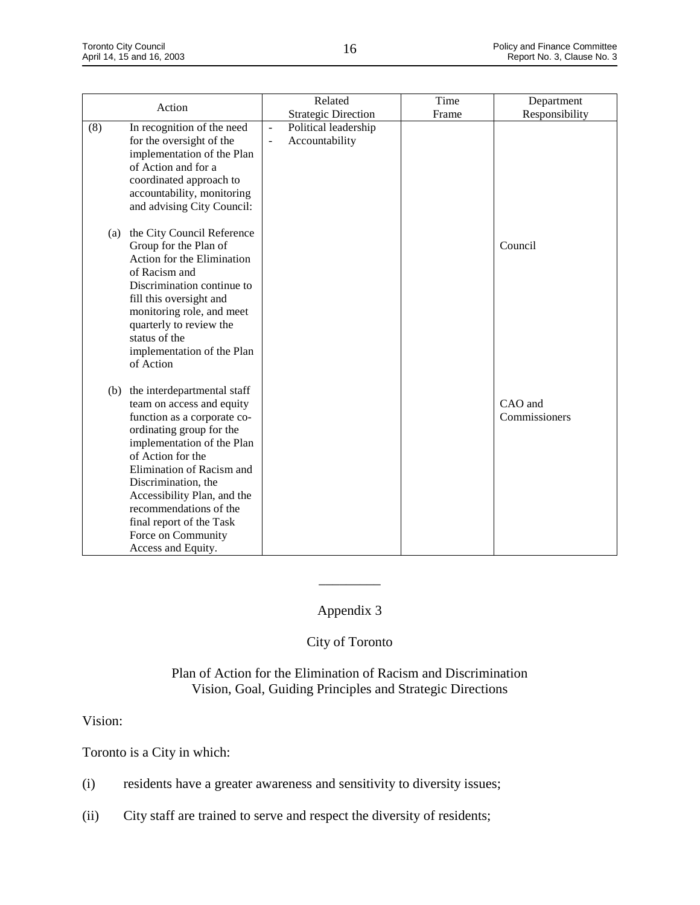| Action | Related Strategic Direction | Time Frame | Department Responsibility |
|---|---|---|---|
| (8) In recognition of the need for the oversight of the implementation of the Plan of Action and for a coordinated approach to accountability, monitoring and advising City Council: | - Political leadership<br>- Accountability | | |
| (a) the City Council Reference Group for the Plan of Action for the Elimination of Racism and Discrimination continue to fill this oversight and monitoring role, and meet quarterly to review the status of the implementation of the Plan of Action | | | Council |
| (b) the interdepartmental staff team on access and equity function as a corporate co-ordinating group for the implementation of the Plan of Action for the Elimination of Racism and Discrimination, the Accessibility Plan, and the recommendations of the final report of the Task Force on Community Access and Equity. | | | CAO and Commissioners |

---

## Appendix 3

## City of Toronto

## Plan of Action for the Elimination of Racism and Discrimination Vision, Goal, Guiding Principles and Strategic Directions

Vision:

Toronto is a City in which:

(i) residents have a greater awareness and sensitivity to diversity issues;

(ii) City staff are trained to serve and respect the diversity of residents;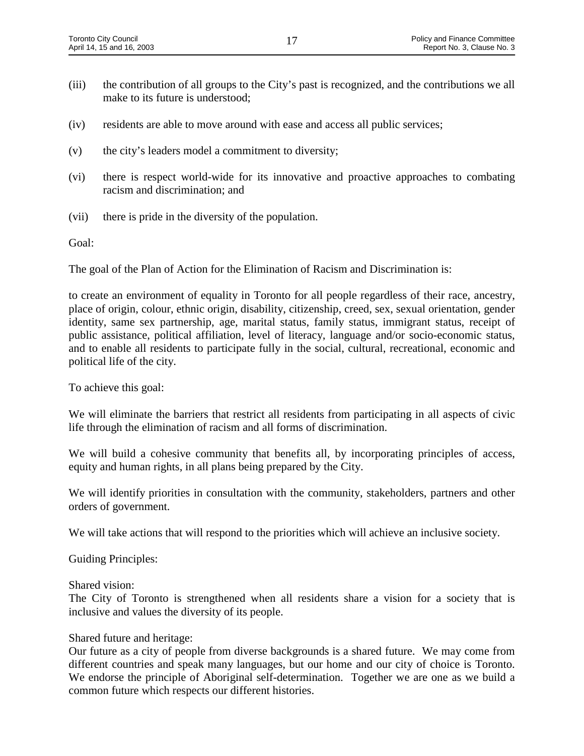(iii) the contribution of all groups to the City's past is recognized, and the contributions we all make to its future is understood;

(iv) residents are able to move around with ease and access all public services;

(v) the city's leaders model a commitment to diversity;

(vi) there is respect world-wide for its innovative and proactive approaches to combating racism and discrimination; and

(vii) there is pride in the diversity of the population.

Goal:

The goal of the Plan of Action for the Elimination of Racism and Discrimination is:

to create an environment of equality in Toronto for all people regardless of their race, ancestry, place of origin, colour, ethnic origin, disability, citizenship, creed, sex, sexual orientation, gender identity, same sex partnership, age, marital status, family status, immigrant status, receipt of public assistance, political affiliation, level of literacy, language and/or socio-economic status, and to enable all residents to participate fully in the social, cultural, recreational, economic and political life of the city.

To achieve this goal:

We will eliminate the barriers that restrict all residents from participating in all aspects of civic life through the elimination of racism and all forms of discrimination.

We will build a cohesive community that benefits all, by incorporating principles of access, equity and human rights, in all plans being prepared by the City.

We will identify priorities in consultation with the community, stakeholders, partners and other orders of government.

We will take actions that will respond to the priorities which will achieve an inclusive society.

Guiding Principles:

Shared vision:
The City of Toronto is strengthened when all residents share a vision for a society that is inclusive and values the diversity of its people.

Shared future and heritage:
Our future as a city of people from diverse backgrounds is a shared future. We may come from different countries and speak many languages, but our home and our city of choice is Toronto. We endorse the principle of Aboriginal self-determination. Together we are one as we build a common future which respects our different histories.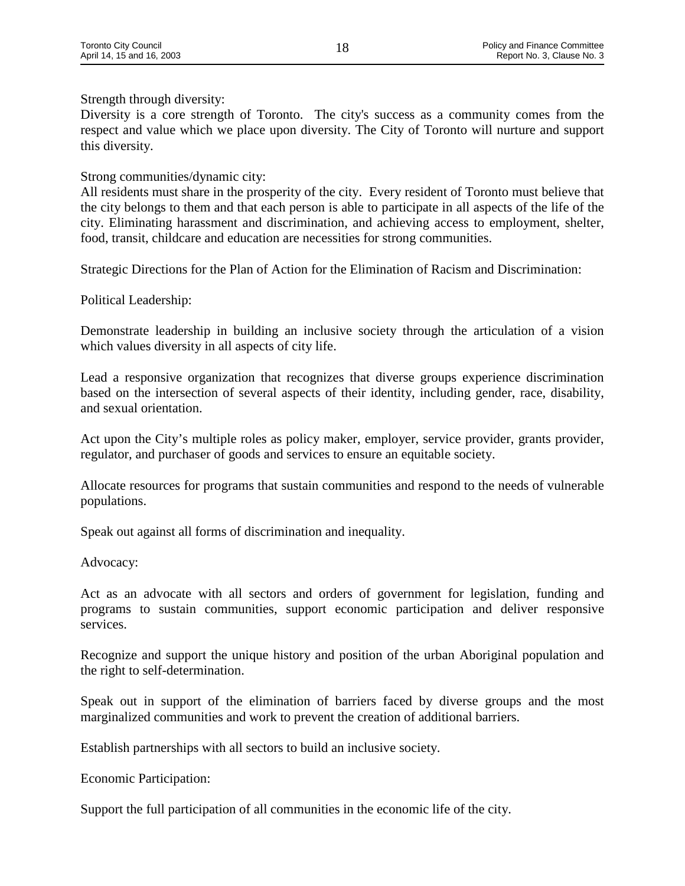Strength through diversity:
Diversity is a core strength of Toronto. The city's success as a community comes from the respect and value which we place upon diversity. The City of Toronto will nurture and support this diversity.

Strong communities/dynamic city:
All residents must share in the prosperity of the city. Every resident of Toronto must believe that the city belongs to them and that each person is able to participate in all aspects of the life of the city. Eliminating harassment and discrimination, and achieving access to employment, shelter, food, transit, childcare and education are necessities for strong communities.

Strategic Directions for the Plan of Action for the Elimination of Racism and Discrimination:

Political Leadership:

Demonstrate leadership in building an inclusive society through the articulation of a vision which values diversity in all aspects of city life.

Lead a responsive organization that recognizes that diverse groups experience discrimination based on the intersection of several aspects of their identity, including gender, race, disability, and sexual orientation.

Act upon the City's multiple roles as policy maker, employer, service provider, grants provider, regulator, and purchaser of goods and services to ensure an equitable society.

Allocate resources for programs that sustain communities and respond to the needs of vulnerable populations.

Speak out against all forms of discrimination and inequality.

Advocacy:

Act as an advocate with all sectors and orders of government for legislation, funding and programs to sustain communities, support economic participation and deliver responsive services.

Recognize and support the unique history and position of the urban Aboriginal population and the right to self-determination.

Speak out in support of the elimination of barriers faced by diverse groups and the most marginalized communities and work to prevent the creation of additional barriers.

Establish partnerships with all sectors to build an inclusive society.

Economic Participation:

Support the full participation of all communities in the economic life of the city.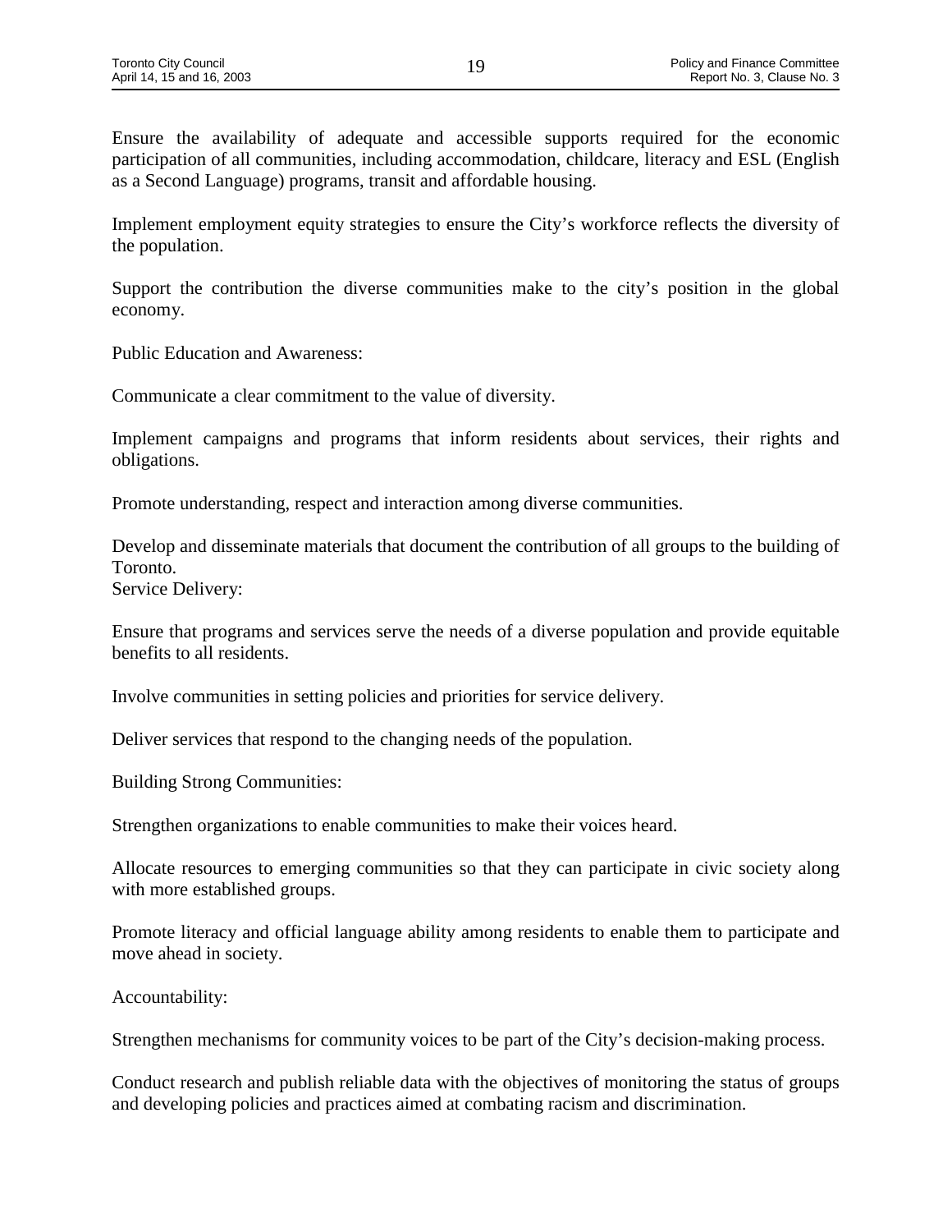Ensure the availability of adequate and accessible supports required for the economic participation of all communities, including accommodation, childcare, literacy and ESL (English as a Second Language) programs, transit and affordable housing.

Implement employment equity strategies to ensure the City's workforce reflects the diversity of the population.

Support the contribution the diverse communities make to the city's position in the global economy.

Public Education and Awareness:

Communicate a clear commitment to the value of diversity.

Implement campaigns and programs that inform residents about services, their rights and obligations.

Promote understanding, respect and interaction among diverse communities.

Develop and disseminate materials that document the contribution of all groups to the building of Toronto.

Service Delivery:

Ensure that programs and services serve the needs of a diverse population and provide equitable benefits to all residents.

Involve communities in setting policies and priorities for service delivery.

Deliver services that respond to the changing needs of the population.

Building Strong Communities:

Strengthen organizations to enable communities to make their voices heard.

Allocate resources to emerging communities so that they can participate in civic society along with more established groups.

Promote literacy and official language ability among residents to enable them to participate and move ahead in society.

Accountability:

Strengthen mechanisms for community voices to be part of the City's decision-making process.

Conduct research and publish reliable data with the objectives of monitoring the status of groups and developing policies and practices aimed at combating racism and discrimination.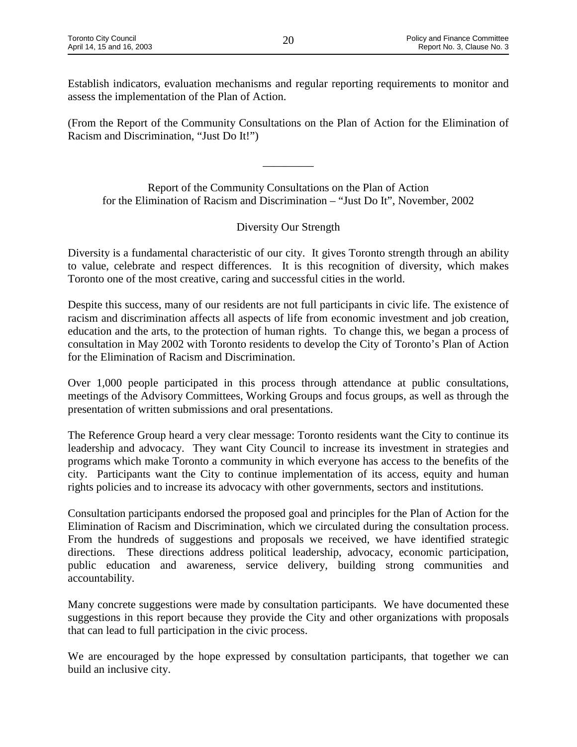Establish indicators, evaluation mechanisms and regular reporting requirements to monitor and assess the implementation of the Plan of Action.

(From the Report of the Community Consultations on the Plan of Action for the Elimination of Racism and Discrimination, "Just Do It!")

---

Report of the Community Consultations on the Plan of Action for the Elimination of Racism and Discrimination – "Just Do It", November, 2002

Diversity Our Strength

Diversity is a fundamental characteristic of our city. It gives Toronto strength through an ability to value, celebrate and respect differences. It is this recognition of diversity, which makes Toronto one of the most creative, caring and successful cities in the world.

Despite this success, many of our residents are not full participants in civic life. The existence of racism and discrimination affects all aspects of life from economic investment and job creation, education and the arts, to the protection of human rights. To change this, we began a process of consultation in May 2002 with Toronto residents to develop the City of Toronto's Plan of Action for the Elimination of Racism and Discrimination.

Over 1,000 people participated in this process through attendance at public consultations, meetings of the Advisory Committees, Working Groups and focus groups, as well as through the presentation of written submissions and oral presentations.

The Reference Group heard a very clear message: Toronto residents want the City to continue its leadership and advocacy. They want City Council to increase its investment in strategies and programs which make Toronto a community in which everyone has access to the benefits of the city. Participants want the City to continue implementation of its access, equity and human rights policies and to increase its advocacy with other governments, sectors and institutions.

Consultation participants endorsed the proposed goal and principles for the Plan of Action for the Elimination of Racism and Discrimination, which we circulated during the consultation process. From the hundreds of suggestions and proposals we received, we have identified strategic directions. These directions address political leadership, advocacy, economic participation, public education and awareness, service delivery, building strong communities and accountability.

Many concrete suggestions were made by consultation participants. We have documented these suggestions in this report because they provide the City and other organizations with proposals that can lead to full participation in the civic process.

We are encouraged by the hope expressed by consultation participants, that together we can build an inclusive city.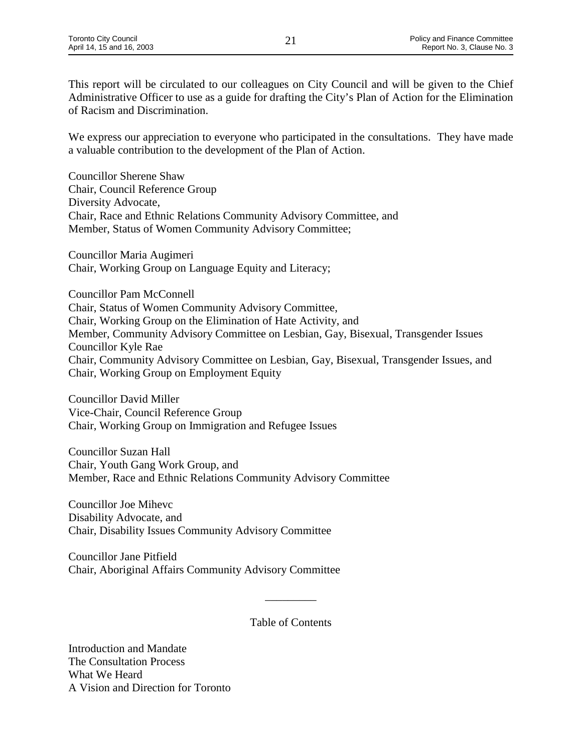This report will be circulated to our colleagues on City Council and will be given to the Chief Administrative Officer to use as a guide for drafting the City's Plan of Action for the Elimination of Racism and Discrimination.

We express our appreciation to everyone who participated in the consultations. They have made a valuable contribution to the development of the Plan of Action.

Councillor Sherene Shaw
Chair, Council Reference Group
Diversity Advocate,
Chair, Race and Ethnic Relations Community Advisory Committee, and
Member, Status of Women Community Advisory Committee;

Councillor Maria Augimeri
Chair, Working Group on Language Equity and Literacy;

Councillor Pam McConnell
Chair, Status of Women Community Advisory Committee,
Chair, Working Group on the Elimination of Hate Activity, and
Member, Community Advisory Committee on Lesbian, Gay, Bisexual, Transgender Issues
Councillor Kyle Rae
Chair, Community Advisory Committee on Lesbian, Gay, Bisexual, Transgender Issues, and
Chair, Working Group on Employment Equity

Councillor David Miller
Vice-Chair, Council Reference Group
Chair, Working Group on Immigration and Refugee Issues

Councillor Suzan Hall
Chair, Youth Gang Work Group, and
Member, Race and Ethnic Relations Community Advisory Committee

Councillor Joe Mihevc
Disability Advocate, and
Chair, Disability Issues Community Advisory Committee

Councillor Jane Pitfield
Chair, Aboriginal Affairs Community Advisory Committee

---

Table of Contents

Introduction and Mandate
The Consultation Process
What We Heard
A Vision and Direction for Toronto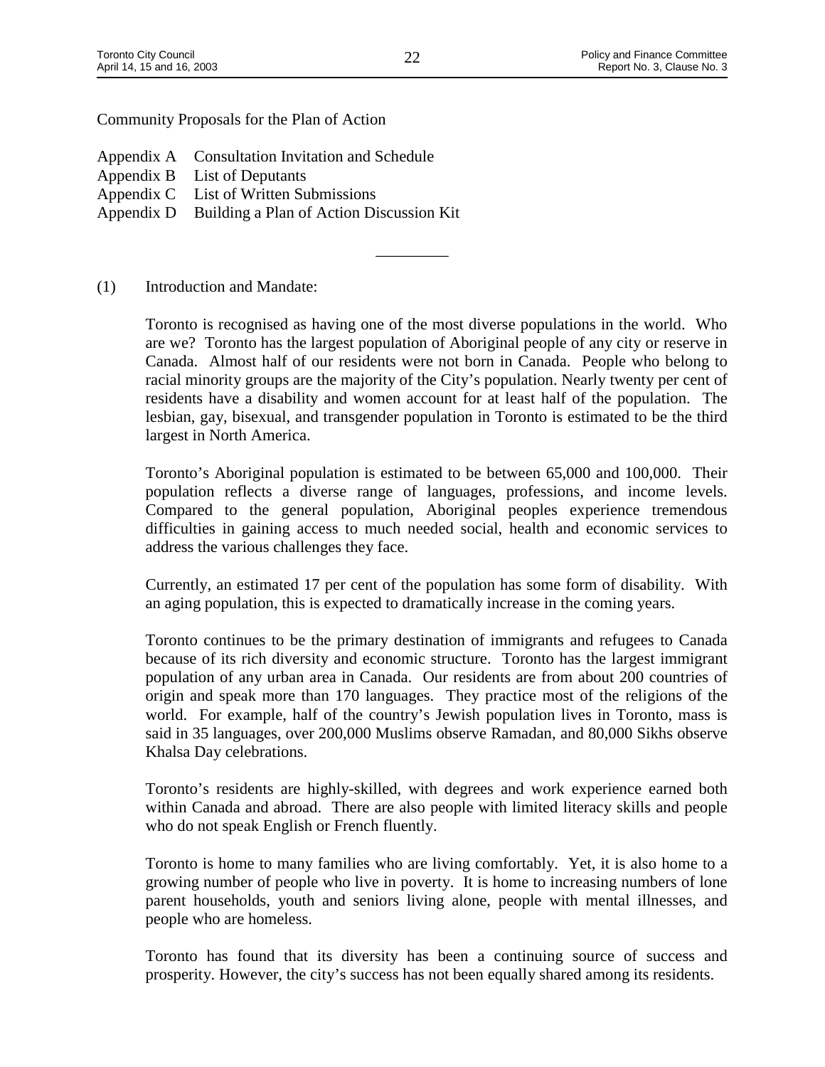Community Proposals for the Plan of Action

Appendix A Consultation Invitation and Schedule
Appendix B List of Deputants
Appendix C List of Written Submissions
Appendix D Building a Plan of Action Discussion Kit

---

(1) Introduction and Mandate:

Toronto is recognised as having one of the most diverse populations in the world. Who are we? Toronto has the largest population of Aboriginal people of any city or reserve in Canada. Almost half of our residents were not born in Canada. People who belong to racial minority groups are the majority of the City's population. Nearly twenty per cent of residents have a disability and women account for at least half of the population. The lesbian, gay, bisexual, and transgender population in Toronto is estimated to be the third largest in North America.

Toronto's Aboriginal population is estimated to be between 65,000 and 100,000. Their population reflects a diverse range of languages, professions, and income levels. Compared to the general population, Aboriginal peoples experience tremendous difficulties in gaining access to much needed social, health and economic services to address the various challenges they face.

Currently, an estimated 17 per cent of the population has some form of disability. With an aging population, this is expected to dramatically increase in the coming years.

Toronto continues to be the primary destination of immigrants and refugees to Canada because of its rich diversity and economic structure. Toronto has the largest immigrant population of any urban area in Canada. Our residents are from about 200 countries of origin and speak more than 170 languages. They practice most of the religions of the world. For example, half of the country's Jewish population lives in Toronto, mass is said in 35 languages, over 200,000 Muslims observe Ramadan, and 80,000 Sikhs observe Khalsa Day celebrations.

Toronto's residents are highly-skilled, with degrees and work experience earned both within Canada and abroad. There are also people with limited literacy skills and people who do not speak English or French fluently.

Toronto is home to many families who are living comfortably. Yet, it is also home to a growing number of people who live in poverty. It is home to increasing numbers of lone parent households, youth and seniors living alone, people with mental illnesses, and people who are homeless.

Toronto has found that its diversity has been a continuing source of success and prosperity. However, the city's success has not been equally shared among its residents.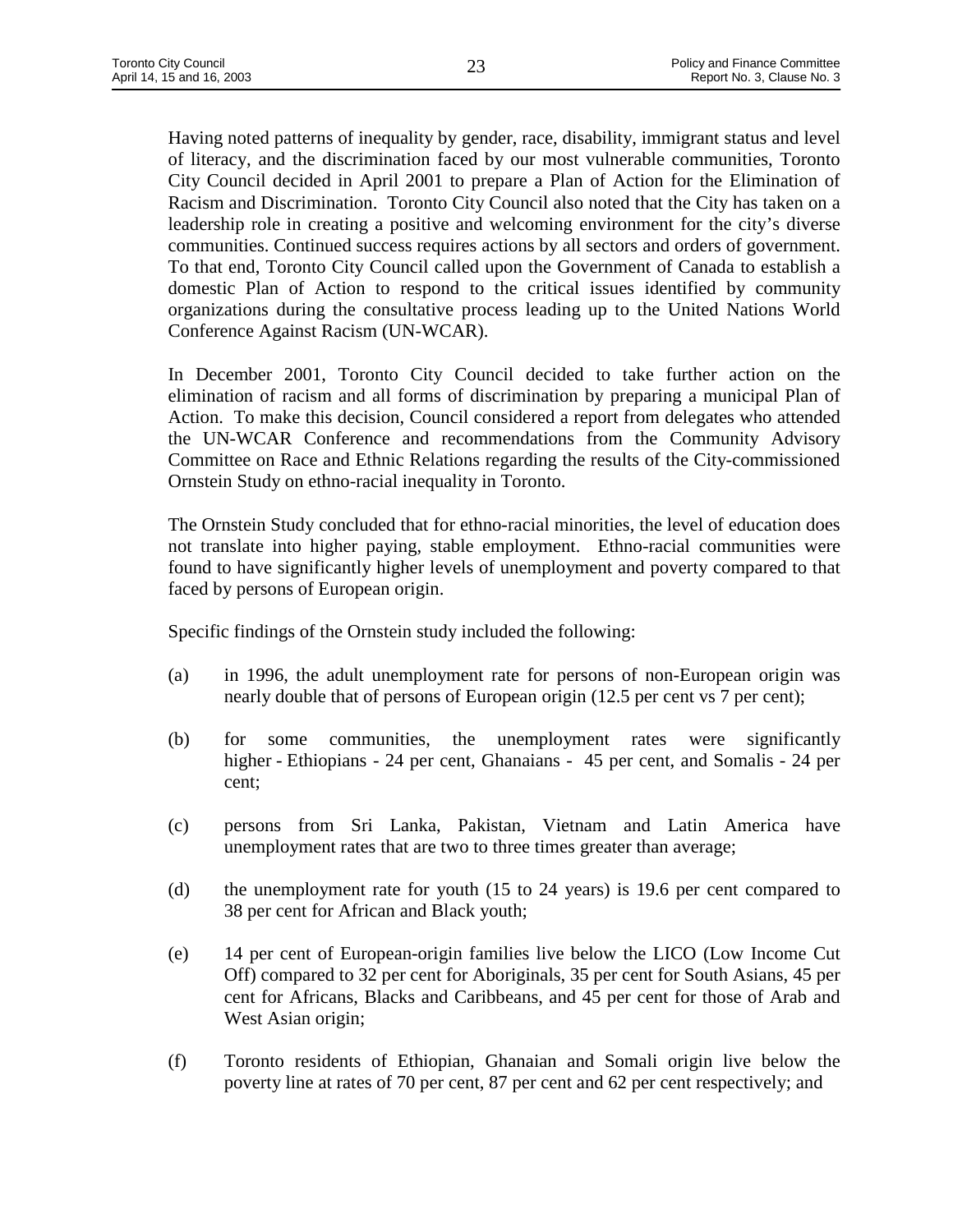Having noted patterns of inequality by gender, race, disability, immigrant status and level of literacy, and the discrimination faced by our most vulnerable communities, Toronto City Council decided in April 2001 to prepare a Plan of Action for the Elimination of Racism and Discrimination. Toronto City Council also noted that the City has taken on a leadership role in creating a positive and welcoming environment for the city's diverse communities. Continued success requires actions by all sectors and orders of government. To that end, Toronto City Council called upon the Government of Canada to establish a domestic Plan of Action to respond to the critical issues identified by community organizations during the consultative process leading up to the United Nations World Conference Against Racism (UN-WCAR).

In December 2001, Toronto City Council decided to take further action on the elimination of racism and all forms of discrimination by preparing a municipal Plan of Action. To make this decision, Council considered a report from delegates who attended the UN-WCAR Conference and recommendations from the Community Advisory Committee on Race and Ethnic Relations regarding the results of the City-commissioned Ornstein Study on ethno-racial inequality in Toronto.

The Ornstein Study concluded that for ethno-racial minorities, the level of education does not translate into higher paying, stable employment. Ethno-racial communities were found to have significantly higher levels of unemployment and poverty compared to that faced by persons of European origin.

Specific findings of the Ornstein study included the following:

(a) in 1996, the adult unemployment rate for persons of non-European origin was nearly double that of persons of European origin (12.5 per cent vs 7 per cent);

(b) for some communities, the unemployment rates were significantly higher - Ethiopians - 24 per cent, Ghanaians - 45 per cent, and Somalis - 24 per cent;

(c) persons from Sri Lanka, Pakistan, Vietnam and Latin America have unemployment rates that are two to three times greater than average;

(d) the unemployment rate for youth (15 to 24 years) is 19.6 per cent compared to 38 per cent for African and Black youth;

(e) 14 per cent of European-origin families live below the LICO (Low Income Cut Off) compared to 32 per cent for Aboriginals, 35 per cent for South Asians, 45 per cent for Africans, Blacks and Caribbeans, and 45 per cent for those of Arab and West Asian origin;

(f) Toronto residents of Ethiopian, Ghanaian and Somali origin live below the poverty line at rates of 70 per cent, 87 per cent and 62 per cent respectively; and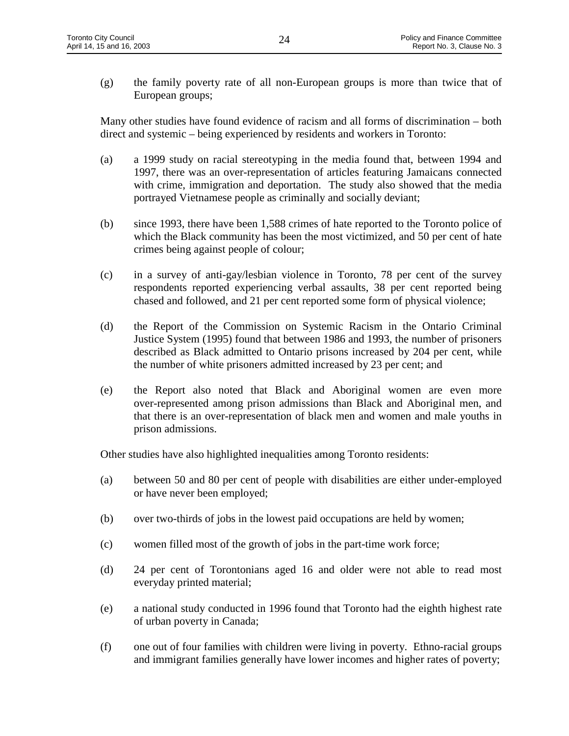(g) the family poverty rate of all non-European groups is more than twice that of European groups;

Many other studies have found evidence of racism and all forms of discrimination – both direct and systemic – being experienced by residents and workers in Toronto:

(a) a 1999 study on racial stereotyping in the media found that, between 1994 and 1997, there was an over-representation of articles featuring Jamaicans connected with crime, immigration and deportation. The study also showed that the media portrayed Vietnamese people as criminally and socially deviant;

(b) since 1993, there have been 1,588 crimes of hate reported to the Toronto police of which the Black community has been the most victimized, and 50 per cent of hate crimes being against people of colour;

(c) in a survey of anti-gay/lesbian violence in Toronto, 78 per cent of the survey respondents reported experiencing verbal assaults, 38 per cent reported being chased and followed, and 21 per cent reported some form of physical violence;

(d) the Report of the Commission on Systemic Racism in the Ontario Criminal Justice System (1995) found that between 1986 and 1993, the number of prisoners described as Black admitted to Ontario prisons increased by 204 per cent, while the number of white prisoners admitted increased by 23 per cent; and

(e) the Report also noted that Black and Aboriginal women are even more over-represented among prison admissions than Black and Aboriginal men, and that there is an over-representation of black men and women and male youths in prison admissions.

Other studies have also highlighted inequalities among Toronto residents:

(a) between 50 and 80 per cent of people with disabilities are either under-employed or have never been employed;

(b) over two-thirds of jobs in the lowest paid occupations are held by women;

(c) women filled most of the growth of jobs in the part-time work force;

(d) 24 per cent of Torontonians aged 16 and older were not able to read most everyday printed material;

(e) a national study conducted in 1996 found that Toronto had the eighth highest rate of urban poverty in Canada;

(f) one out of four families with children were living in poverty. Ethno-racial groups and immigrant families generally have lower incomes and higher rates of poverty;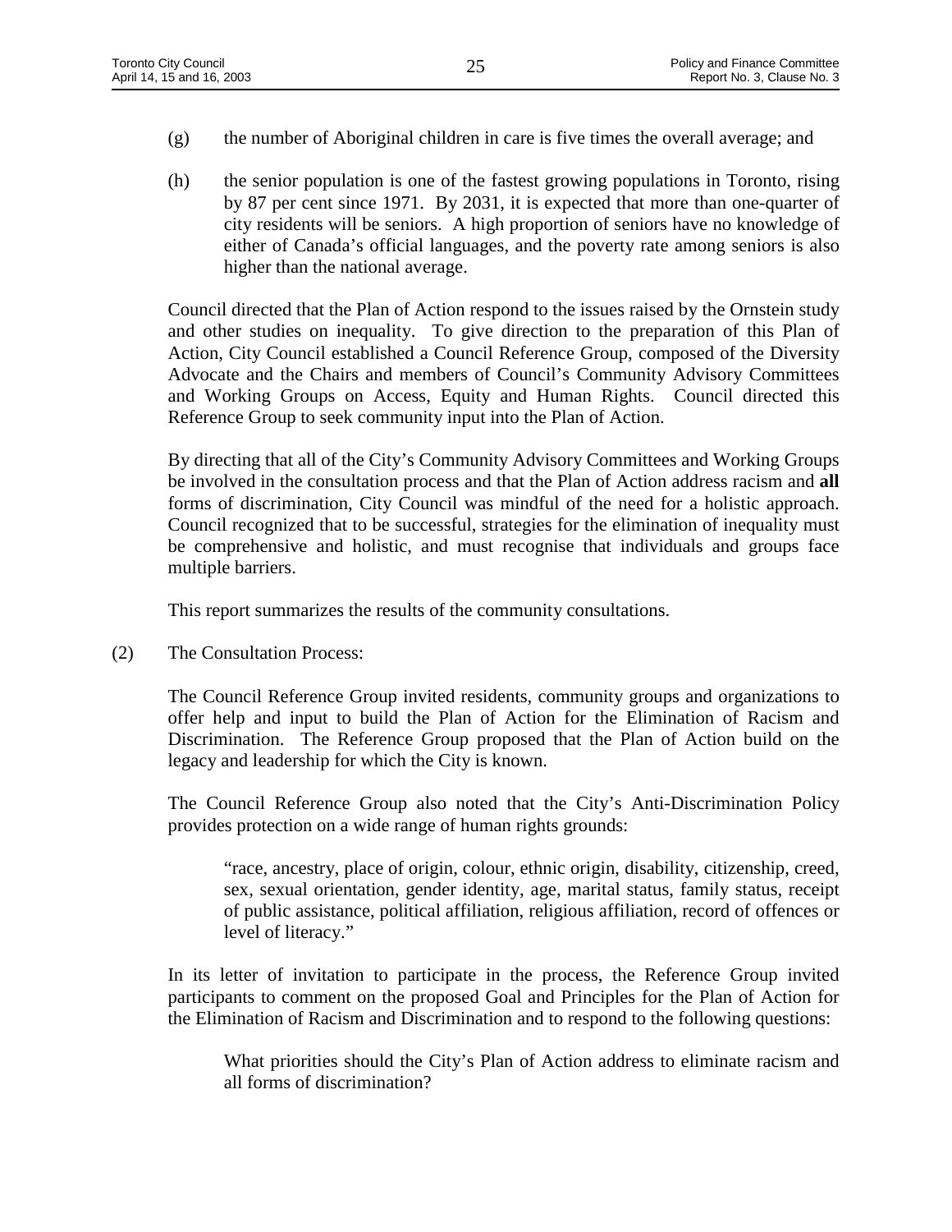(g) the number of Aboriginal children in care is five times the overall average; and

(h) the senior population is one of the fastest growing populations in Toronto, rising by 87 per cent since 1971. By 2031, it is expected that more than one-quarter of city residents will be seniors. A high proportion of seniors have no knowledge of either of Canada's official languages, and the poverty rate among seniors is also higher than the national average.

Council directed that the Plan of Action respond to the issues raised by the Ornstein study and other studies on inequality. To give direction to the preparation of this Plan of Action, City Council established a Council Reference Group, composed of the Diversity Advocate and the Chairs and members of Council's Community Advisory Committees and Working Groups on Access, Equity and Human Rights. Council directed this Reference Group to seek community input into the Plan of Action.

By directing that all of the City's Community Advisory Committees and Working Groups be involved in the consultation process and that the Plan of Action address racism and **all** forms of discrimination, City Council was mindful of the need for a holistic approach. Council recognized that to be successful, strategies for the elimination of inequality must be comprehensive and holistic, and must recognise that individuals and groups face multiple barriers.

This report summarizes the results of the community consultations.

(2) The Consultation Process:

The Council Reference Group invited residents, community groups and organizations to offer help and input to build the Plan of Action for the Elimination of Racism and Discrimination. The Reference Group proposed that the Plan of Action build on the legacy and leadership for which the City is known.

The Council Reference Group also noted that the City's Anti-Discrimination Policy provides protection on a wide range of human rights grounds:

> "race, ancestry, place of origin, colour, ethnic origin, disability, citizenship, creed, sex, sexual orientation, gender identity, age, marital status, family status, receipt of public assistance, political affiliation, religious affiliation, record of offences or level of literacy."

In its letter of invitation to participate in the process, the Reference Group invited participants to comment on the proposed Goal and Principles for the Plan of Action for the Elimination of Racism and Discrimination and to respond to the following questions:

> What priorities should the City's Plan of Action address to eliminate racism and all forms of discrimination?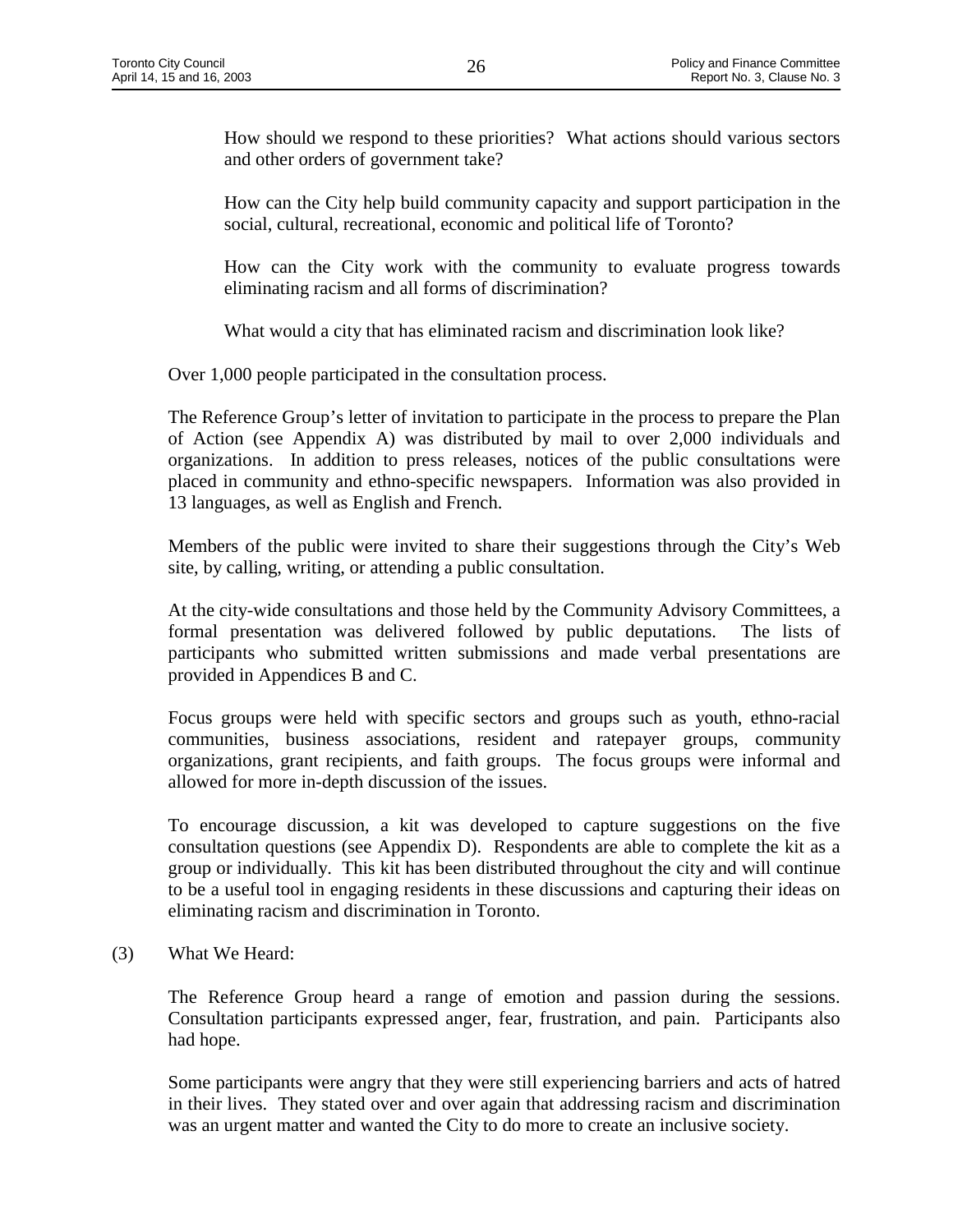How should we respond to these priorities? What actions should various sectors and other orders of government take?

How can the City help build community capacity and support participation in the social, cultural, recreational, economic and political life of Toronto?

How can the City work with the community to evaluate progress towards eliminating racism and all forms of discrimination?

What would a city that has eliminated racism and discrimination look like?

Over 1,000 people participated in the consultation process.

The Reference Group's letter of invitation to participate in the process to prepare the Plan of Action (see Appendix A) was distributed by mail to over 2,000 individuals and organizations. In addition to press releases, notices of the public consultations were placed in community and ethno-specific newspapers. Information was also provided in 13 languages, as well as English and French.

Members of the public were invited to share their suggestions through the City's Web site, by calling, writing, or attending a public consultation.

At the city-wide consultations and those held by the Community Advisory Committees, a formal presentation was delivered followed by public deputations. The lists of participants who submitted written submissions and made verbal presentations are provided in Appendices B and C.

Focus groups were held with specific sectors and groups such as youth, ethno-racial communities, business associations, resident and ratepayer groups, community organizations, grant recipients, and faith groups. The focus groups were informal and allowed for more in-depth discussion of the issues.

To encourage discussion, a kit was developed to capture suggestions on the five consultation questions (see Appendix D). Respondents are able to complete the kit as a group or individually. This kit has been distributed throughout the city and will continue to be a useful tool in engaging residents in these discussions and capturing their ideas on eliminating racism and discrimination in Toronto.

(3) What We Heard:

The Reference Group heard a range of emotion and passion during the sessions. Consultation participants expressed anger, fear, frustration, and pain. Participants also had hope.

Some participants were angry that they were still experiencing barriers and acts of hatred in their lives. They stated over and over again that addressing racism and discrimination was an urgent matter and wanted the City to do more to create an inclusive society.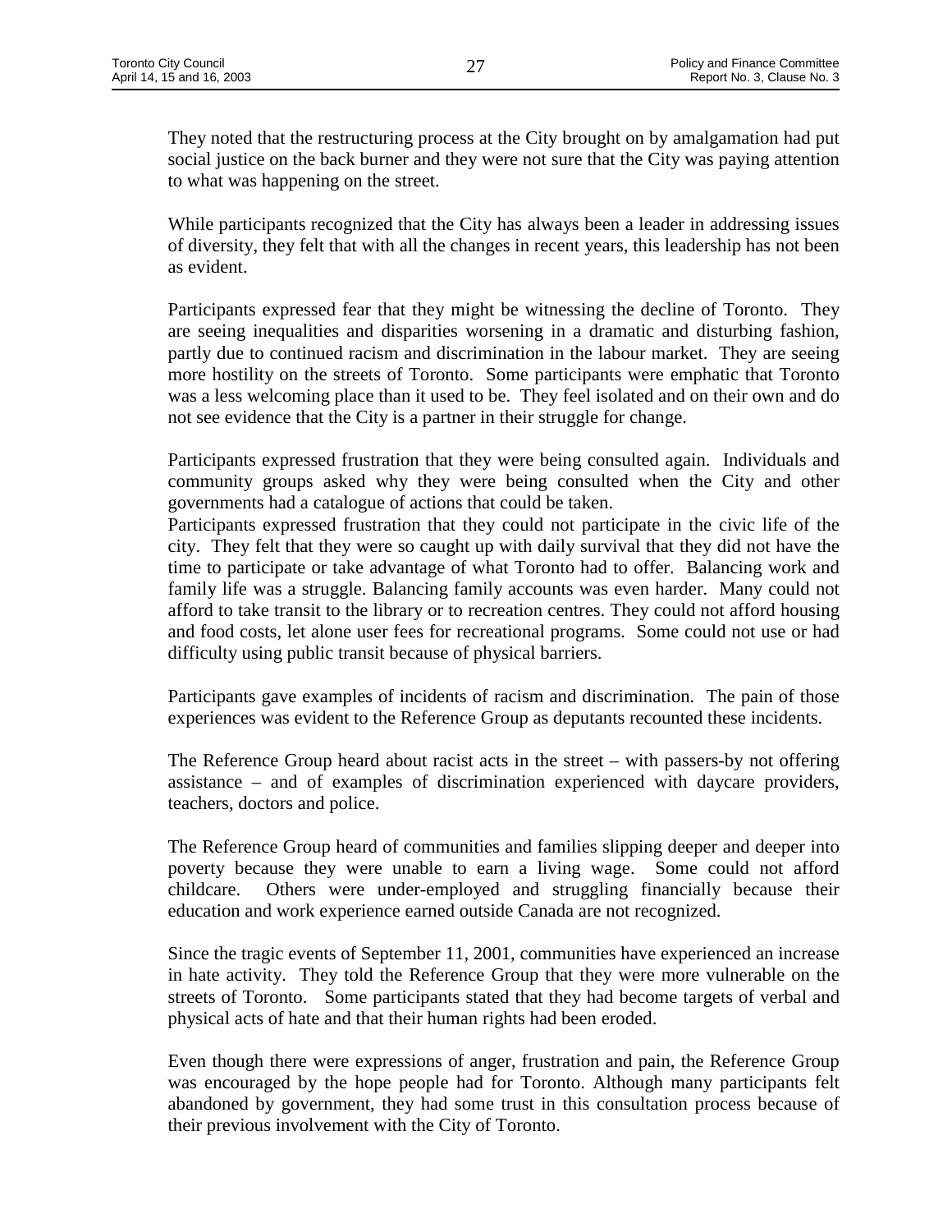They noted that the restructuring process at the City brought on by amalgamation had put social justice on the back burner and they were not sure that the City was paying attention to what was happening on the street.

While participants recognized that the City has always been a leader in addressing issues of diversity, they felt that with all the changes in recent years, this leadership has not been as evident.

Participants expressed fear that they might be witnessing the decline of Toronto. They are seeing inequalities and disparities worsening in a dramatic and disturbing fashion, partly due to continued racism and discrimination in the labour market. They are seeing more hostility on the streets of Toronto. Some participants were emphatic that Toronto was a less welcoming place than it used to be. They feel isolated and on their own and do not see evidence that the City is a partner in their struggle for change.

Participants expressed frustration that they were being consulted again. Individuals and community groups asked why they were being consulted when the City and other governments had a catalogue of actions that could be taken.

Participants expressed frustration that they could not participate in the civic life of the city. They felt that they were so caught up with daily survival that they did not have the time to participate or take advantage of what Toronto had to offer. Balancing work and family life was a struggle. Balancing family accounts was even harder. Many could not afford to take transit to the library or to recreation centres. They could not afford housing and food costs, let alone user fees for recreational programs. Some could not use or had difficulty using public transit because of physical barriers.

Participants gave examples of incidents of racism and discrimination. The pain of those experiences was evident to the Reference Group as deputants recounted these incidents.

The Reference Group heard about racist acts in the street – with passers-by not offering assistance – and of examples of discrimination experienced with daycare providers, teachers, doctors and police.

The Reference Group heard of communities and families slipping deeper and deeper into poverty because they were unable to earn a living wage. Some could not afford childcare. Others were under-employed and struggling financially because their education and work experience earned outside Canada are not recognized.

Since the tragic events of September 11, 2001, communities have experienced an increase in hate activity. They told the Reference Group that they were more vulnerable on the streets of Toronto. Some participants stated that they had become targets of verbal and physical acts of hate and that their human rights had been eroded.

Even though there were expressions of anger, frustration and pain, the Reference Group was encouraged by the hope people had for Toronto. Although many participants felt abandoned by government, they had some trust in this consultation process because of their previous involvement with the City of Toronto.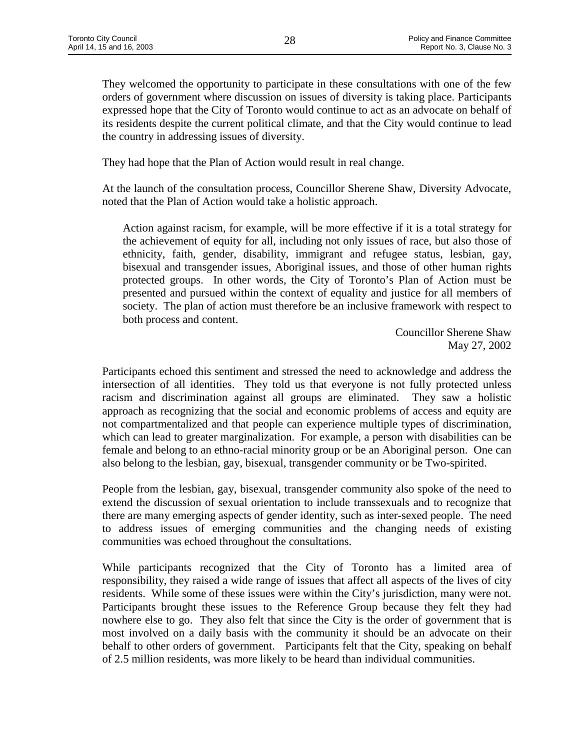They welcomed the opportunity to participate in these consultations with one of the few orders of government where discussion on issues of diversity is taking place. Participants expressed hope that the City of Toronto would continue to act as an advocate on behalf of its residents despite the current political climate, and that the City would continue to lead the country in addressing issues of diversity.

They had hope that the Plan of Action would result in real change.

At the launch of the consultation process, Councillor Sherene Shaw, Diversity Advocate, noted that the Plan of Action would take a holistic approach.

> Action against racism, for example, will be more effective if it is a total strategy for the achievement of equity for all, including not only issues of race, but also those of ethnicity, faith, gender, disability, immigrant and refugee status, lesbian, gay, bisexual and transgender issues, Aboriginal issues, and those of other human rights protected groups. In other words, the City of Toronto's Plan of Action must be presented and pursued within the context of equality and justice for all members of society. The plan of action must therefore be an inclusive framework with respect to both process and content.
>
> Councillor Sherene Shaw
> May 27, 2002

Participants echoed this sentiment and stressed the need to acknowledge and address the intersection of all identities. They told us that everyone is not fully protected unless racism and discrimination against all groups are eliminated. They saw a holistic approach as recognizing that the social and economic problems of access and equity are not compartmentalized and that people can experience multiple types of discrimination, which can lead to greater marginalization. For example, a person with disabilities can be female and belong to an ethno-racial minority group or be an Aboriginal person. One can also belong to the lesbian, gay, bisexual, transgender community or be Two-spirited.

People from the lesbian, gay, bisexual, transgender community also spoke of the need to extend the discussion of sexual orientation to include transsexuals and to recognize that there are many emerging aspects of gender identity, such as inter-sexed people. The need to address issues of emerging communities and the changing needs of existing communities was echoed throughout the consultations.

While participants recognized that the City of Toronto has a limited area of responsibility, they raised a wide range of issues that affect all aspects of the lives of city residents. While some of these issues were within the City's jurisdiction, many were not. Participants brought these issues to the Reference Group because they felt they had nowhere else to go. They also felt that since the City is the order of government that is most involved on a daily basis with the community it should be an advocate on their behalf to other orders of government. Participants felt that the City, speaking on behalf of 2.5 million residents, was more likely to be heard than individual communities.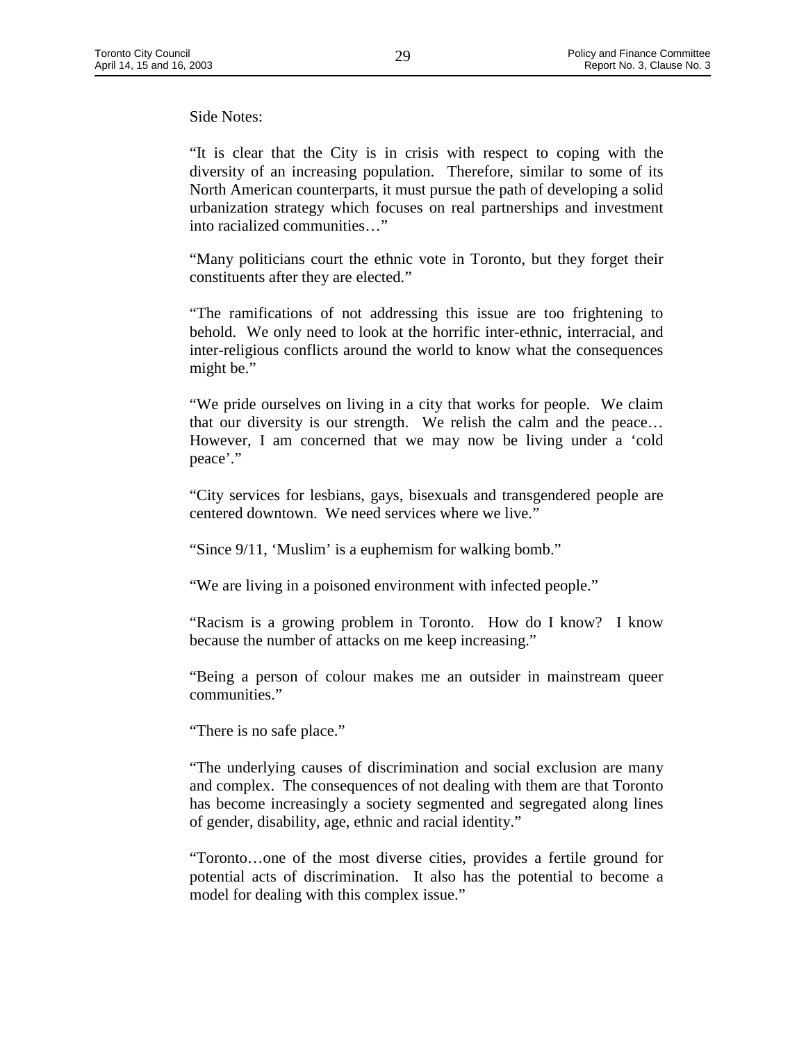Side Notes:

"It is clear that the City is in crisis with respect to coping with the diversity of an increasing population. Therefore, similar to some of its North American counterparts, it must pursue the path of developing a solid urbanization strategy which focuses on real partnerships and investment into racialized communities…"

"Many politicians court the ethnic vote in Toronto, but they forget their constituents after they are elected."

"The ramifications of not addressing this issue are too frightening to behold. We only need to look at the horrific inter-ethnic, interracial, and inter-religious conflicts around the world to know what the consequences might be."

"We pride ourselves on living in a city that works for people. We claim that our diversity is our strength. We relish the calm and the peace… However, I am concerned that we may now be living under a 'cold peace'."

"City services for lesbians, gays, bisexuals and transgendered people are centered downtown. We need services where we live."

"Since 9/11, 'Muslim' is a euphemism for walking bomb."

"We are living in a poisoned environment with infected people."

"Racism is a growing problem in Toronto. How do I know? I know because the number of attacks on me keep increasing."

"Being a person of colour makes me an outsider in mainstream queer communities."

"There is no safe place."

"The underlying causes of discrimination and social exclusion are many and complex. The consequences of not dealing with them are that Toronto has become increasingly a society segmented and segregated along lines of gender, disability, age, ethnic and racial identity."

"Toronto…one of the most diverse cities, provides a fertile ground for potential acts of discrimination. It also has the potential to become a model for dealing with this complex issue."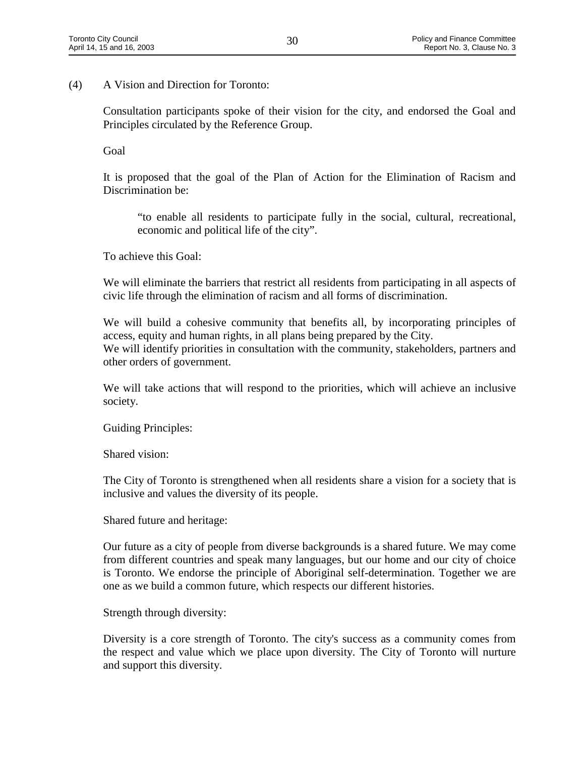(4) A Vision and Direction for Toronto:

Consultation participants spoke of their vision for the city, and endorsed the Goal and Principles circulated by the Reference Group.

Goal

It is proposed that the goal of the Plan of Action for the Elimination of Racism and Discrimination be:

> "to enable all residents to participate fully in the social, cultural, recreational, economic and political life of the city".

To achieve this Goal:

We will eliminate the barriers that restrict all residents from participating in all aspects of civic life through the elimination of racism and all forms of discrimination.

We will build a cohesive community that benefits all, by incorporating principles of access, equity and human rights, in all plans being prepared by the City.
We will identify priorities in consultation with the community, stakeholders, partners and other orders of government.

We will take actions that will respond to the priorities, which will achieve an inclusive society.

Guiding Principles:

Shared vision:

The City of Toronto is strengthened when all residents share a vision for a society that is inclusive and values the diversity of its people.

Shared future and heritage:

Our future as a city of people from diverse backgrounds is a shared future. We may come from different countries and speak many languages, but our home and our city of choice is Toronto. We endorse the principle of Aboriginal self-determination. Together we are one as we build a common future, which respects our different histories.

Strength through diversity:

Diversity is a core strength of Toronto. The city's success as a community comes from the respect and value which we place upon diversity. The City of Toronto will nurture and support this diversity.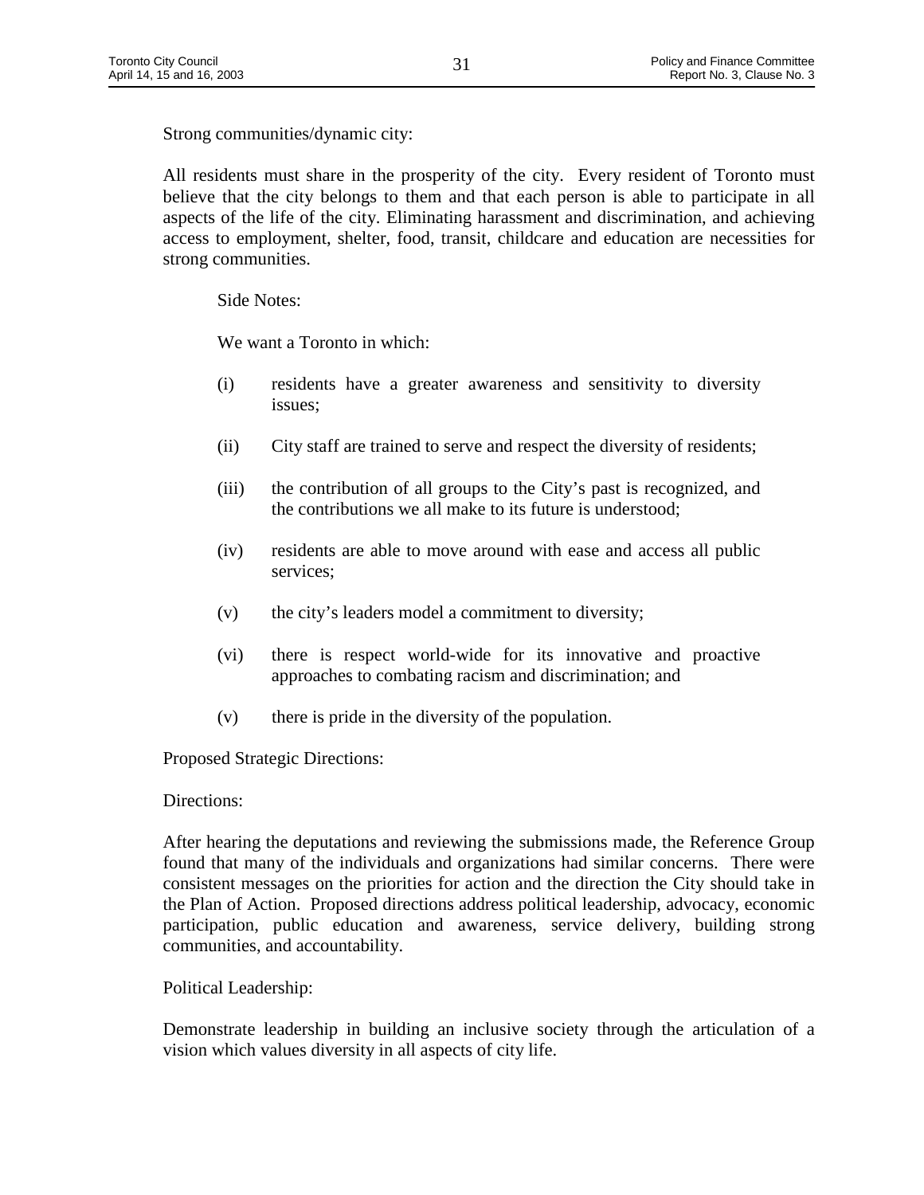Strong communities/dynamic city:

All residents must share in the prosperity of the city. Every resident of Toronto must believe that the city belongs to them and that each person is able to participate in all aspects of the life of the city. Eliminating harassment and discrimination, and achieving access to employment, shelter, food, transit, childcare and education are necessities for strong communities.

Side Notes:

We want a Toronto in which:

(i) residents have a greater awareness and sensitivity to diversity issues;

(ii) City staff are trained to serve and respect the diversity of residents;

(iii) the contribution of all groups to the City's past is recognized, and the contributions we all make to its future is understood;

(iv) residents are able to move around with ease and access all public services;

(v) the city's leaders model a commitment to diversity;

(vi) there is respect world-wide for its innovative and proactive approaches to combating racism and discrimination; and

(v) there is pride in the diversity of the population.

Proposed Strategic Directions:

Directions:

After hearing the deputations and reviewing the submissions made, the Reference Group found that many of the individuals and organizations had similar concerns. There were consistent messages on the priorities for action and the direction the City should take in the Plan of Action. Proposed directions address political leadership, advocacy, economic participation, public education and awareness, service delivery, building strong communities, and accountability.

Political Leadership:

Demonstrate leadership in building an inclusive society through the articulation of a vision which values diversity in all aspects of city life.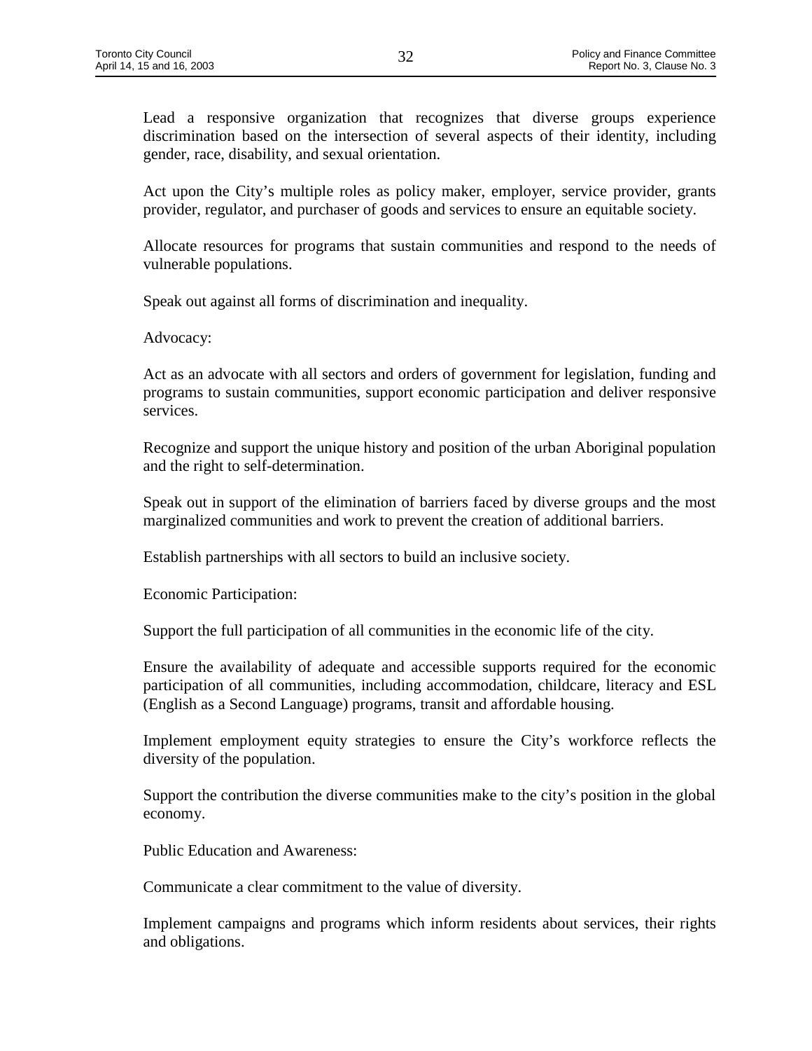Lead a responsive organization that recognizes that diverse groups experience discrimination based on the intersection of several aspects of their identity, including gender, race, disability, and sexual orientation.

Act upon the City's multiple roles as policy maker, employer, service provider, grants provider, regulator, and purchaser of goods and services to ensure an equitable society.

Allocate resources for programs that sustain communities and respond to the needs of vulnerable populations.

Speak out against all forms of discrimination and inequality.

Advocacy:

Act as an advocate with all sectors and orders of government for legislation, funding and programs to sustain communities, support economic participation and deliver responsive services.

Recognize and support the unique history and position of the urban Aboriginal population and the right to self-determination.

Speak out in support of the elimination of barriers faced by diverse groups and the most marginalized communities and work to prevent the creation of additional barriers.

Establish partnerships with all sectors to build an inclusive society.

Economic Participation:

Support the full participation of all communities in the economic life of the city.

Ensure the availability of adequate and accessible supports required for the economic participation of all communities, including accommodation, childcare, literacy and ESL (English as a Second Language) programs, transit and affordable housing.

Implement employment equity strategies to ensure the City's workforce reflects the diversity of the population.

Support the contribution the diverse communities make to the city's position in the global economy.

Public Education and Awareness:

Communicate a clear commitment to the value of diversity.

Implement campaigns and programs which inform residents about services, their rights and obligations.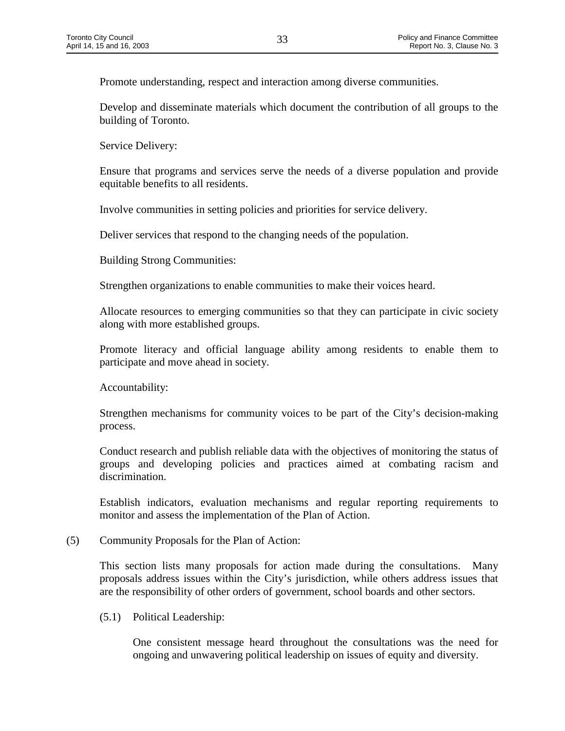Promote understanding, respect and interaction among diverse communities.

Develop and disseminate materials which document the contribution of all groups to the building of Toronto.

Service Delivery:

Ensure that programs and services serve the needs of a diverse population and provide equitable benefits to all residents.

Involve communities in setting policies and priorities for service delivery.

Deliver services that respond to the changing needs of the population.

Building Strong Communities:

Strengthen organizations to enable communities to make their voices heard.

Allocate resources to emerging communities so that they can participate in civic society along with more established groups.

Promote literacy and official language ability among residents to enable them to participate and move ahead in society.

Accountability:

Strengthen mechanisms for community voices to be part of the City's decision-making process.

Conduct research and publish reliable data with the objectives of monitoring the status of groups and developing policies and practices aimed at combating racism and discrimination.

Establish indicators, evaluation mechanisms and regular reporting requirements to monitor and assess the implementation of the Plan of Action.

(5) Community Proposals for the Plan of Action:

This section lists many proposals for action made during the consultations. Many proposals address issues within the City's jurisdiction, while others address issues that are the responsibility of other orders of government, school boards and other sectors.

(5.1) Political Leadership:

One consistent message heard throughout the consultations was the need for ongoing and unwavering political leadership on issues of equity and diversity.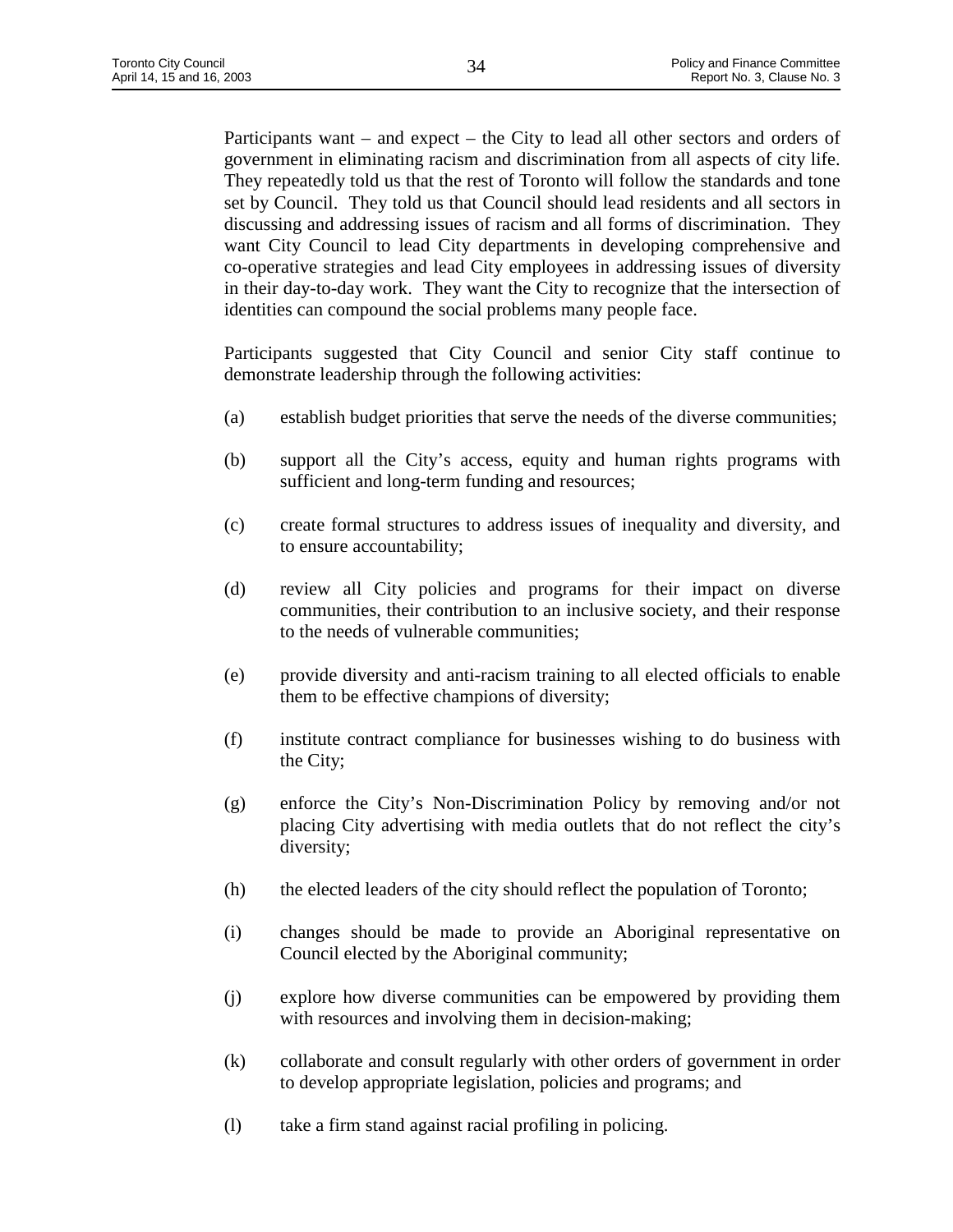Participants want – and expect – the City to lead all other sectors and orders of government in eliminating racism and discrimination from all aspects of city life. They repeatedly told us that the rest of Toronto will follow the standards and tone set by Council. They told us that Council should lead residents and all sectors in discussing and addressing issues of racism and all forms of discrimination. They want City Council to lead City departments in developing comprehensive and co-operative strategies and lead City employees in addressing issues of diversity in their day-to-day work. They want the City to recognize that the intersection of identities can compound the social problems many people face.

Participants suggested that City Council and senior City staff continue to demonstrate leadership through the following activities:

(a) establish budget priorities that serve the needs of the diverse communities;

(b) support all the City's access, equity and human rights programs with sufficient and long-term funding and resources;

(c) create formal structures to address issues of inequality and diversity, and to ensure accountability;

(d) review all City policies and programs for their impact on diverse communities, their contribution to an inclusive society, and their response to the needs of vulnerable communities;

(e) provide diversity and anti-racism training to all elected officials to enable them to be effective champions of diversity;

(f) institute contract compliance for businesses wishing to do business with the City;

(g) enforce the City's Non-Discrimination Policy by removing and/or not placing City advertising with media outlets that do not reflect the city's diversity;

(h) the elected leaders of the city should reflect the population of Toronto;

(i) changes should be made to provide an Aboriginal representative on Council elected by the Aboriginal community;

(j) explore how diverse communities can be empowered by providing them with resources and involving them in decision-making;

(k) collaborate and consult regularly with other orders of government in order to develop appropriate legislation, policies and programs; and

(l) take a firm stand against racial profiling in policing.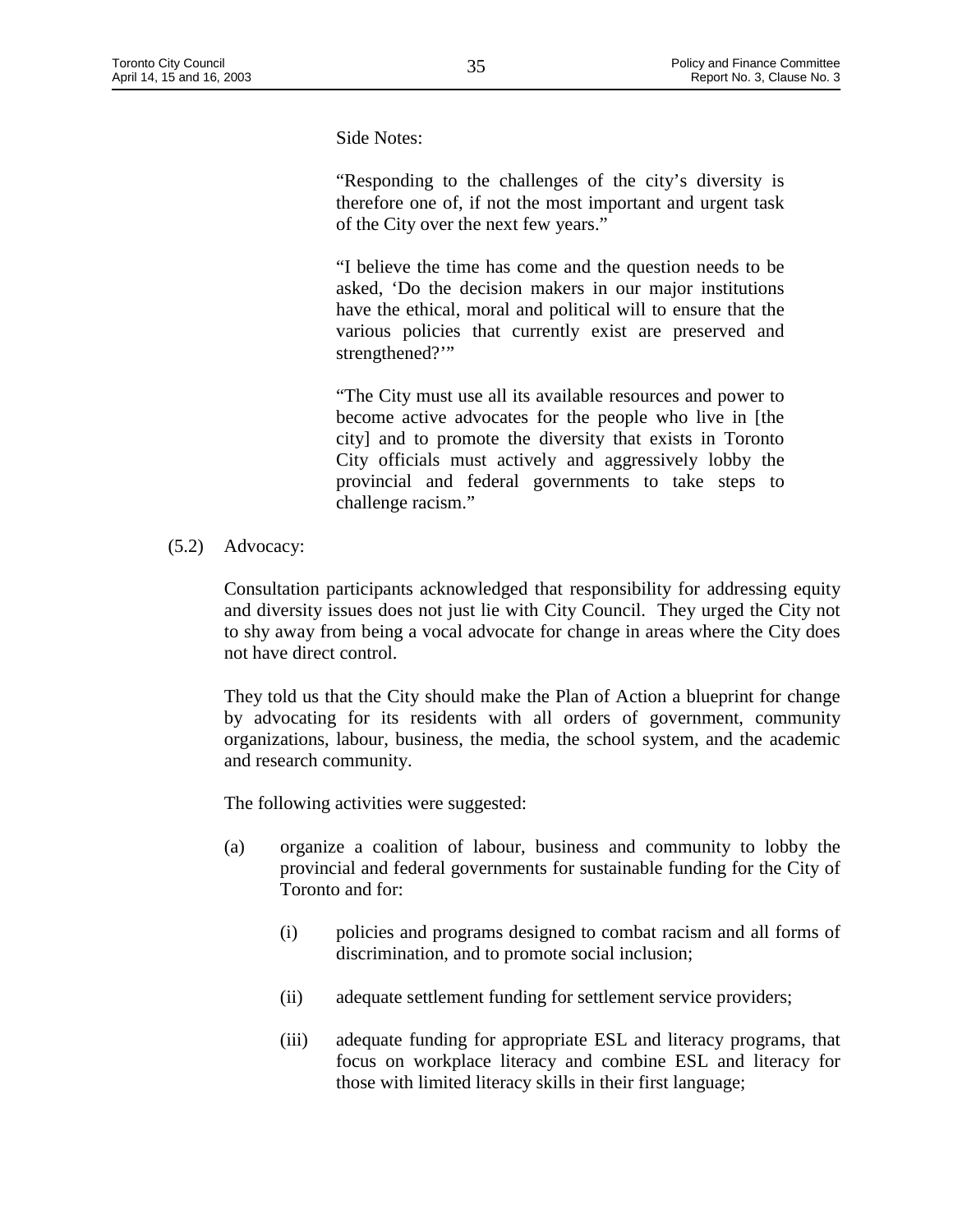Side Notes:

"Responding to the challenges of the city's diversity is therefore one of, if not the most important and urgent task of the City over the next few years."

"I believe the time has come and the question needs to be asked, 'Do the decision makers in our major institutions have the ethical, moral and political will to ensure that the various policies that currently exist are preserved and strengthened?'"

"The City must use all its available resources and power to become active advocates for the people who live in [the city] and to promote the diversity that exists in Toronto City officials must actively and aggressively lobby the provincial and federal governments to take steps to challenge racism."

(5.2) Advocacy:

Consultation participants acknowledged that responsibility for addressing equity and diversity issues does not just lie with City Council. They urged the City not to shy away from being a vocal advocate for change in areas where the City does not have direct control.

They told us that the City should make the Plan of Action a blueprint for change by advocating for its residents with all orders of government, community organizations, labour, business, the media, the school system, and the academic and research community.

The following activities were suggested:

(a) organize a coalition of labour, business and community to lobby the provincial and federal governments for sustainable funding for the City of Toronto and for:

   (i) policies and programs designed to combat racism and all forms of discrimination, and to promote social inclusion;

   (ii) adequate settlement funding for settlement service providers;

   (iii) adequate funding for appropriate ESL and literacy programs, that focus on workplace literacy and combine ESL and literacy for those with limited literacy skills in their first language;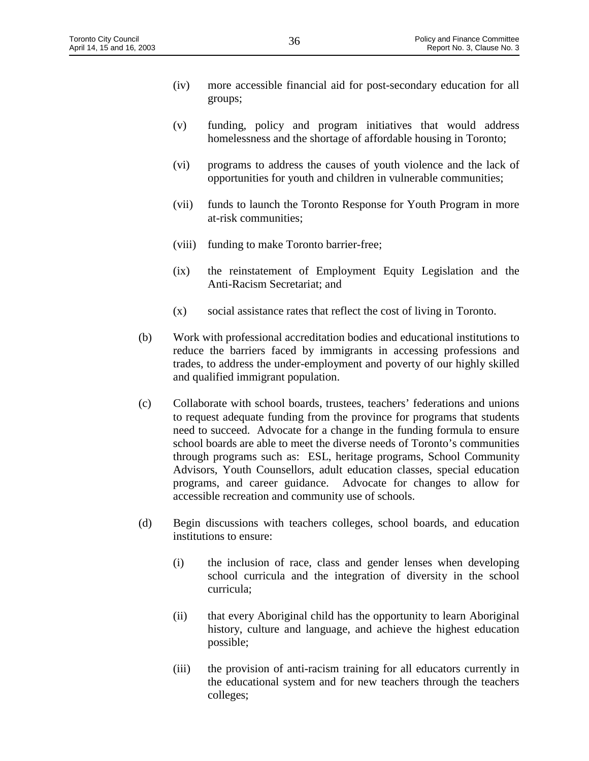(iv) more accessible financial aid for post-secondary education for all groups;

(v) funding, policy and program initiatives that would address homelessness and the shortage of affordable housing in Toronto;

(vi) programs to address the causes of youth violence and the lack of opportunities for youth and children in vulnerable communities;

(vii) funds to launch the Toronto Response for Youth Program in more at-risk communities;

(viii) funding to make Toronto barrier-free;

(ix) the reinstatement of Employment Equity Legislation and the Anti-Racism Secretariat; and

(x) social assistance rates that reflect the cost of living in Toronto.

(b) Work with professional accreditation bodies and educational institutions to reduce the barriers faced by immigrants in accessing professions and trades, to address the under-employment and poverty of our highly skilled and qualified immigrant population.

(c) Collaborate with school boards, trustees, teachers' federations and unions to request adequate funding from the province for programs that students need to succeed. Advocate for a change in the funding formula to ensure school boards are able to meet the diverse needs of Toronto's communities through programs such as: ESL, heritage programs, School Community Advisors, Youth Counsellors, adult education classes, special education programs, and career guidance. Advocate for changes to allow for accessible recreation and community use of schools.

(d) Begin discussions with teachers colleges, school boards, and education institutions to ensure:

(i) the inclusion of race, class and gender lenses when developing school curricula and the integration of diversity in the school curricula;

(ii) that every Aboriginal child has the opportunity to learn Aboriginal history, culture and language, and achieve the highest education possible;

(iii) the provision of anti-racism training for all educators currently in the educational system and for new teachers through the teachers colleges;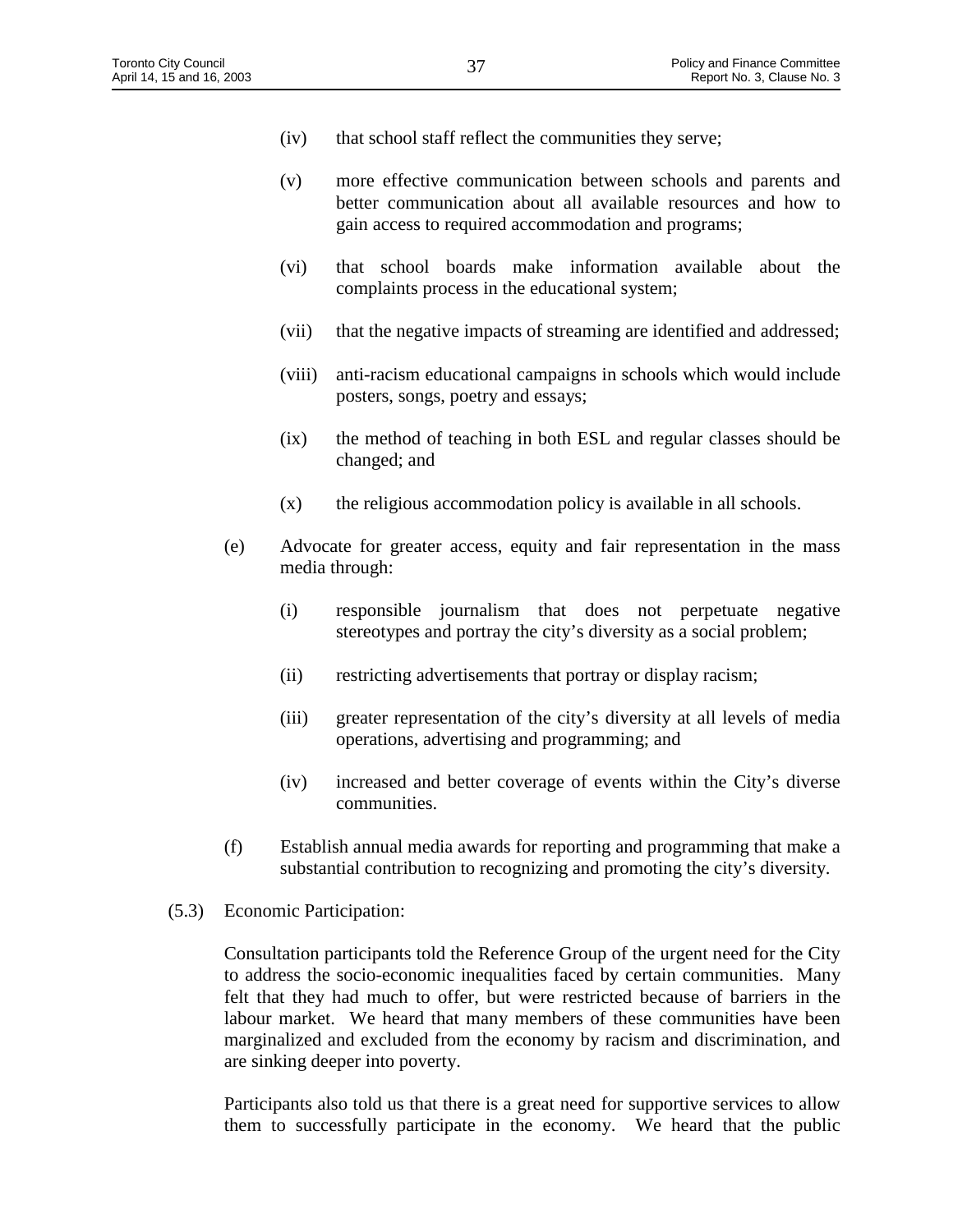(iv) that school staff reflect the communities they serve;

(v) more effective communication between schools and parents and better communication about all available resources and how to gain access to required accommodation and programs;

(vi) that school boards make information available about the complaints process in the educational system;

(vii) that the negative impacts of streaming are identified and addressed;

(viii) anti-racism educational campaigns in schools which would include posters, songs, poetry and essays;

(ix) the method of teaching in both ESL and regular classes should be changed; and

(x) the religious accommodation policy is available in all schools.

(e) Advocate for greater access, equity and fair representation in the mass media through:

(i) responsible journalism that does not perpetuate negative stereotypes and portray the city's diversity as a social problem;

(ii) restricting advertisements that portray or display racism;

(iii) greater representation of the city's diversity at all levels of media operations, advertising and programming; and

(iv) increased and better coverage of events within the City's diverse communities.

(f) Establish annual media awards for reporting and programming that make a substantial contribution to recognizing and promoting the city's diversity.

(5.3) Economic Participation:

Consultation participants told the Reference Group of the urgent need for the City to address the socio-economic inequalities faced by certain communities. Many felt that they had much to offer, but were restricted because of barriers in the labour market. We heard that many members of these communities have been marginalized and excluded from the economy by racism and discrimination, and are sinking deeper into poverty.

Participants also told us that there is a great need for supportive services to allow them to successfully participate in the economy. We heard that the public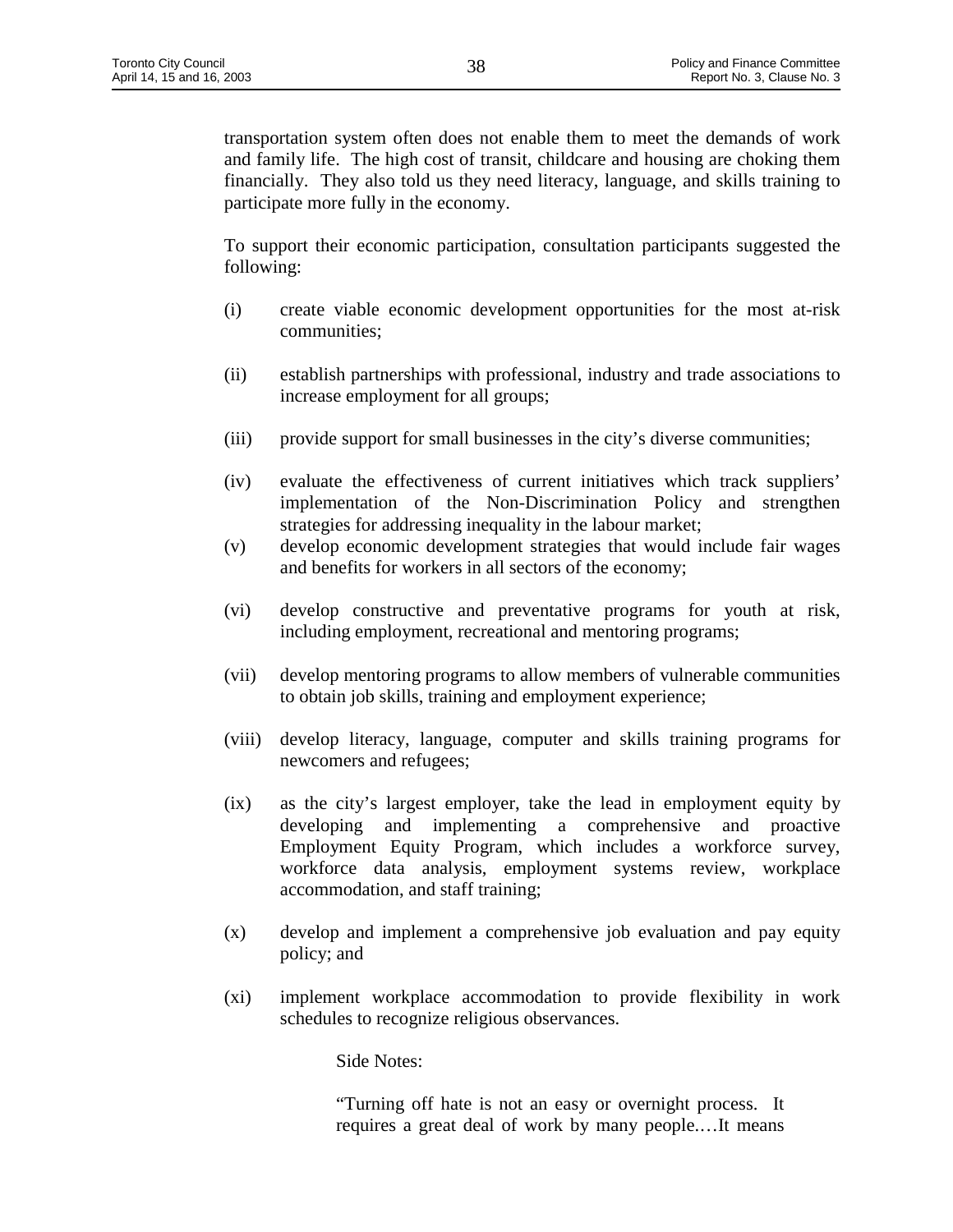transportation system often does not enable them to meet the demands of work and family life. The high cost of transit, childcare and housing are choking them financially. They also told us they need literacy, language, and skills training to participate more fully in the economy.

To support their economic participation, consultation participants suggested the following:

(i) create viable economic development opportunities for the most at-risk communities;

(ii) establish partnerships with professional, industry and trade associations to increase employment for all groups;

(iii) provide support for small businesses in the city's diverse communities;

(iv) evaluate the effectiveness of current initiatives which track suppliers' implementation of the Non-Discrimination Policy and strengthen strategies for addressing inequality in the labour market;

(v) develop economic development strategies that would include fair wages and benefits for workers in all sectors of the economy;

(vi) develop constructive and preventative programs for youth at risk, including employment, recreational and mentoring programs;

(vii) develop mentoring programs to allow members of vulnerable communities to obtain job skills, training and employment experience;

(viii) develop literacy, language, computer and skills training programs for newcomers and refugees;

(ix) as the city's largest employer, take the lead in employment equity by developing and implementing a comprehensive and proactive Employment Equity Program, which includes a workforce survey, workforce data analysis, employment systems review, workplace accommodation, and staff training;

(x) develop and implement a comprehensive job evaluation and pay equity policy; and

(xi) implement workplace accommodation to provide flexibility in work schedules to recognize religious observances.

Side Notes:

"Turning off hate is not an easy or overnight process. It requires a great deal of work by many people.…It means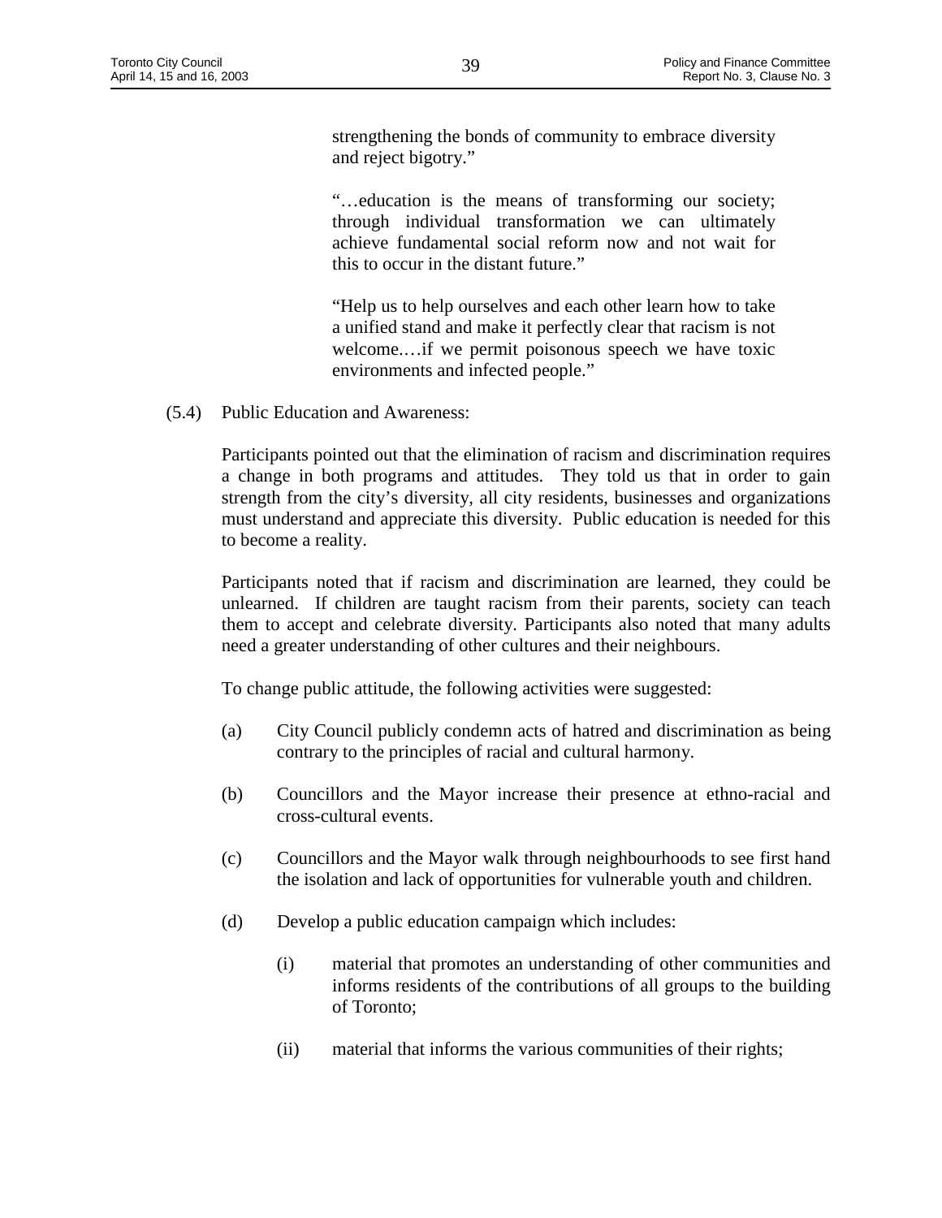> strengthening the bonds of community to embrace diversity and reject bigotry."
>
> "…education is the means of transforming our society; through individual transformation we can ultimately achieve fundamental social reform now and not wait for this to occur in the distant future."
>
> "Help us to help ourselves and each other learn how to take a unified stand and make it perfectly clear that racism is not welcome.…if we permit poisonous speech we have toxic environments and infected people."

(5.4) Public Education and Awareness:

Participants pointed out that the elimination of racism and discrimination requires a change in both programs and attitudes. They told us that in order to gain strength from the city's diversity, all city residents, businesses and organizations must understand and appreciate this diversity. Public education is needed for this to become a reality.

Participants noted that if racism and discrimination are learned, they could be unlearned. If children are taught racism from their parents, society can teach them to accept and celebrate diversity. Participants also noted that many adults need a greater understanding of other cultures and their neighbours.

To change public attitude, the following activities were suggested:

(a) City Council publicly condemn acts of hatred and discrimination as being contrary to the principles of racial and cultural harmony.

(b) Councillors and the Mayor increase their presence at ethno-racial and cross-cultural events.

(c) Councillors and the Mayor walk through neighbourhoods to see first hand the isolation and lack of opportunities for vulnerable youth and children.

(d) Develop a public education campaign which includes:

  (i) material that promotes an understanding of other communities and informs residents of the contributions of all groups to the building of Toronto;

  (ii) material that informs the various communities of their rights;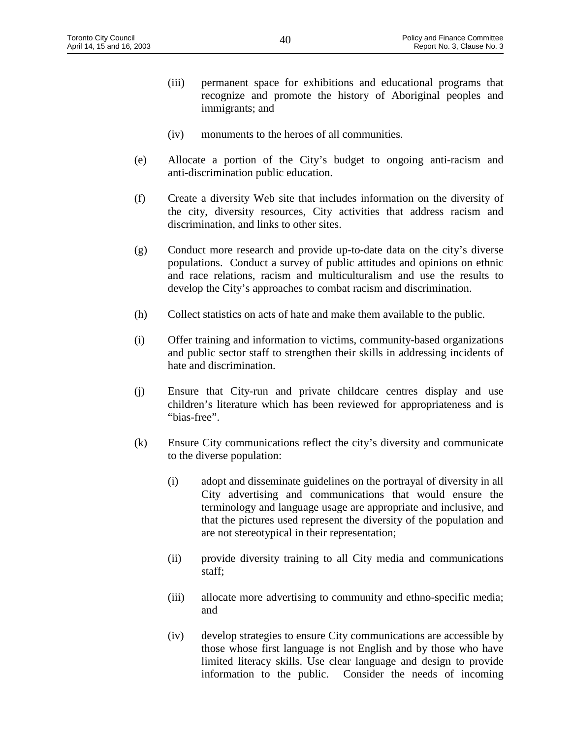(iii) permanent space for exhibitions and educational programs that recognize and promote the history of Aboriginal peoples and immigrants; and

(iv) monuments to the heroes of all communities.

(e) Allocate a portion of the City's budget to ongoing anti-racism and anti-discrimination public education.

(f) Create a diversity Web site that includes information on the diversity of the city, diversity resources, City activities that address racism and discrimination, and links to other sites.

(g) Conduct more research and provide up-to-date data on the city's diverse populations. Conduct a survey of public attitudes and opinions on ethnic and race relations, racism and multiculturalism and use the results to develop the City's approaches to combat racism and discrimination.

(h) Collect statistics on acts of hate and make them available to the public.

(i) Offer training and information to victims, community-based organizations and public sector staff to strengthen their skills in addressing incidents of hate and discrimination.

(j) Ensure that City-run and private childcare centres display and use children's literature which has been reviewed for appropriateness and is "bias-free".

(k) Ensure City communications reflect the city's diversity and communicate to the diverse population:

(i) adopt and disseminate guidelines on the portrayal of diversity in all City advertising and communications that would ensure the terminology and language usage are appropriate and inclusive, and that the pictures used represent the diversity of the population and are not stereotypical in their representation;

(ii) provide diversity training to all City media and communications staff;

(iii) allocate more advertising to community and ethno-specific media; and

(iv) develop strategies to ensure City communications are accessible by those whose first language is not English and by those who have limited literacy skills. Use clear language and design to provide information to the public. Consider the needs of incoming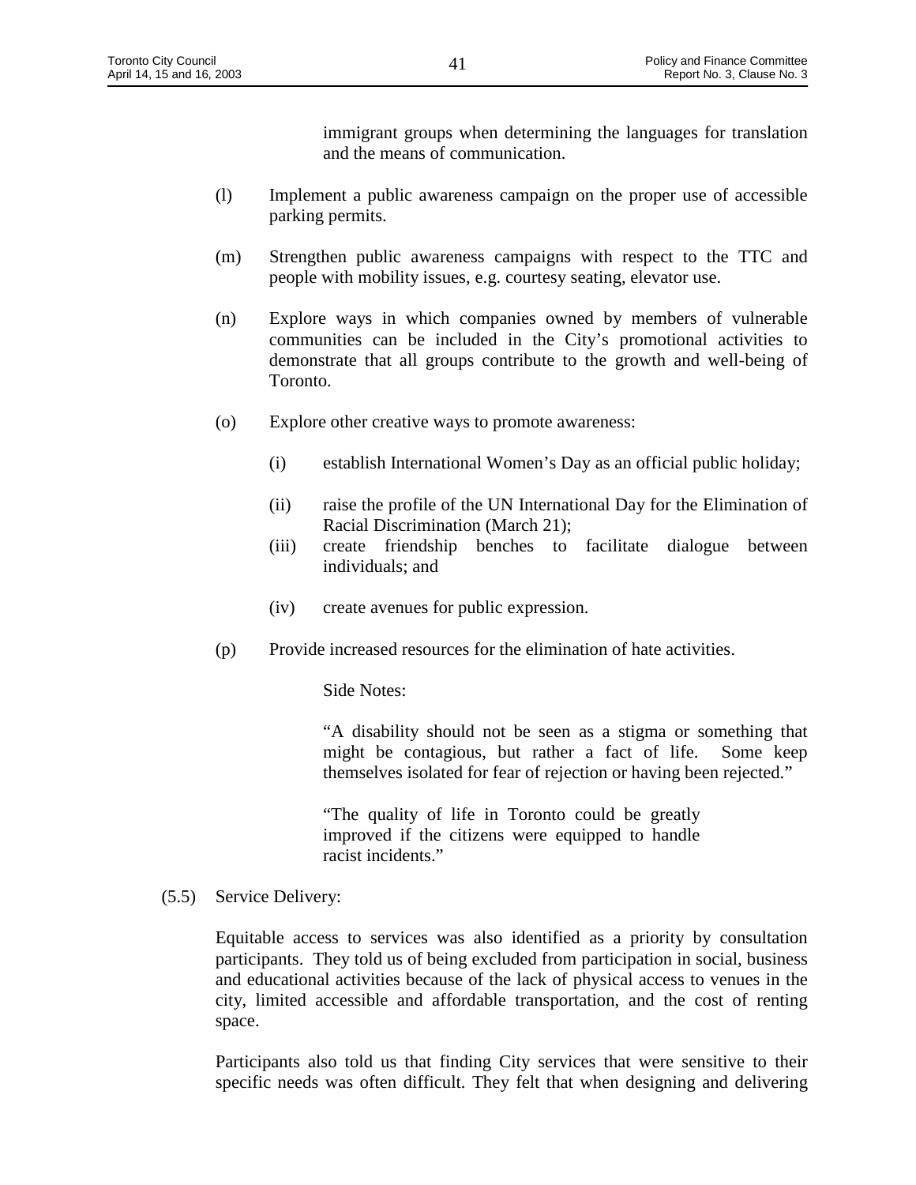immigrant groups when determining the languages for translation and the means of communication.

(l) Implement a public awareness campaign on the proper use of accessible parking permits.

(m) Strengthen public awareness campaigns with respect to the TTC and people with mobility issues, e.g. courtesy seating, elevator use.

(n) Explore ways in which companies owned by members of vulnerable communities can be included in the City's promotional activities to demonstrate that all groups contribute to the growth and well-being of Toronto.

(o) Explore other creative ways to promote awareness:

(i) establish International Women's Day as an official public holiday;

(ii) raise the profile of the UN International Day for the Elimination of Racial Discrimination (March 21);

(iii) create friendship benches to facilitate dialogue between individuals; and

(iv) create avenues for public expression.

(p) Provide increased resources for the elimination of hate activities.

Side Notes:

"A disability should not be seen as a stigma or something that might be contagious, but rather a fact of life. Some keep themselves isolated for fear of rejection or having been rejected."

"The quality of life in Toronto could be greatly improved if the citizens were equipped to handle racist incidents."

(5.5) Service Delivery:

Equitable access to services was also identified as a priority by consultation participants. They told us of being excluded from participation in social, business and educational activities because of the lack of physical access to venues in the city, limited accessible and affordable transportation, and the cost of renting space.

Participants also told us that finding City services that were sensitive to their specific needs was often difficult. They felt that when designing and delivering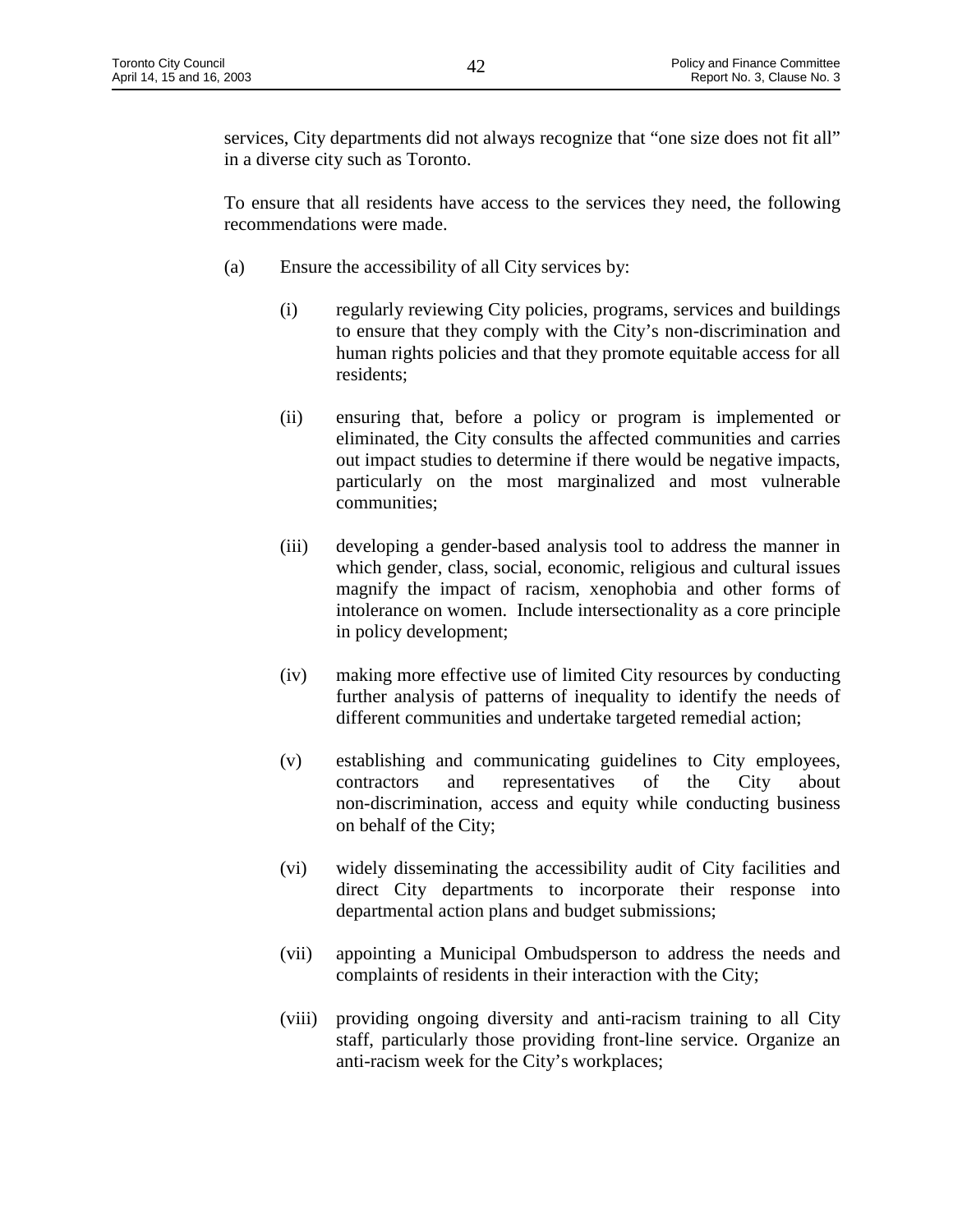services, City departments did not always recognize that "one size does not fit all" in a diverse city such as Toronto.

To ensure that all residents have access to the services they need, the following recommendations were made.

(a) Ensure the accessibility of all City services by:

(i) regularly reviewing City policies, programs, services and buildings to ensure that they comply with the City's non-discrimination and human rights policies and that they promote equitable access for all residents;

(ii) ensuring that, before a policy or program is implemented or eliminated, the City consults the affected communities and carries out impact studies to determine if there would be negative impacts, particularly on the most marginalized and most vulnerable communities;

(iii) developing a gender-based analysis tool to address the manner in which gender, class, social, economic, religious and cultural issues magnify the impact of racism, xenophobia and other forms of intolerance on women. Include intersectionality as a core principle in policy development;

(iv) making more effective use of limited City resources by conducting further analysis of patterns of inequality to identify the needs of different communities and undertake targeted remedial action;

(v) establishing and communicating guidelines to City employees, contractors and representatives of the City about non-discrimination, access and equity while conducting business on behalf of the City;

(vi) widely disseminating the accessibility audit of City facilities and direct City departments to incorporate their response into departmental action plans and budget submissions;

(vii) appointing a Municipal Ombudsperson to address the needs and complaints of residents in their interaction with the City;

(viii) providing ongoing diversity and anti-racism training to all City staff, particularly those providing front-line service. Organize an anti-racism week for the City's workplaces;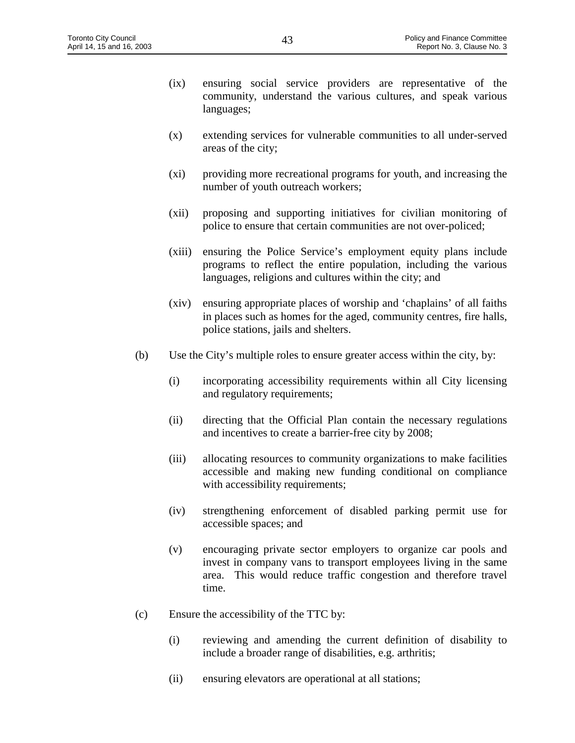(ix) ensuring social service providers are representative of the community, understand the various cultures, and speak various languages;

(x) extending services for vulnerable communities to all under-served areas of the city;

(xi) providing more recreational programs for youth, and increasing the number of youth outreach workers;

(xii) proposing and supporting initiatives for civilian monitoring of police to ensure that certain communities are not over-policed;

(xiii) ensuring the Police Service's employment equity plans include programs to reflect the entire population, including the various languages, religions and cultures within the city; and

(xiv) ensuring appropriate places of worship and 'chaplains' of all faiths in places such as homes for the aged, community centres, fire halls, police stations, jails and shelters.

(b) Use the City's multiple roles to ensure greater access within the city, by:

(i) incorporating accessibility requirements within all City licensing and regulatory requirements;

(ii) directing that the Official Plan contain the necessary regulations and incentives to create a barrier-free city by 2008;

(iii) allocating resources to community organizations to make facilities accessible and making new funding conditional on compliance with accessibility requirements;

(iv) strengthening enforcement of disabled parking permit use for accessible spaces; and

(v) encouraging private sector employers to organize car pools and invest in company vans to transport employees living in the same area. This would reduce traffic congestion and therefore travel time.

(c) Ensure the accessibility of the TTC by:

(i) reviewing and amending the current definition of disability to include a broader range of disabilities, e.g. arthritis;

(ii) ensuring elevators are operational at all stations;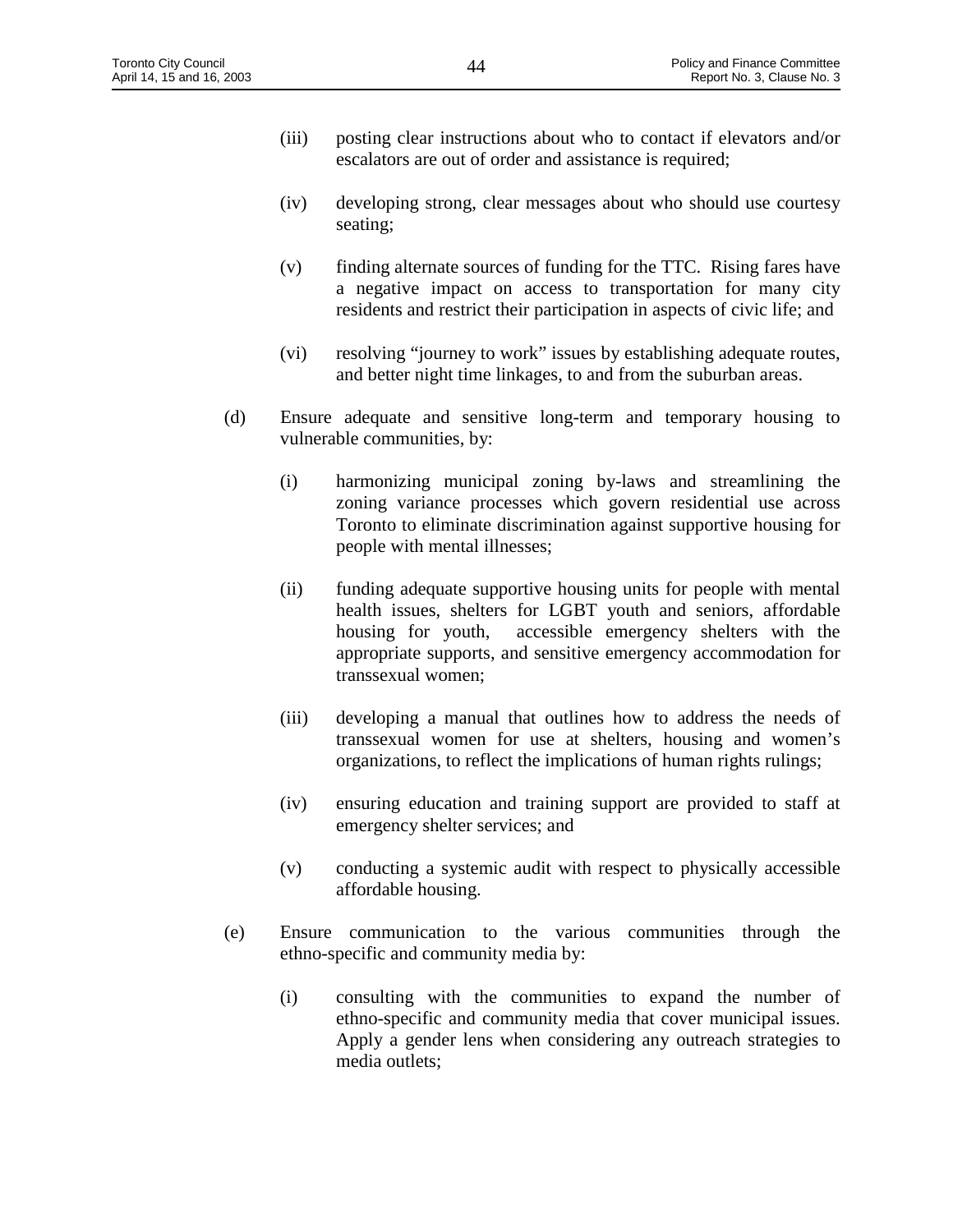(iii) posting clear instructions about who to contact if elevators and/or escalators are out of order and assistance is required;

(iv) developing strong, clear messages about who should use courtesy seating;

(v) finding alternate sources of funding for the TTC. Rising fares have a negative impact on access to transportation for many city residents and restrict their participation in aspects of civic life; and

(vi) resolving "journey to work" issues by establishing adequate routes, and better night time linkages, to and from the suburban areas.

(d) Ensure adequate and sensitive long-term and temporary housing to vulnerable communities, by:

(i) harmonizing municipal zoning by-laws and streamlining the zoning variance processes which govern residential use across Toronto to eliminate discrimination against supportive housing for people with mental illnesses;

(ii) funding adequate supportive housing units for people with mental health issues, shelters for LGBT youth and seniors, affordable housing for youth, accessible emergency shelters with the appropriate supports, and sensitive emergency accommodation for transsexual women;

(iii) developing a manual that outlines how to address the needs of transsexual women for use at shelters, housing and women's organizations, to reflect the implications of human rights rulings;

(iv) ensuring education and training support are provided to staff at emergency shelter services; and

(v) conducting a systemic audit with respect to physically accessible affordable housing.

(e) Ensure communication to the various communities through the ethno-specific and community media by:

(i) consulting with the communities to expand the number of ethno-specific and community media that cover municipal issues. Apply a gender lens when considering any outreach strategies to media outlets;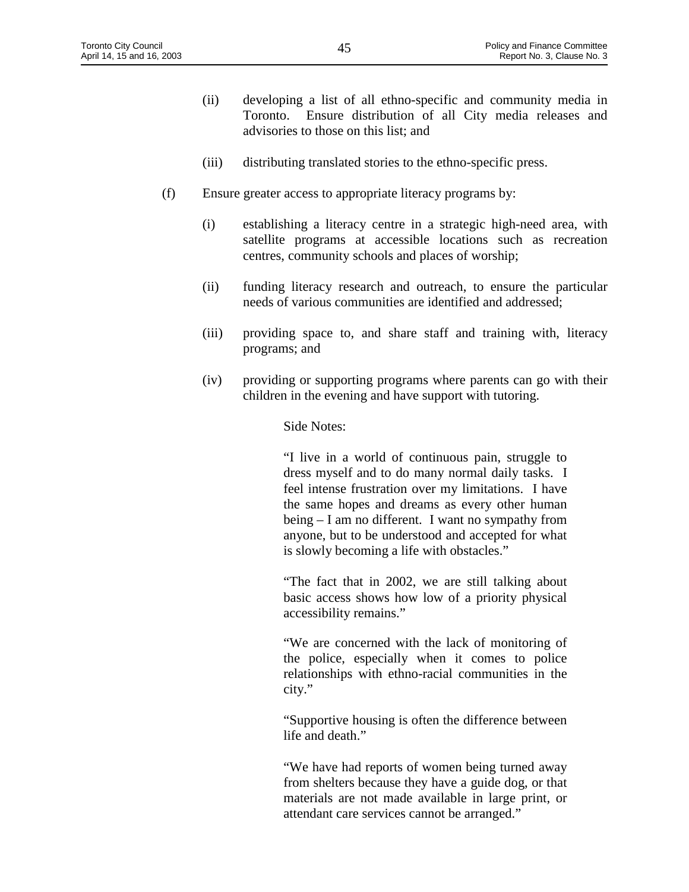(ii) developing a list of all ethno-specific and community media in Toronto. Ensure distribution of all City media releases and advisories to those on this list; and

(iii) distributing translated stories to the ethno-specific press.

(f) Ensure greater access to appropriate literacy programs by:

(i) establishing a literacy centre in a strategic high-need area, with satellite programs at accessible locations such as recreation centres, community schools and places of worship;

(ii) funding literacy research and outreach, to ensure the particular needs of various communities are identified and addressed;

(iii) providing space to, and share staff and training with, literacy programs; and

(iv) providing or supporting programs where parents can go with their children in the evening and have support with tutoring.

Side Notes:

"I live in a world of continuous pain, struggle to dress myself and to do many normal daily tasks. I feel intense frustration over my limitations. I have the same hopes and dreams as every other human being – I am no different. I want no sympathy from anyone, but to be understood and accepted for what is slowly becoming a life with obstacles."

"The fact that in 2002, we are still talking about basic access shows how low of a priority physical accessibility remains."

"We are concerned with the lack of monitoring of the police, especially when it comes to police relationships with ethno-racial communities in the city."

"Supportive housing is often the difference between life and death."

"We have had reports of women being turned away from shelters because they have a guide dog, or that materials are not made available in large print, or attendant care services cannot be arranged."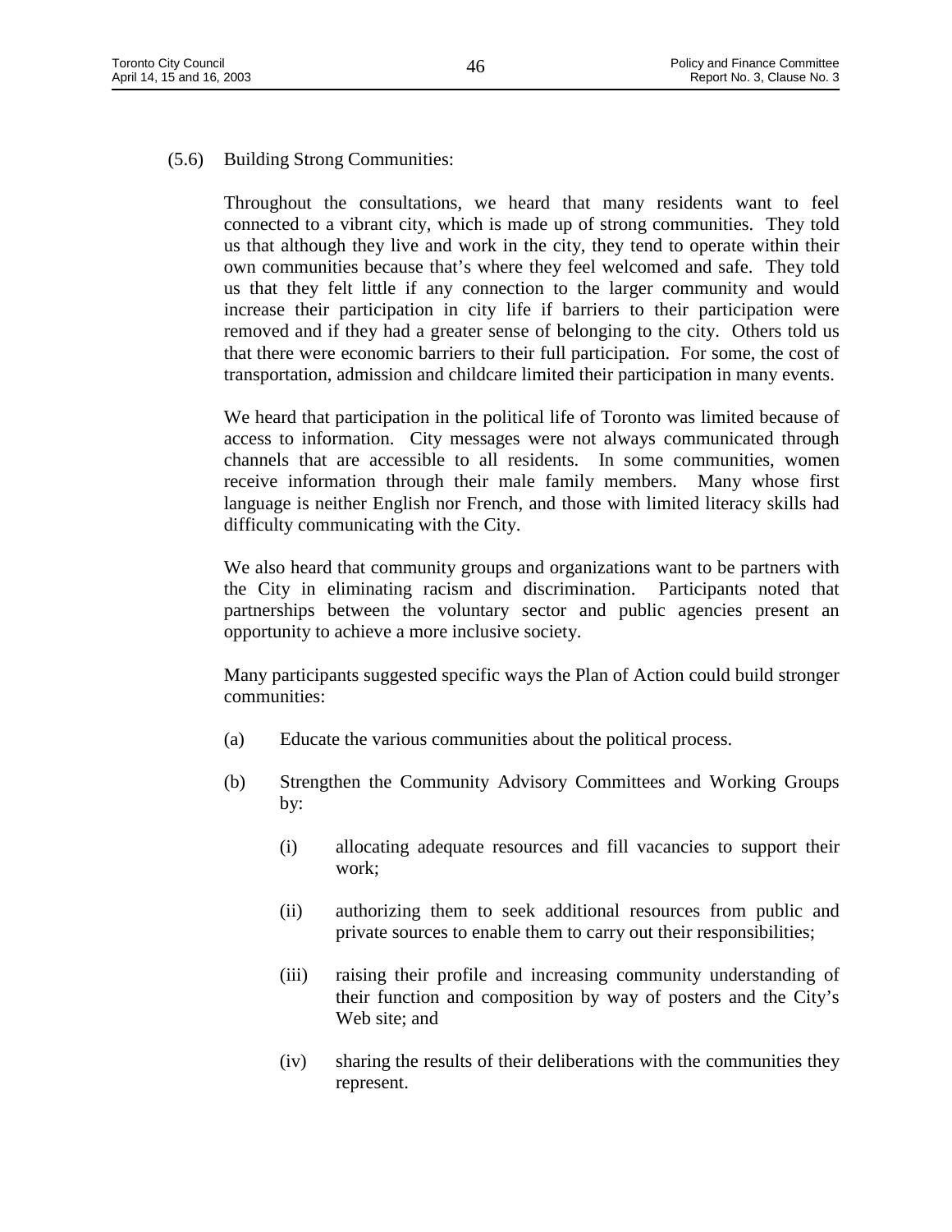(5.6) Building Strong Communities:

Throughout the consultations, we heard that many residents want to feel connected to a vibrant city, which is made up of strong communities. They told us that although they live and work in the city, they tend to operate within their own communities because that's where they feel welcomed and safe. They told us that they felt little if any connection to the larger community and would increase their participation in city life if barriers to their participation were removed and if they had a greater sense of belonging to the city. Others told us that there were economic barriers to their full participation. For some, the cost of transportation, admission and childcare limited their participation in many events.

We heard that participation in the political life of Toronto was limited because of access to information. City messages were not always communicated through channels that are accessible to all residents. In some communities, women receive information through their male family members. Many whose first language is neither English nor French, and those with limited literacy skills had difficulty communicating with the City.

We also heard that community groups and organizations want to be partners with the City in eliminating racism and discrimination. Participants noted that partnerships between the voluntary sector and public agencies present an opportunity to achieve a more inclusive society.

Many participants suggested specific ways the Plan of Action could build stronger communities:

(a) Educate the various communities about the political process.

(b) Strengthen the Community Advisory Committees and Working Groups by:

  (i) allocating adequate resources and fill vacancies to support their work;

  (ii) authorizing them to seek additional resources from public and private sources to enable them to carry out their responsibilities;

  (iii) raising their profile and increasing community understanding of their function and composition by way of posters and the City's Web site; and

  (iv) sharing the results of their deliberations with the communities they represent.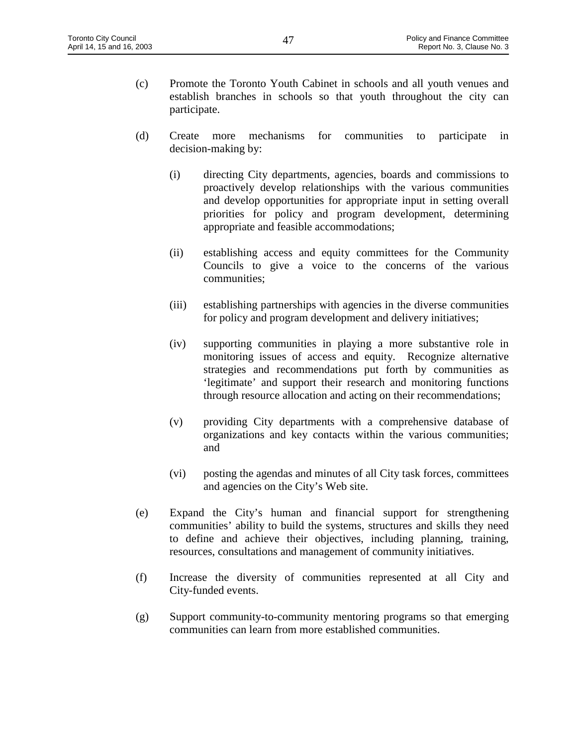(c) Promote the Toronto Youth Cabinet in schools and all youth venues and establish branches in schools so that youth throughout the city can participate.

(d) Create more mechanisms for communities to participate in decision-making by:

   (i) directing City departments, agencies, boards and commissions to proactively develop relationships with the various communities and develop opportunities for appropriate input in setting overall priorities for policy and program development, determining appropriate and feasible accommodations;

   (ii) establishing access and equity committees for the Community Councils to give a voice to the concerns of the various communities;

   (iii) establishing partnerships with agencies in the diverse communities for policy and program development and delivery initiatives;

   (iv) supporting communities in playing a more substantive role in monitoring issues of access and equity. Recognize alternative strategies and recommendations put forth by communities as 'legitimate' and support their research and monitoring functions through resource allocation and acting on their recommendations;

   (v) providing City departments with a comprehensive database of organizations and key contacts within the various communities; and

   (vi) posting the agendas and minutes of all City task forces, committees and agencies on the City's Web site.

(e) Expand the City's human and financial support for strengthening communities' ability to build the systems, structures and skills they need to define and achieve their objectives, including planning, training, resources, consultations and management of community initiatives.

(f) Increase the diversity of communities represented at all City and City-funded events.

(g) Support community-to-community mentoring programs so that emerging communities can learn from more established communities.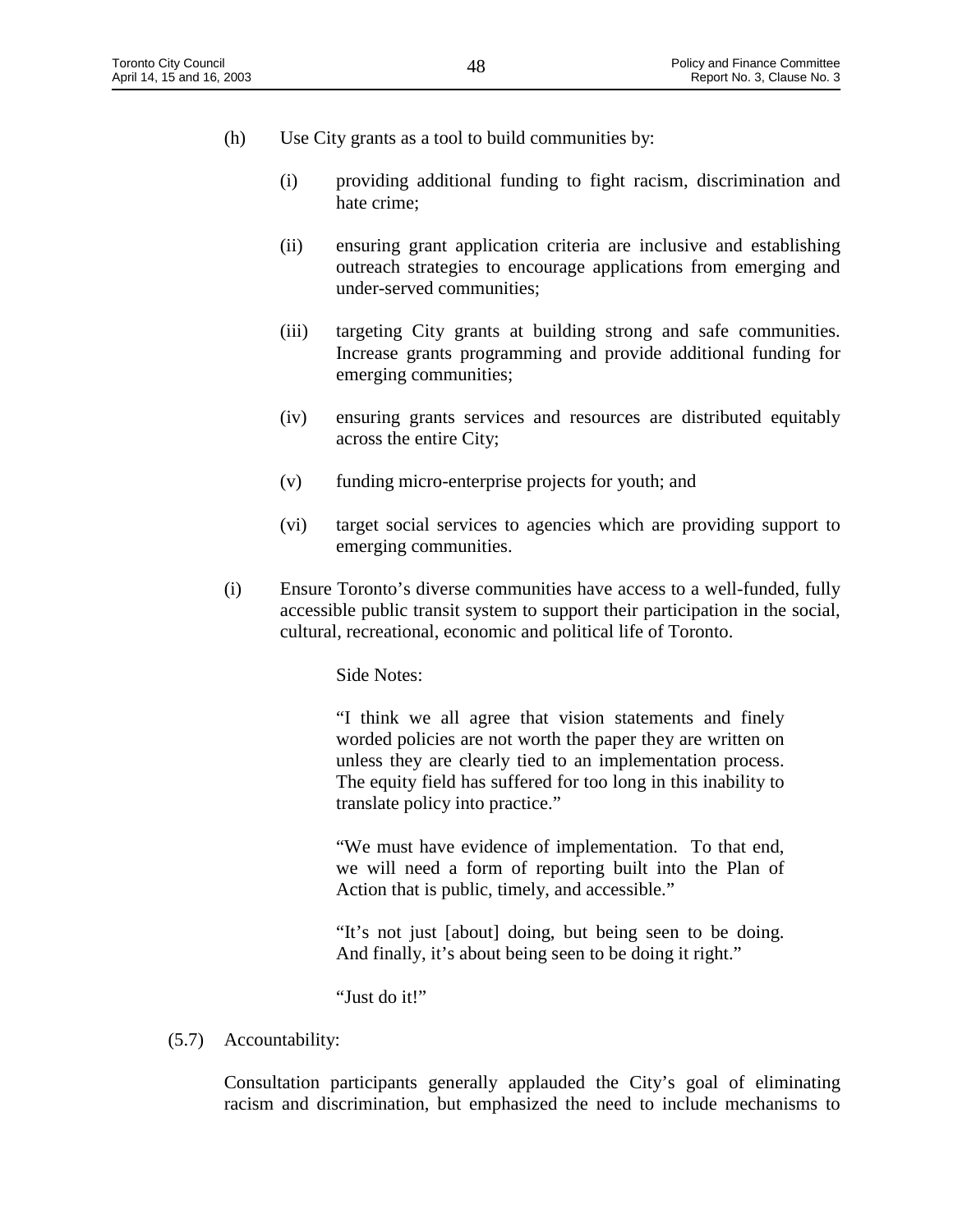(h) Use City grants as a tool to build communities by:

  (i) providing additional funding to fight racism, discrimination and hate crime;

  (ii) ensuring grant application criteria are inclusive and establishing outreach strategies to encourage applications from emerging and under-served communities;

  (iii) targeting City grants at building strong and safe communities. Increase grants programming and provide additional funding for emerging communities;

  (iv) ensuring grants services and resources are distributed equitably across the entire City;

  (v) funding micro-enterprise projects for youth; and

  (vi) target social services to agencies which are providing support to emerging communities.

(i) Ensure Toronto's diverse communities have access to a well-funded, fully accessible public transit system to support their participation in the social, cultural, recreational, economic and political life of Toronto.

> Side Notes:
>
> "I think we all agree that vision statements and finely worded policies are not worth the paper they are written on unless they are clearly tied to an implementation process. The equity field has suffered for too long in this inability to translate policy into practice."
>
> "We must have evidence of implementation. To that end, we will need a form of reporting built into the Plan of Action that is public, timely, and accessible."
>
> "It's not just [about] doing, but being seen to be doing. And finally, it's about being seen to be doing it right."
>
> "Just do it!"

(5.7) Accountability:

Consultation participants generally applauded the City's goal of eliminating racism and discrimination, but emphasized the need to include mechanisms to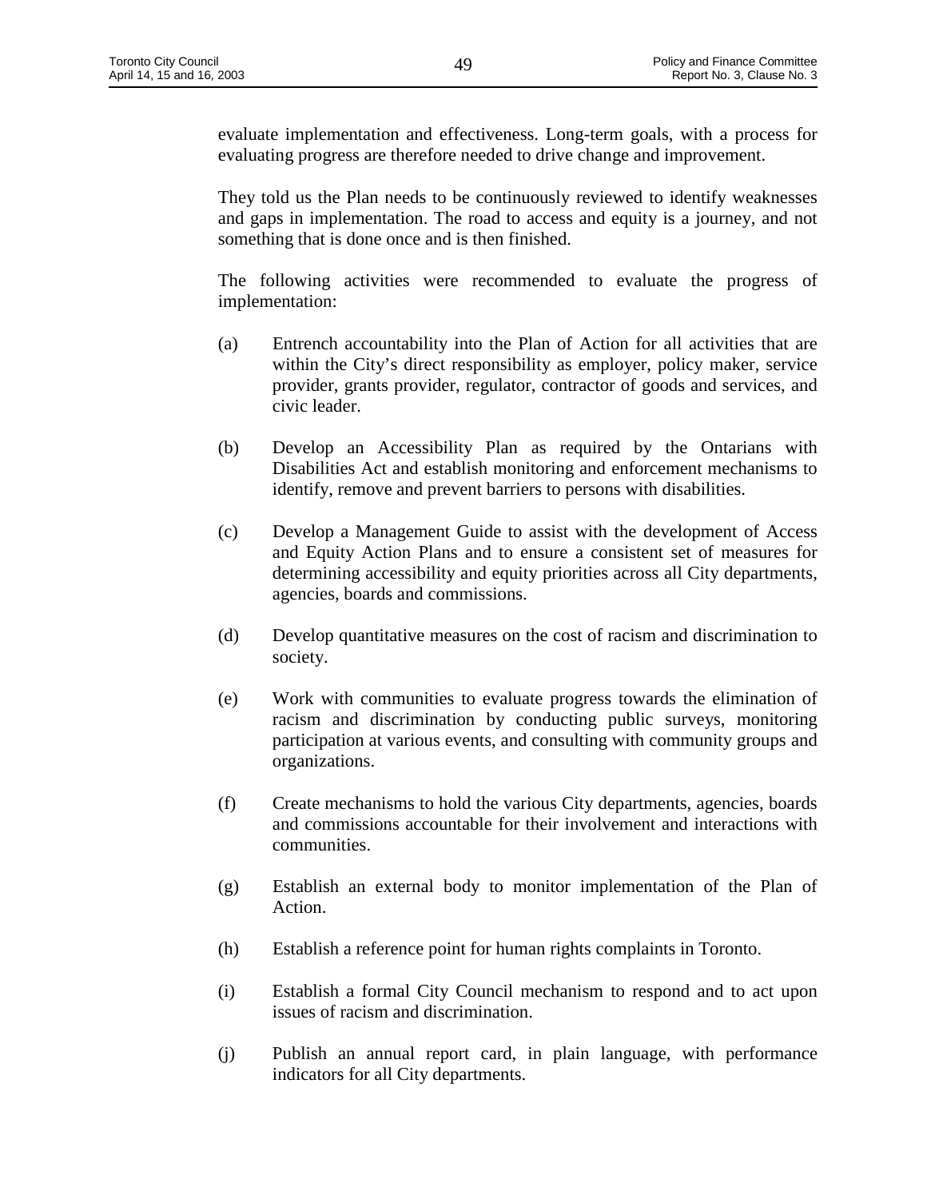evaluate implementation and effectiveness. Long-term goals, with a process for evaluating progress are therefore needed to drive change and improvement.

They told us the Plan needs to be continuously reviewed to identify weaknesses and gaps in implementation. The road to access and equity is a journey, and not something that is done once and is then finished.

The following activities were recommended to evaluate the progress of implementation:

(a) Entrench accountability into the Plan of Action for all activities that are within the City's direct responsibility as employer, policy maker, service provider, grants provider, regulator, contractor of goods and services, and civic leader.

(b) Develop an Accessibility Plan as required by the Ontarians with Disabilities Act and establish monitoring and enforcement mechanisms to identify, remove and prevent barriers to persons with disabilities.

(c) Develop a Management Guide to assist with the development of Access and Equity Action Plans and to ensure a consistent set of measures for determining accessibility and equity priorities across all City departments, agencies, boards and commissions.

(d) Develop quantitative measures on the cost of racism and discrimination to society.

(e) Work with communities to evaluate progress towards the elimination of racism and discrimination by conducting public surveys, monitoring participation at various events, and consulting with community groups and organizations.

(f) Create mechanisms to hold the various City departments, agencies, boards and commissions accountable for their involvement and interactions with communities.

(g) Establish an external body to monitor implementation of the Plan of Action.

(h) Establish a reference point for human rights complaints in Toronto.

(i) Establish a formal City Council mechanism to respond and to act upon issues of racism and discrimination.

(j) Publish an annual report card, in plain language, with performance indicators for all City departments.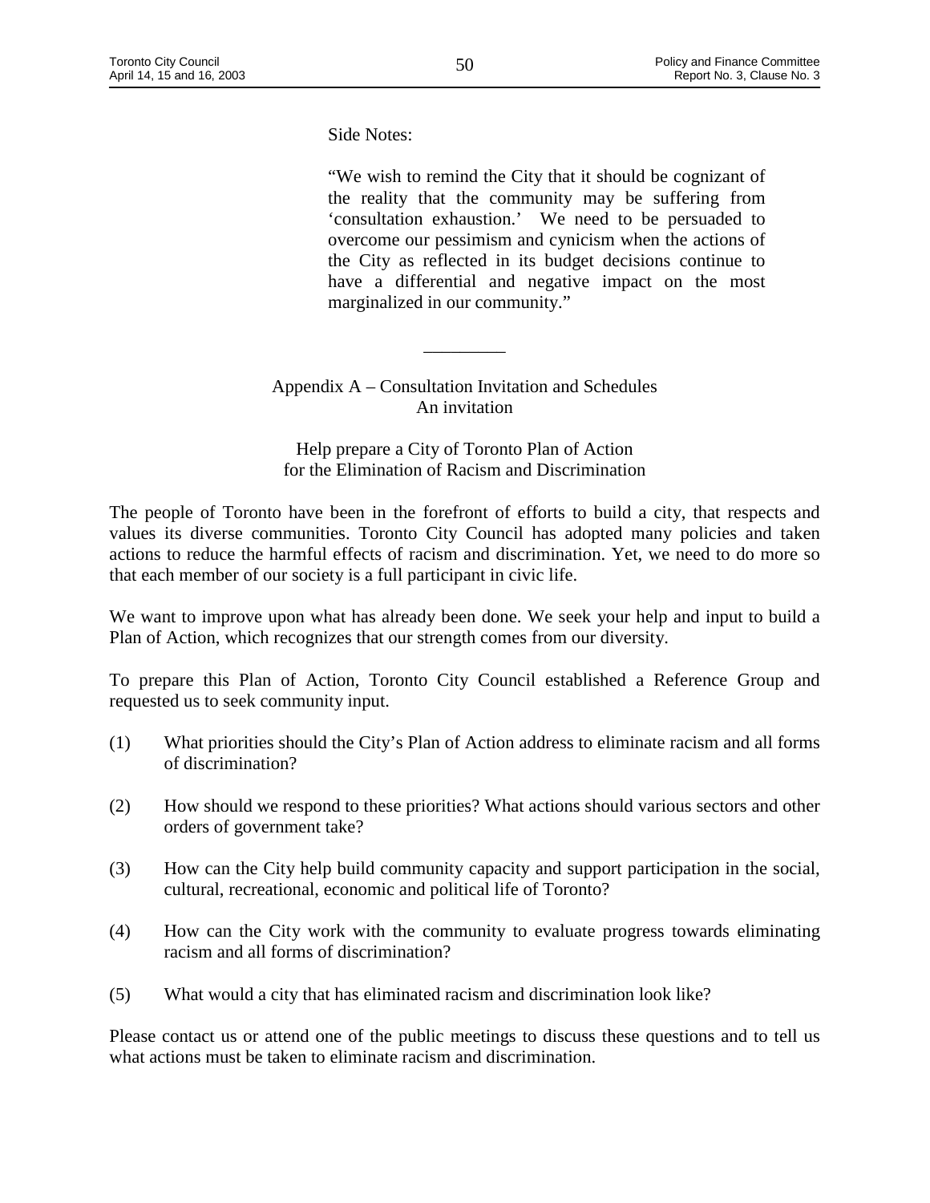Side Notes:

"We wish to remind the City that it should be cognizant of the reality that the community may be suffering from 'consultation exhaustion.' We need to be persuaded to overcome our pessimism and cynicism when the actions of the City as reflected in its budget decisions continue to have a differential and negative impact on the most marginalized in our community."

---

Appendix A – Consultation Invitation and Schedules
An invitation

Help prepare a City of Toronto Plan of Action
for the Elimination of Racism and Discrimination

The people of Toronto have been in the forefront of efforts to build a city, that respects and values its diverse communities. Toronto City Council has adopted many policies and taken actions to reduce the harmful effects of racism and discrimination. Yet, we need to do more so that each member of our society is a full participant in civic life.

We want to improve upon what has already been done. We seek your help and input to build a Plan of Action, which recognizes that our strength comes from our diversity.

To prepare this Plan of Action, Toronto City Council established a Reference Group and requested us to seek community input.

(1) What priorities should the City's Plan of Action address to eliminate racism and all forms of discrimination?

(2) How should we respond to these priorities? What actions should various sectors and other orders of government take?

(3) How can the City help build community capacity and support participation in the social, cultural, recreational, economic and political life of Toronto?

(4) How can the City work with the community to evaluate progress towards eliminating racism and all forms of discrimination?

(5) What would a city that has eliminated racism and discrimination look like?

Please contact us or attend one of the public meetings to discuss these questions and to tell us what actions must be taken to eliminate racism and discrimination.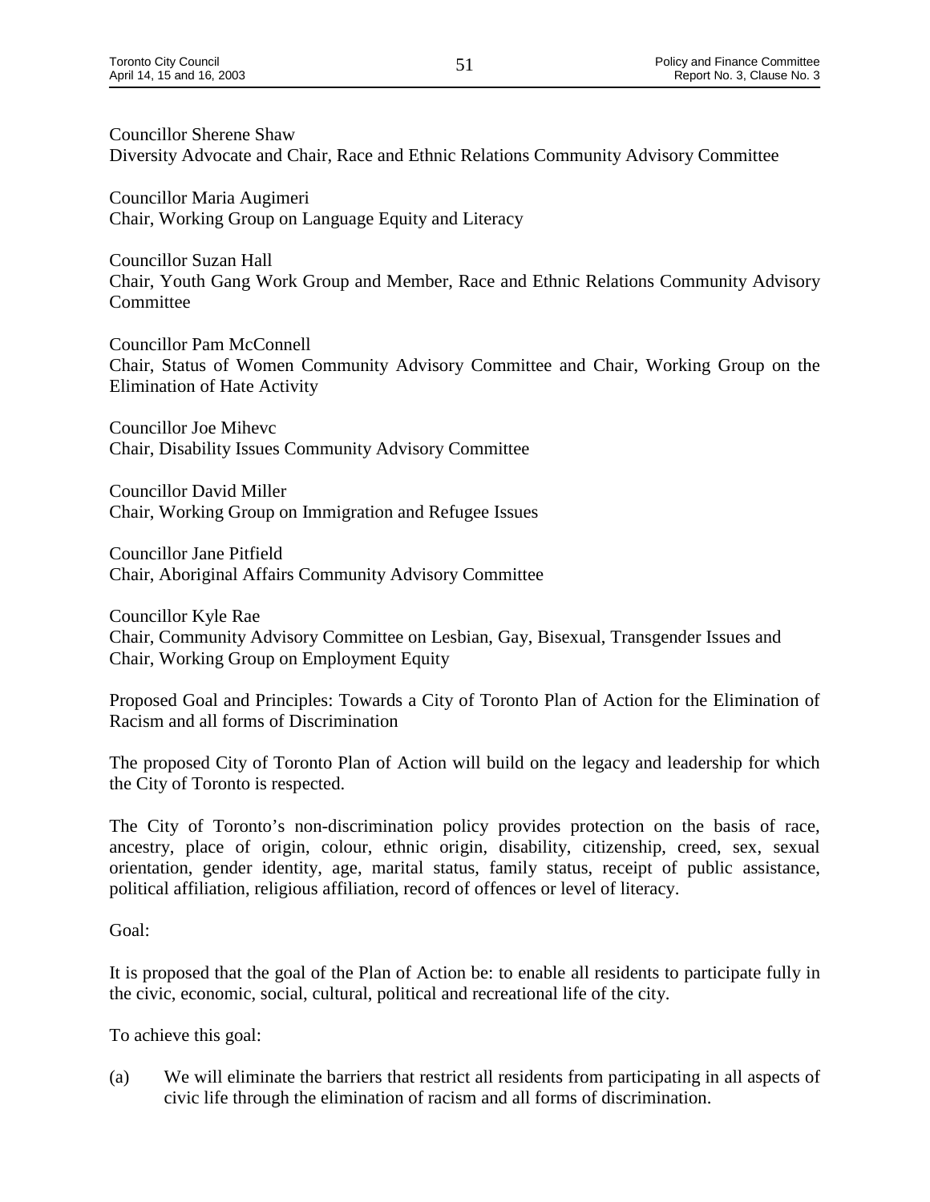Councillor Sherene Shaw
Diversity Advocate and Chair, Race and Ethnic Relations Community Advisory Committee

Councillor Maria Augimeri
Chair, Working Group on Language Equity and Literacy

Councillor Suzan Hall
Chair, Youth Gang Work Group and Member, Race and Ethnic Relations Community Advisory Committee

Councillor Pam McConnell
Chair, Status of Women Community Advisory Committee and Chair, Working Group on the Elimination of Hate Activity

Councillor Joe Mihevc
Chair, Disability Issues Community Advisory Committee

Councillor David Miller
Chair, Working Group on Immigration and Refugee Issues

Councillor Jane Pitfield
Chair, Aboriginal Affairs Community Advisory Committee

Councillor Kyle Rae
Chair, Community Advisory Committee on Lesbian, Gay, Bisexual, Transgender Issues and Chair, Working Group on Employment Equity

Proposed Goal and Principles: Towards a City of Toronto Plan of Action for the Elimination of Racism and all forms of Discrimination

The proposed City of Toronto Plan of Action will build on the legacy and leadership for which the City of Toronto is respected.

The City of Toronto's non-discrimination policy provides protection on the basis of race, ancestry, place of origin, colour, ethnic origin, disability, citizenship, creed, sex, sexual orientation, gender identity, age, marital status, family status, receipt of public assistance, political affiliation, religious affiliation, record of offences or level of literacy.

Goal:

It is proposed that the goal of the Plan of Action be: to enable all residents to participate fully in the civic, economic, social, cultural, political and recreational life of the city.

To achieve this goal:

(a) We will eliminate the barriers that restrict all residents from participating in all aspects of civic life through the elimination of racism and all forms of discrimination.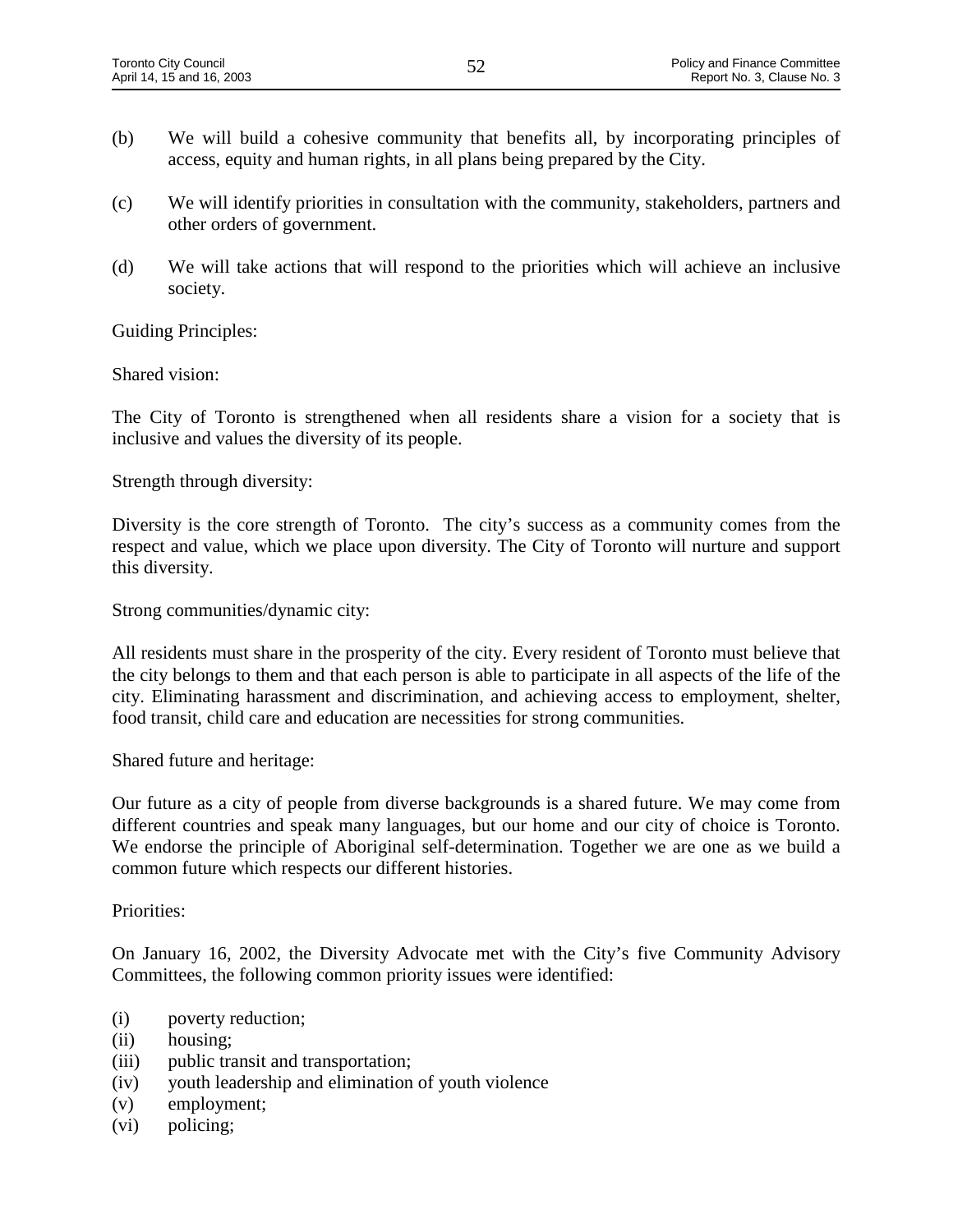(b) We will build a cohesive community that benefits all, by incorporating principles of access, equity and human rights, in all plans being prepared by the City.

(c) We will identify priorities in consultation with the community, stakeholders, partners and other orders of government.

(d) We will take actions that will respond to the priorities which will achieve an inclusive society.

Guiding Principles:

Shared vision:

The City of Toronto is strengthened when all residents share a vision for a society that is inclusive and values the diversity of its people.

Strength through diversity:

Diversity is the core strength of Toronto. The city's success as a community comes from the respect and value, which we place upon diversity. The City of Toronto will nurture and support this diversity.

Strong communities/dynamic city:

All residents must share in the prosperity of the city. Every resident of Toronto must believe that the city belongs to them and that each person is able to participate in all aspects of the life of the city. Eliminating harassment and discrimination, and achieving access to employment, shelter, food transit, child care and education are necessities for strong communities.

Shared future and heritage:

Our future as a city of people from diverse backgrounds is a shared future. We may come from different countries and speak many languages, but our home and our city of choice is Toronto. We endorse the principle of Aboriginal self-determination. Together we are one as we build a common future which respects our different histories.

Priorities:

On January 16, 2002, the Diversity Advocate met with the City's five Community Advisory Committees, the following common priority issues were identified:

(i) poverty reduction;
(ii) housing;
(iii) public transit and transportation;
(iv) youth leadership and elimination of youth violence
(v) employment;
(vi) policing;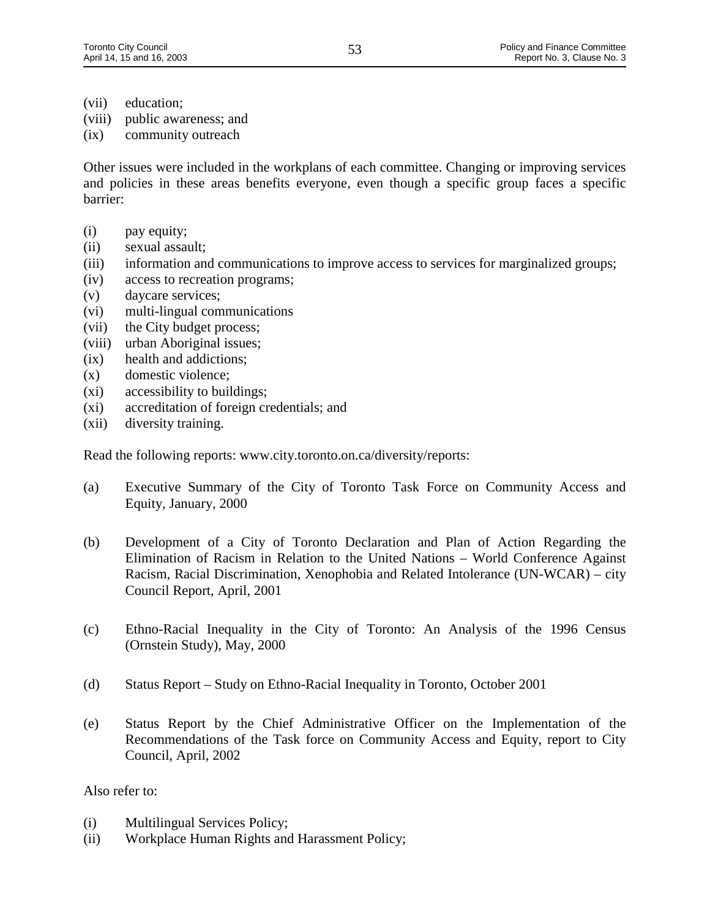(vii) education;
(viii) public awareness; and
(ix) community outreach

Other issues were included in the workplans of each committee. Changing or improving services and policies in these areas benefits everyone, even though a specific group faces a specific barrier:

(i) pay equity;
(ii) sexual assault;
(iii) information and communications to improve access to services for marginalized groups;
(iv) access to recreation programs;
(v) daycare services;
(vi) multi-lingual communications
(vii) the City budget process;
(viii) urban Aboriginal issues;
(ix) health and addictions;
(x) domestic violence;
(xi) accessibility to buildings;
(xi) accreditation of foreign credentials; and
(xii) diversity training.

Read the following reports: www.city.toronto.on.ca/diversity/reports:

(a) Executive Summary of the City of Toronto Task Force on Community Access and Equity, January, 2000

(b) Development of a City of Toronto Declaration and Plan of Action Regarding the Elimination of Racism in Relation to the United Nations – World Conference Against Racism, Racial Discrimination, Xenophobia and Related Intolerance (UN-WCAR) – city Council Report, April, 2001

(c) Ethno-Racial Inequality in the City of Toronto: An Analysis of the 1996 Census (Ornstein Study), May, 2000

(d) Status Report – Study on Ethno-Racial Inequality in Toronto, October 2001

(e) Status Report by the Chief Administrative Officer on the Implementation of the Recommendations of the Task force on Community Access and Equity, report to City Council, April, 2002

Also refer to:

(i) Multilingual Services Policy;
(ii) Workplace Human Rights and Harassment Policy;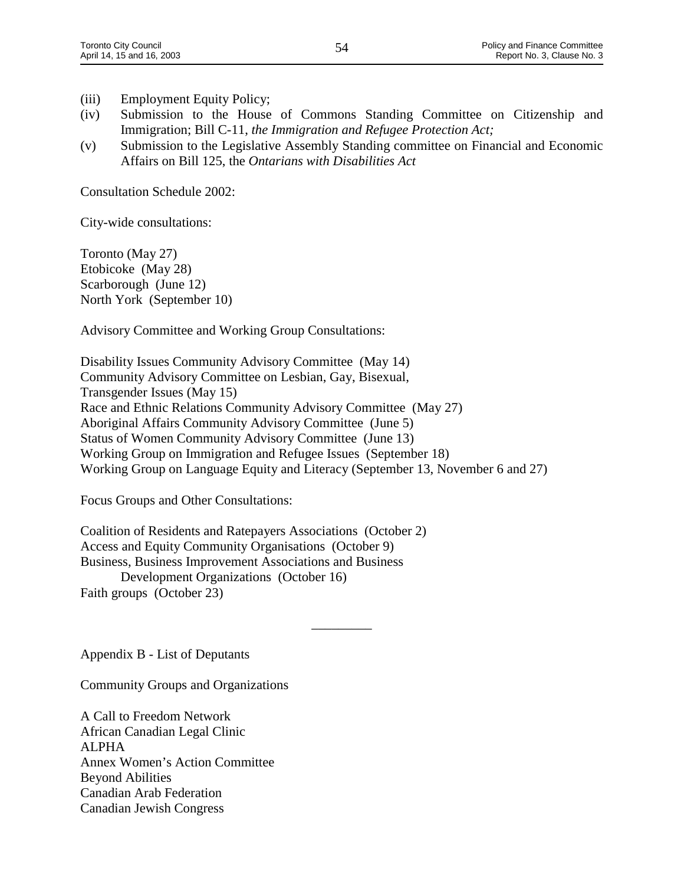(iii) Employment Equity Policy;

(iv) Submission to the House of Commons Standing Committee on Citizenship and Immigration; Bill C-11, *the Immigration and Refugee Protection Act;*

(v) Submission to the Legislative Assembly Standing committee on Financial and Economic Affairs on Bill 125, the *Ontarians with Disabilities Act*

Consultation Schedule 2002:

City-wide consultations:

Toronto (May 27)
Etobicoke (May 28)
Scarborough (June 12)
North York (September 10)

Advisory Committee and Working Group Consultations:

Disability Issues Community Advisory Committee (May 14)
Community Advisory Committee on Lesbian, Gay, Bisexual, Transgender Issues (May 15)
Race and Ethnic Relations Community Advisory Committee (May 27)
Aboriginal Affairs Community Advisory Committee (June 5)
Status of Women Community Advisory Committee (June 13)
Working Group on Immigration and Refugee Issues (September 18)
Working Group on Language Equity and Literacy (September 13, November 6 and 27)

Focus Groups and Other Consultations:

Coalition of Residents and Ratepayers Associations (October 2)
Access and Equity Community Organisations (October 9)
Business, Business Improvement Associations and Business Development Organizations (October 16)
Faith groups (October 23)

---

Appendix B - List of Deputants

Community Groups and Organizations

A Call to Freedom Network
African Canadian Legal Clinic
ALPHA
Annex Women's Action Committee
Beyond Abilities
Canadian Arab Federation
Canadian Jewish Congress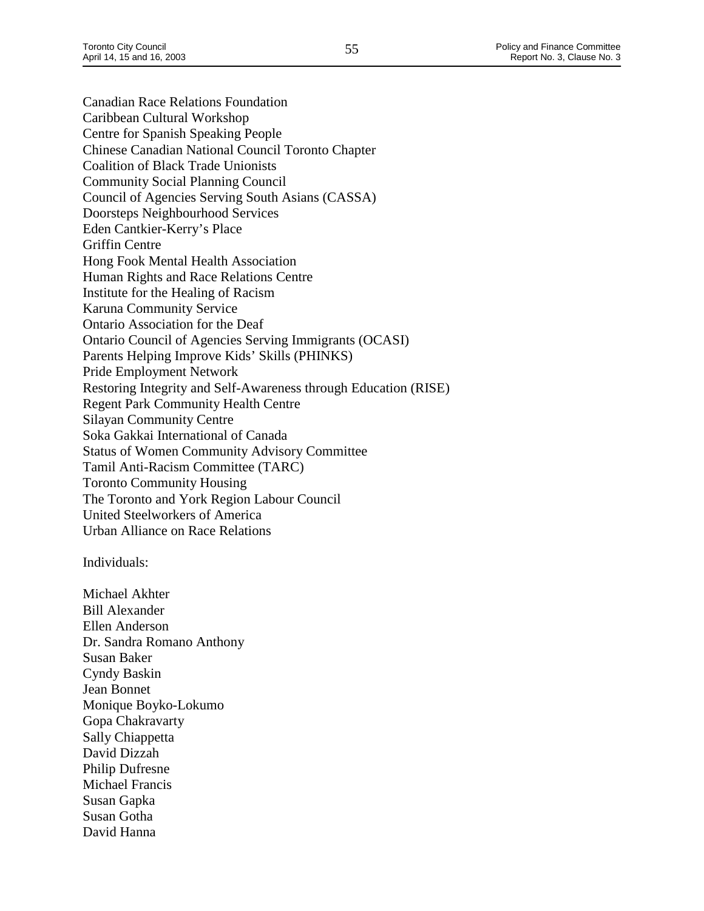Canadian Race Relations Foundation
Caribbean Cultural Workshop
Centre for Spanish Speaking People
Chinese Canadian National Council Toronto Chapter
Coalition of Black Trade Unionists
Community Social Planning Council
Council of Agencies Serving South Asians (CASSA)
Doorsteps Neighbourhood Services
Eden Cantkier-Kerry's Place
Griffin Centre
Hong Fook Mental Health Association
Human Rights and Race Relations Centre
Institute for the Healing of Racism
Karuna Community Service
Ontario Association for the Deaf
Ontario Council of Agencies Serving Immigrants (OCASI)
Parents Helping Improve Kids' Skills (PHINKS)
Pride Employment Network
Restoring Integrity and Self-Awareness through Education (RISE)
Regent Park Community Health Centre
Silayan Community Centre
Soka Gakkai International of Canada
Status of Women Community Advisory Committee
Tamil Anti-Racism Committee (TARC)
Toronto Community Housing
The Toronto and York Region Labour Council
United Steelworkers of America
Urban Alliance on Race Relations

Individuals:

Michael Akhter
Bill Alexander
Ellen Anderson
Dr. Sandra Romano Anthony
Susan Baker
Cyndy Baskin
Jean Bonnet
Monique Boyko-Lokumo
Gopa Chakravarty
Sally Chiappetta
David Dizzah
Philip Dufresne
Michael Francis
Susan Gapka
Susan Gotha
David Hanna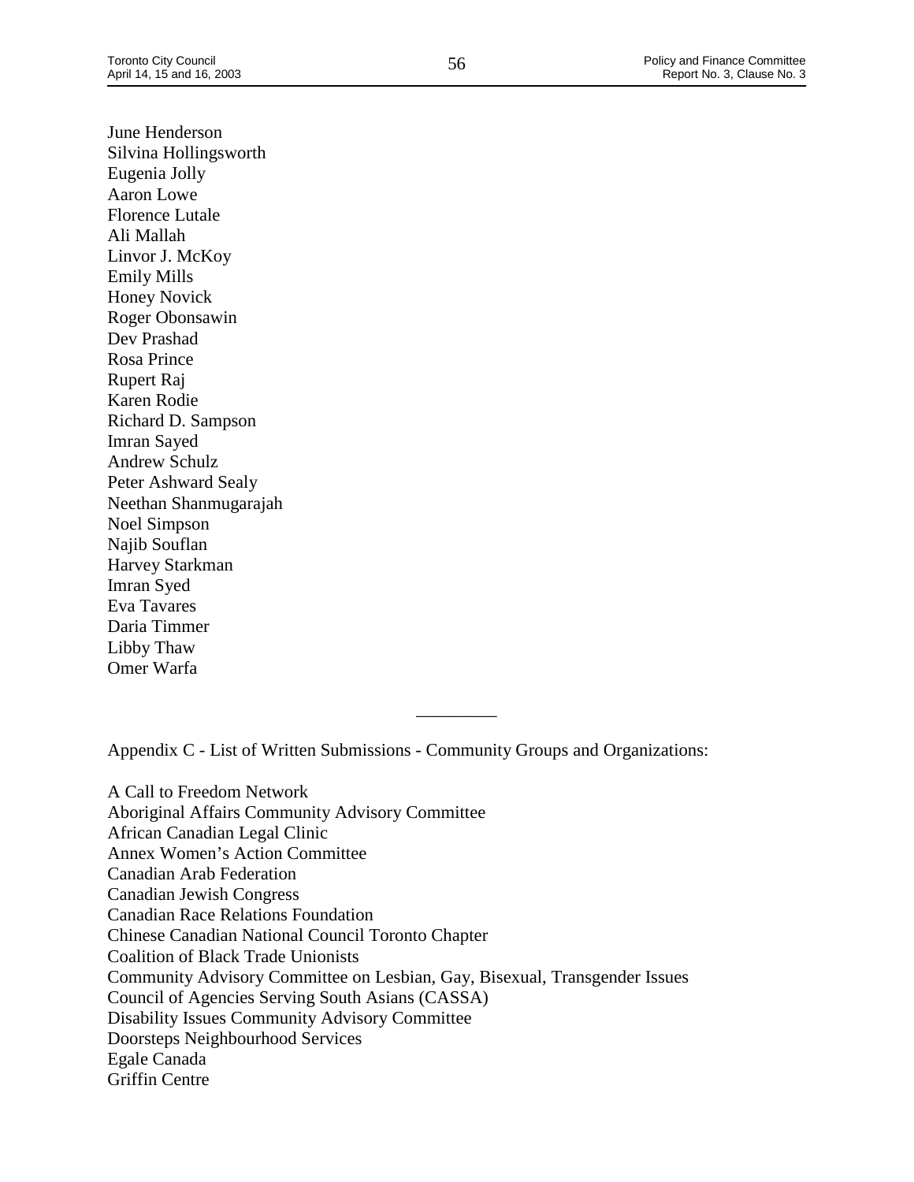June Henderson
Silvina Hollingsworth
Eugenia Jolly
Aaron Lowe
Florence Lutale
Ali Mallah
Linvor J. McKoy
Emily Mills
Honey Novick
Roger Obonsawin
Dev Prashad
Rosa Prince
Rupert Raj
Karen Rodie
Richard D. Sampson
Imran Sayed
Andrew Schulz
Peter Ashward Sealy
Neethan Shanmugarajah
Noel Simpson
Najib Souflan
Harvey Starkman
Imran Syed
Eva Tavares
Daria Timmer
Libby Thaw
Omer Warfa

---

Appendix C - List of Written Submissions - Community Groups and Organizations:

A Call to Freedom Network
Aboriginal Affairs Community Advisory Committee
African Canadian Legal Clinic
Annex Women's Action Committee
Canadian Arab Federation
Canadian Jewish Congress
Canadian Race Relations Foundation
Chinese Canadian National Council Toronto Chapter
Coalition of Black Trade Unionists
Community Advisory Committee on Lesbian, Gay, Bisexual, Transgender Issues
Council of Agencies Serving South Asians (CASSA)
Disability Issues Community Advisory Committee
Doorsteps Neighbourhood Services
Egale Canada
Griffin Centre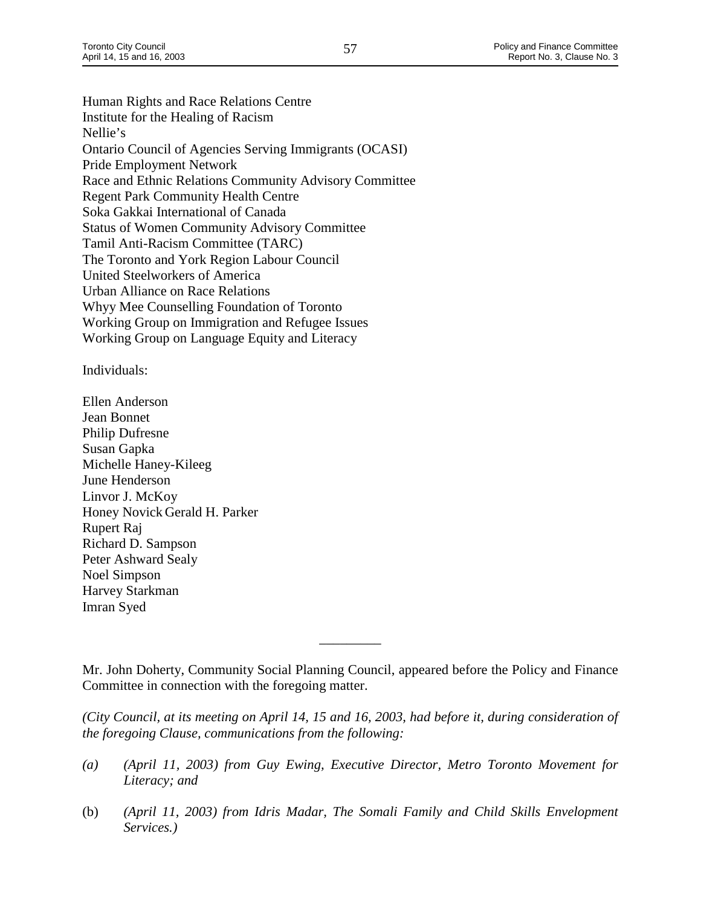Human Rights and Race Relations Centre
Institute for the Healing of Racism
Nellie's
Ontario Council of Agencies Serving Immigrants (OCASI)
Pride Employment Network
Race and Ethnic Relations Community Advisory Committee
Regent Park Community Health Centre
Soka Gakkai International of Canada
Status of Women Community Advisory Committee
Tamil Anti-Racism Committee (TARC)
The Toronto and York Region Labour Council
United Steelworkers of America
Urban Alliance on Race Relations
Whyy Mee Counselling Foundation of Toronto
Working Group on Immigration and Refugee Issues
Working Group on Language Equity and Literacy

Individuals:

Ellen Anderson
Jean Bonnet
Philip Dufresne
Susan Gapka
Michelle Haney-Kileeg
June Henderson
Linvor J. McKoy
Honey Novick Gerald H. Parker
Rupert Raj
Richard D. Sampson
Peter Ashward Sealy
Noel Simpson
Harvey Starkman
Imran Syed

---

Mr. John Doherty, Community Social Planning Council, appeared before the Policy and Finance Committee in connection with the foregoing matter.

*(City Council, at its meeting on April 14, 15 and 16, 2003, had before it, during consideration of the foregoing Clause, communications from the following:*

*(a) (April 11, 2003) from Guy Ewing, Executive Director, Metro Toronto Movement for Literacy; and*

(b) *(April 11, 2003) from Idris Madar, The Somali Family and Child Skills Envelopment Services.)*